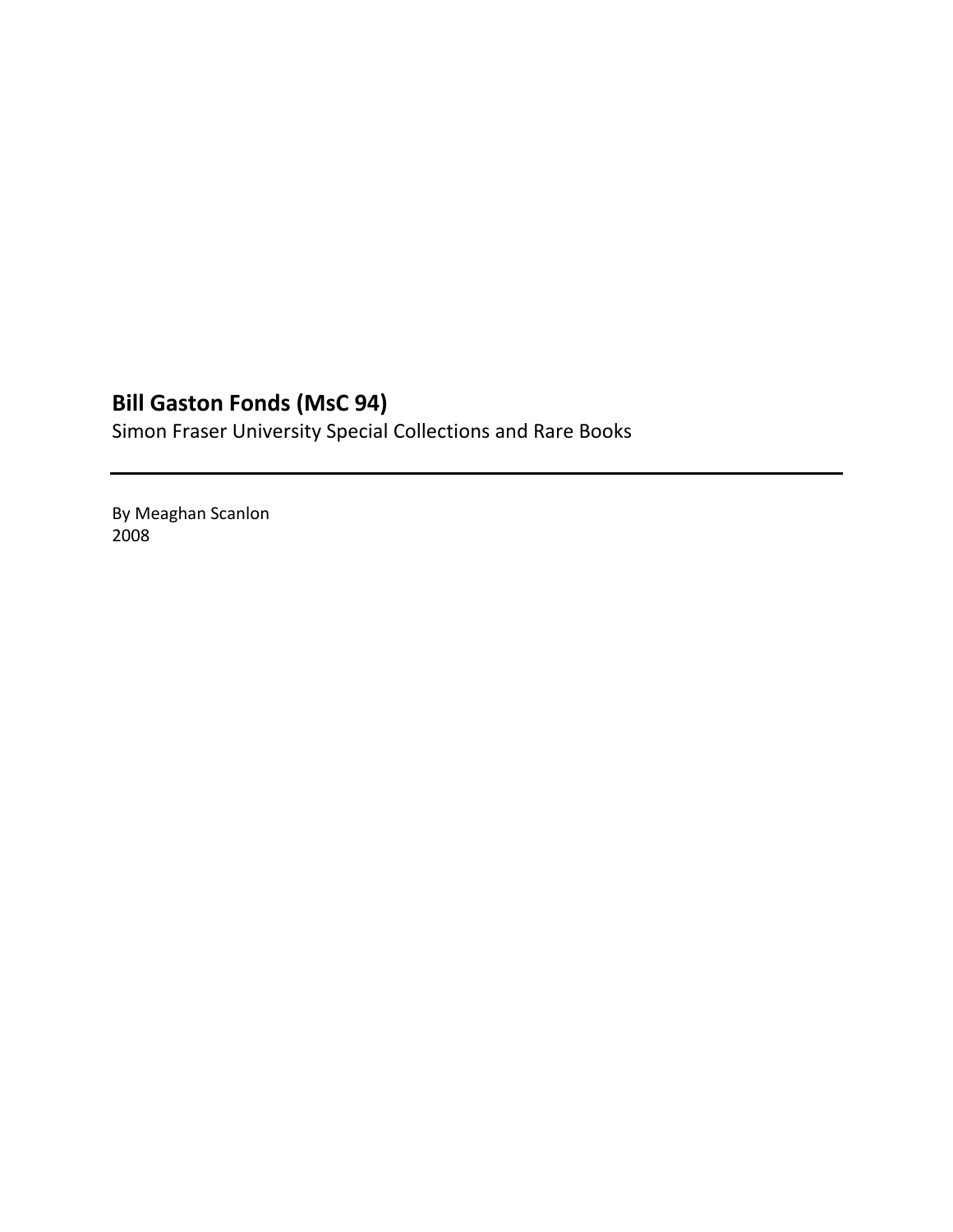# Bill Gaston Fonds (MsC 94)

Simon Fraser University Special Collections and Rare Books

---

By Meaghan Scanlon
2008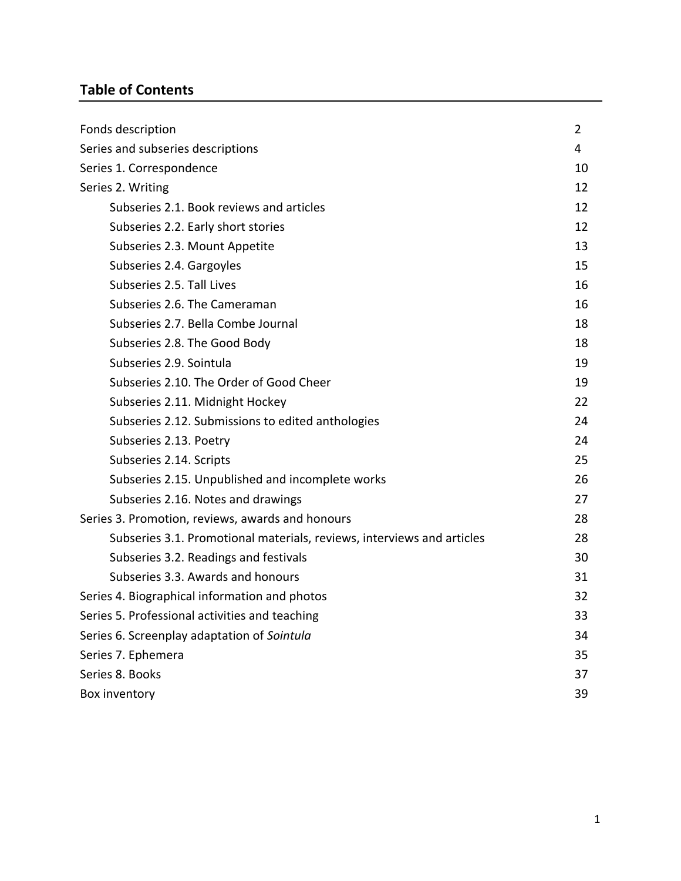## Table of Contents

| | |
|---|---|
| Fonds description | 2 |
| Series and subseries descriptions | 4 |
| Series 1. Correspondence | 10 |
| Series 2. Writing | 12 |
| Subseries 2.1. Book reviews and articles | 12 |
| Subseries 2.2. Early short stories | 12 |
| Subseries 2.3. Mount Appetite | 13 |
| Subseries 2.4. Gargoyles | 15 |
| Subseries 2.5. Tall Lives | 16 |
| Subseries 2.6. The Cameraman | 16 |
| Subseries 2.7. Bella Combe Journal | 18 |
| Subseries 2.8. The Good Body | 18 |
| Subseries 2.9. Sointula | 19 |
| Subseries 2.10. The Order of Good Cheer | 19 |
| Subseries 2.11. Midnight Hockey | 22 |
| Subseries 2.12. Submissions to edited anthologies | 24 |
| Subseries 2.13. Poetry | 24 |
| Subseries 2.14. Scripts | 25 |
| Subseries 2.15. Unpublished and incomplete works | 26 |
| Subseries 2.16. Notes and drawings | 27 |
| Series 3. Promotion, reviews, awards and honours | 28 |
| Subseries 3.1. Promotional materials, reviews, interviews and articles | 28 |
| Subseries 3.2. Readings and festivals | 30 |
| Subseries 3.3. Awards and honours | 31 |
| Series 4. Biographical information and photos | 32 |
| Series 5. Professional activities and teaching | 33 |
| Series 6. Screenplay adaptation of *Sointula* | 34 |
| Series 7. Ephemera | 35 |
| Series 8. Books | 37 |
| Box inventory | 39 |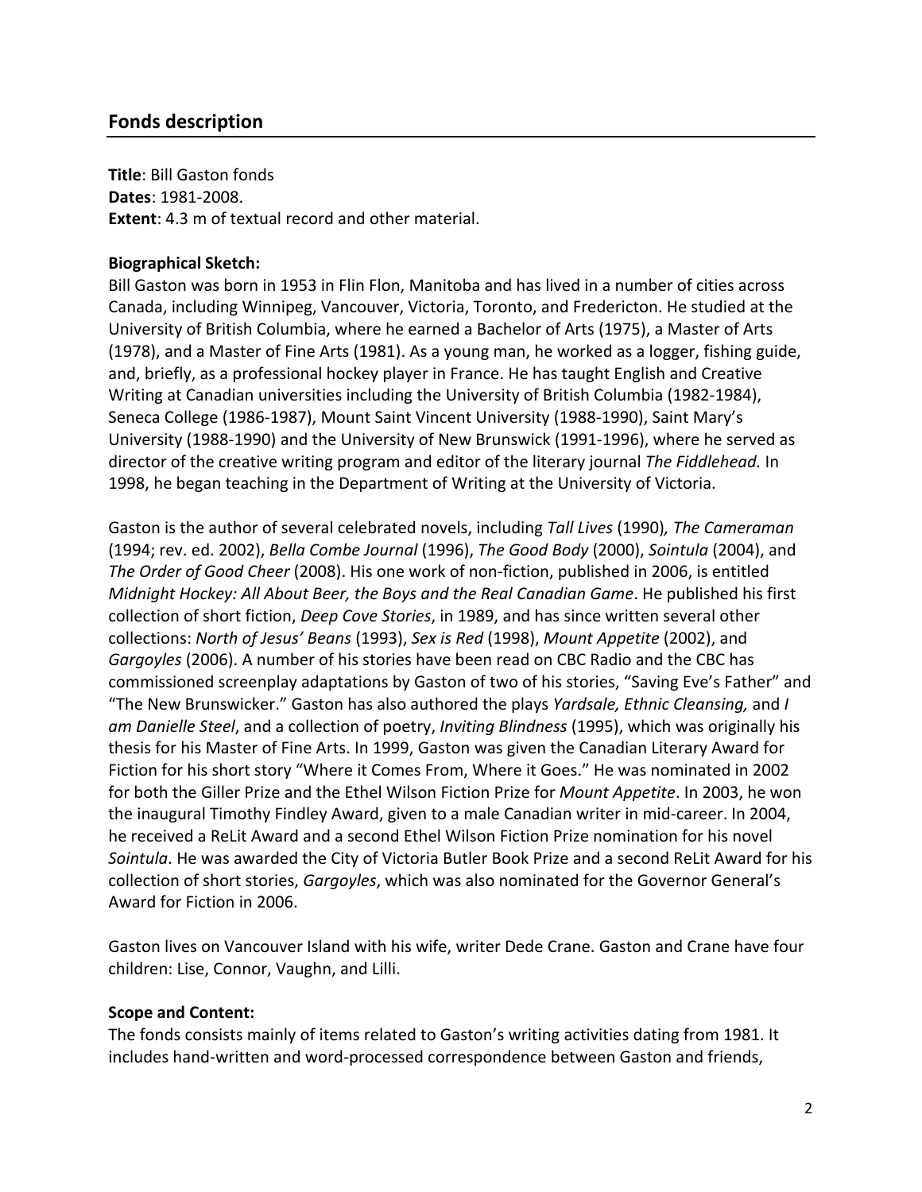## Fonds description

**Title**: Bill Gaston fonds
**Dates**: 1981-2008.
**Extent**: 4.3 m of textual record and other material.

**Biographical Sketch:**
Bill Gaston was born in 1953 in Flin Flon, Manitoba and has lived in a number of cities across Canada, including Winnipeg, Vancouver, Victoria, Toronto, and Fredericton. He studied at the University of British Columbia, where he earned a Bachelor of Arts (1975), a Master of Arts (1978), and a Master of Fine Arts (1981). As a young man, he worked as a logger, fishing guide, and, briefly, as a professional hockey player in France. He has taught English and Creative Writing at Canadian universities including the University of British Columbia (1982-1984), Seneca College (1986-1987), Mount Saint Vincent University (1988-1990), Saint Mary's University (1988-1990) and the University of New Brunswick (1991-1996), where he served as director of the creative writing program and editor of the literary journal *The Fiddlehead.* In 1998, he began teaching in the Department of Writing at the University of Victoria.

Gaston is the author of several celebrated novels, including *Tall Lives* (1990)*, The Cameraman* (1994; rev. ed. 2002), *Bella Combe Journal* (1996), *The Good Body* (2000), *Sointula* (2004), and *The Order of Good Cheer* (2008). His one work of non-fiction, published in 2006, is entitled *Midnight Hockey: All About Beer, the Boys and the Real Canadian Game*. He published his first collection of short fiction, *Deep Cove Stories*, in 1989, and has since written several other collections: *North of Jesus' Beans* (1993), *Sex is Red* (1998), *Mount Appetite* (2002), and *Gargoyles* (2006). A number of his stories have been read on CBC Radio and the CBC has commissioned screenplay adaptations by Gaston of two of his stories, "Saving Eve's Father" and "The New Brunswicker." Gaston has also authored the plays *Yardsale, Ethnic Cleansing,* and *I am Danielle Steel*, and a collection of poetry, *Inviting Blindness* (1995), which was originally his thesis for his Master of Fine Arts. In 1999, Gaston was given the Canadian Literary Award for Fiction for his short story "Where it Comes From, Where it Goes." He was nominated in 2002 for both the Giller Prize and the Ethel Wilson Fiction Prize for *Mount Appetite*. In 2003, he won the inaugural Timothy Findley Award, given to a male Canadian writer in mid-career. In 2004, he received a ReLit Award and a second Ethel Wilson Fiction Prize nomination for his novel *Sointula*. He was awarded the City of Victoria Butler Book Prize and a second ReLit Award for his collection of short stories, *Gargoyles*, which was also nominated for the Governor General's Award for Fiction in 2006.

Gaston lives on Vancouver Island with his wife, writer Dede Crane. Gaston and Crane have four children: Lise, Connor, Vaughn, and Lilli.

**Scope and Content:**
The fonds consists mainly of items related to Gaston's writing activities dating from 1981. It includes hand-written and word-processed correspondence between Gaston and friends,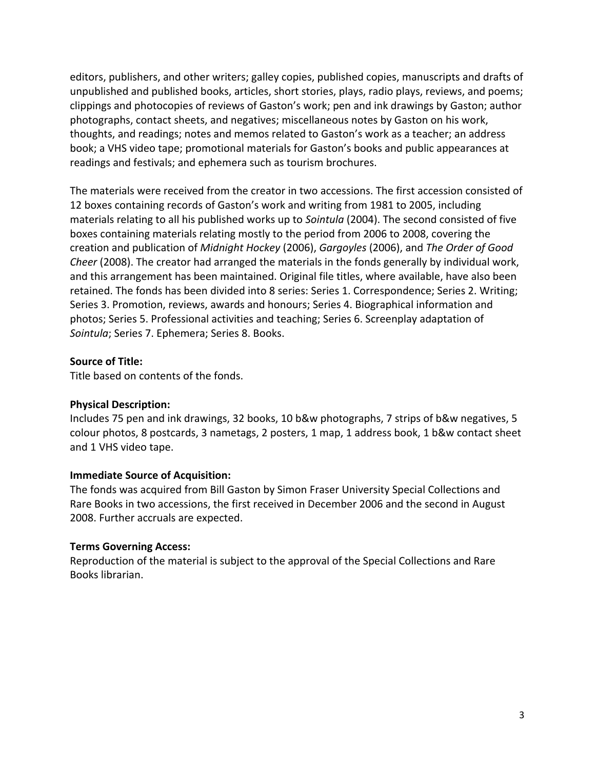editors, publishers, and other writers; galley copies, published copies, manuscripts and drafts of unpublished and published books, articles, short stories, plays, radio plays, reviews, and poems; clippings and photocopies of reviews of Gaston's work; pen and ink drawings by Gaston; author photographs, contact sheets, and negatives; miscellaneous notes by Gaston on his work, thoughts, and readings; notes and memos related to Gaston's work as a teacher; an address book; a VHS video tape; promotional materials for Gaston's books and public appearances at readings and festivals; and ephemera such as tourism brochures.

The materials were received from the creator in two accessions. The first accession consisted of 12 boxes containing records of Gaston's work and writing from 1981 to 2005, including materials relating to all his published works up to *Sointula* (2004). The second consisted of five boxes containing materials relating mostly to the period from 2006 to 2008, covering the creation and publication of *Midnight Hockey* (2006), *Gargoyles* (2006), and *The Order of Good Cheer* (2008). The creator had arranged the materials in the fonds generally by individual work, and this arrangement has been maintained. Original file titles, where available, have also been retained. The fonds has been divided into 8 series: Series 1. Correspondence; Series 2. Writing; Series 3. Promotion, reviews, awards and honours; Series 4. Biographical information and photos; Series 5. Professional activities and teaching; Series 6. Screenplay adaptation of *Sointula*; Series 7. Ephemera; Series 8. Books.

**Source of Title:**
Title based on contents of the fonds.

**Physical Description:**
Includes 75 pen and ink drawings, 32 books, 10 b&w photographs, 7 strips of b&w negatives, 5 colour photos, 8 postcards, 3 nametags, 2 posters, 1 map, 1 address book, 1 b&w contact sheet and 1 VHS video tape.

**Immediate Source of Acquisition:**
The fonds was acquired from Bill Gaston by Simon Fraser University Special Collections and Rare Books in two accessions, the first received in December 2006 and the second in August 2008. Further accruals are expected.

**Terms Governing Access:**
Reproduction of the material is subject to the approval of the Special Collections and Rare Books librarian.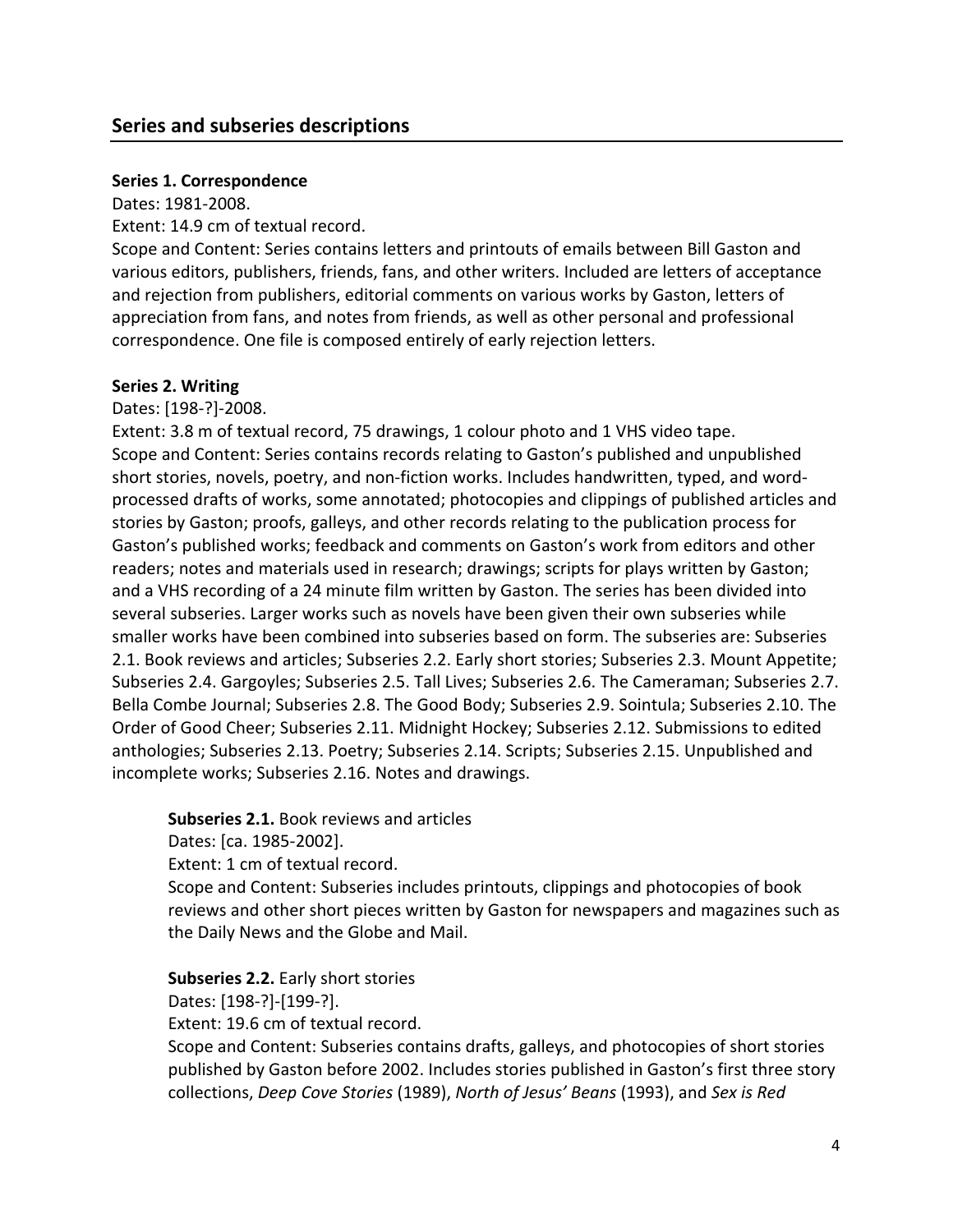## Series and subseries descriptions

**Series 1. Correspondence**

Dates: 1981-2008.

Extent: 14.9 cm of textual record.

Scope and Content: Series contains letters and printouts of emails between Bill Gaston and various editors, publishers, friends, fans, and other writers. Included are letters of acceptance and rejection from publishers, editorial comments on various works by Gaston, letters of appreciation from fans, and notes from friends, as well as other personal and professional correspondence. One file is composed entirely of early rejection letters.

**Series 2. Writing**

Dates: [198-?]-2008.

Extent: 3.8 m of textual record, 75 drawings, 1 colour photo and 1 VHS video tape.

Scope and Content: Series contains records relating to Gaston's published and unpublished short stories, novels, poetry, and non-fiction works. Includes handwritten, typed, and word-processed drafts of works, some annotated; photocopies and clippings of published articles and stories by Gaston; proofs, galleys, and other records relating to the publication process for Gaston's published works; feedback and comments on Gaston's work from editors and other readers; notes and materials used in research; drawings; scripts for plays written by Gaston; and a VHS recording of a 24 minute film written by Gaston. The series has been divided into several subseries. Larger works such as novels have been given their own subseries while smaller works have been combined into subseries based on form. The subseries are: Subseries 2.1. Book reviews and articles; Subseries 2.2. Early short stories; Subseries 2.3. Mount Appetite; Subseries 2.4. Gargoyles; Subseries 2.5. Tall Lives; Subseries 2.6. The Cameraman; Subseries 2.7. Bella Combe Journal; Subseries 2.8. The Good Body; Subseries 2.9. Sointula; Subseries 2.10. The Order of Good Cheer; Subseries 2.11. Midnight Hockey; Subseries 2.12. Submissions to edited anthologies; Subseries 2.13. Poetry; Subseries 2.14. Scripts; Subseries 2.15. Unpublished and incomplete works; Subseries 2.16. Notes and drawings.

**Subseries 2.1.** Book reviews and articles

Dates: [ca. 1985-2002].

Extent: 1 cm of textual record.

Scope and Content: Subseries includes printouts, clippings and photocopies of book reviews and other short pieces written by Gaston for newspapers and magazines such as the Daily News and the Globe and Mail.

**Subseries 2.2.** Early short stories

Dates: [198-?]-[199-?].

Extent: 19.6 cm of textual record.

Scope and Content: Subseries contains drafts, galleys, and photocopies of short stories published by Gaston before 2002. Includes stories published in Gaston's first three story collections, *Deep Cove Stories* (1989), *North of Jesus' Beans* (1993), and *Sex is Red*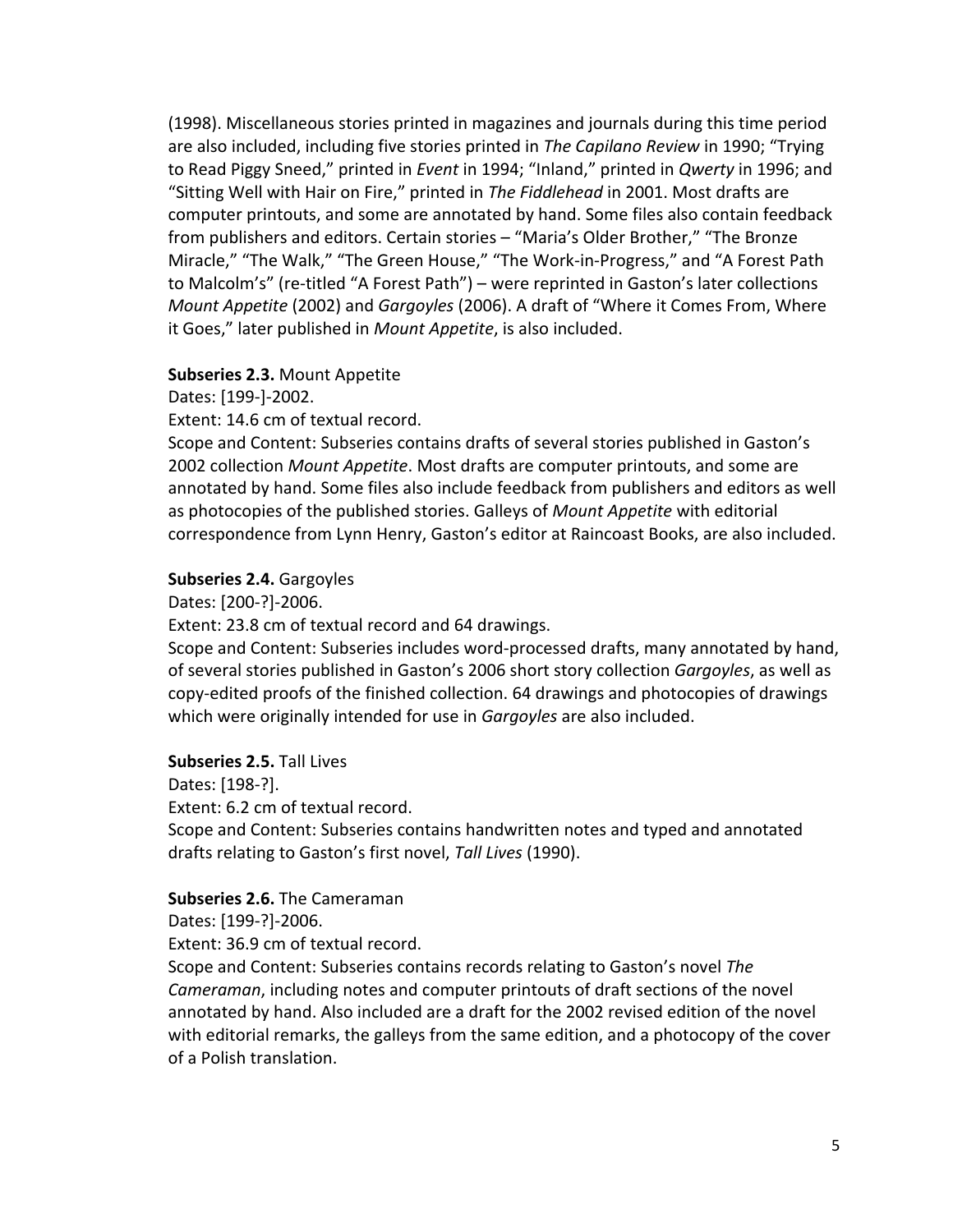(1998). Miscellaneous stories printed in magazines and journals during this time period are also included, including five stories printed in *The Capilano Review* in 1990; "Trying to Read Piggy Sneed," printed in *Event* in 1994; "Inland," printed in *Qwerty* in 1996; and "Sitting Well with Hair on Fire," printed in *The Fiddlehead* in 2001. Most drafts are computer printouts, and some are annotated by hand. Some files also contain feedback from publishers and editors. Certain stories – "Maria's Older Brother," "The Bronze Miracle," "The Walk," "The Green House," "The Work-in-Progress," and "A Forest Path to Malcolm's" (re-titled "A Forest Path") – were reprinted in Gaston's later collections *Mount Appetite* (2002) and *Gargoyles* (2006). A draft of "Where it Comes From, Where it Goes," later published in *Mount Appetite*, is also included.

**Subseries 2.3.** Mount Appetite

Dates: [199-]-2002.

Extent: 14.6 cm of textual record.

Scope and Content: Subseries contains drafts of several stories published in Gaston's 2002 collection *Mount Appetite*. Most drafts are computer printouts, and some are annotated by hand. Some files also include feedback from publishers and editors as well as photocopies of the published stories. Galleys of *Mount Appetite* with editorial correspondence from Lynn Henry, Gaston's editor at Raincoast Books, are also included.

**Subseries 2.4.** Gargoyles

Dates: [200-?]-2006.

Extent: 23.8 cm of textual record and 64 drawings.

Scope and Content: Subseries includes word-processed drafts, many annotated by hand, of several stories published in Gaston's 2006 short story collection *Gargoyles*, as well as copy-edited proofs of the finished collection. 64 drawings and photocopies of drawings which were originally intended for use in *Gargoyles* are also included.

**Subseries 2.5.** Tall Lives

Dates: [198-?].

Extent: 6.2 cm of textual record.

Scope and Content: Subseries contains handwritten notes and typed and annotated drafts relating to Gaston's first novel, *Tall Lives* (1990).

**Subseries 2.6.** The Cameraman

Dates: [199-?]-2006.

Extent: 36.9 cm of textual record.

Scope and Content: Subseries contains records relating to Gaston's novel *The Cameraman*, including notes and computer printouts of draft sections of the novel annotated by hand. Also included are a draft for the 2002 revised edition of the novel with editorial remarks, the galleys from the same edition, and a photocopy of the cover of a Polish translation.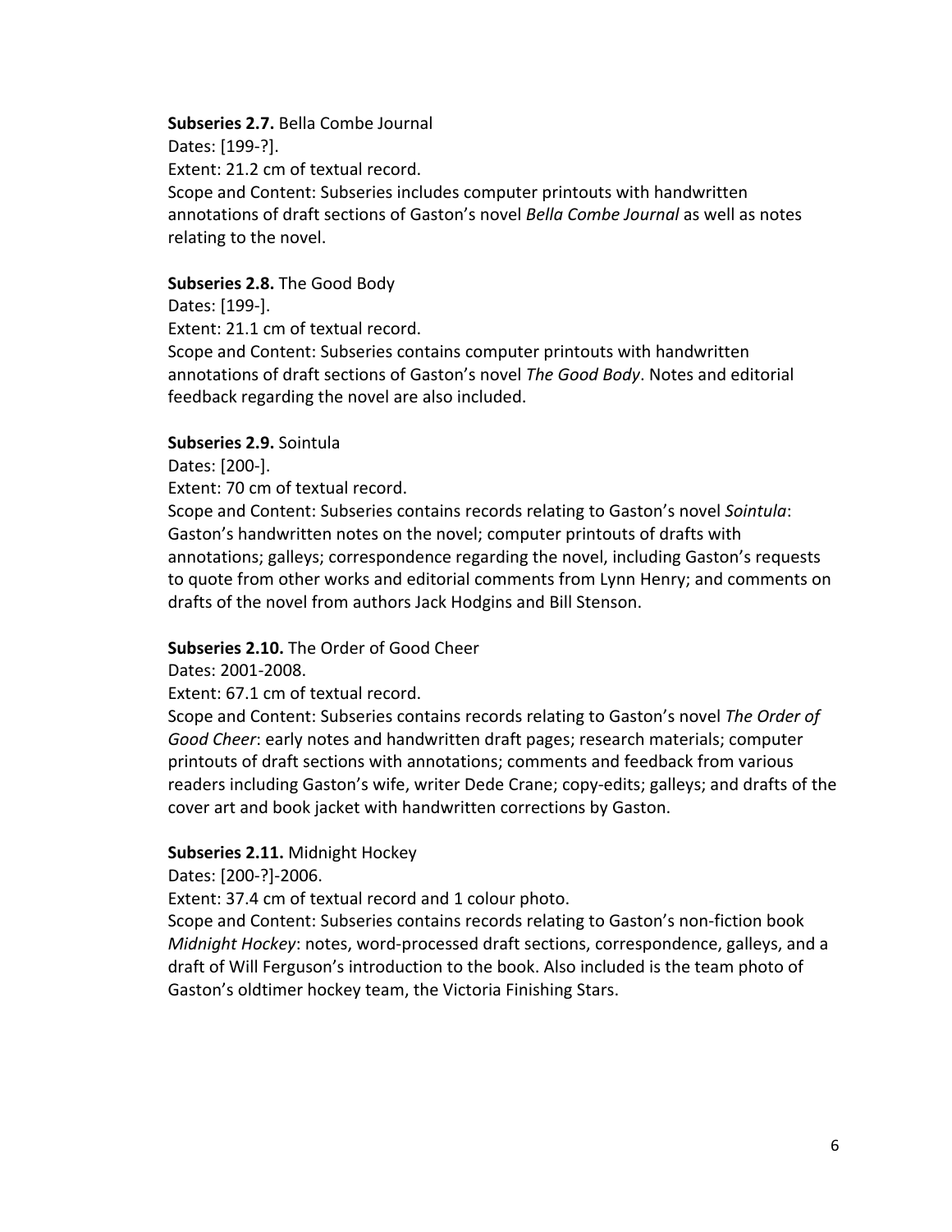**Subseries 2.7.** Bella Combe Journal
Dates: [199-?].
Extent: 21.2 cm of textual record.
Scope and Content: Subseries includes computer printouts with handwritten annotations of draft sections of Gaston's novel *Bella Combe Journal* as well as notes relating to the novel.

**Subseries 2.8.** The Good Body
Dates: [199-].
Extent: 21.1 cm of textual record.
Scope and Content: Subseries contains computer printouts with handwritten annotations of draft sections of Gaston's novel *The Good Body*. Notes and editorial feedback regarding the novel are also included.

**Subseries 2.9.** Sointula
Dates: [200-].
Extent: 70 cm of textual record.
Scope and Content: Subseries contains records relating to Gaston's novel *Sointula*: Gaston's handwritten notes on the novel; computer printouts of drafts with annotations; galleys; correspondence regarding the novel, including Gaston's requests to quote from other works and editorial comments from Lynn Henry; and comments on drafts of the novel from authors Jack Hodgins and Bill Stenson.

**Subseries 2.10.** The Order of Good Cheer
Dates: 2001-2008.
Extent: 67.1 cm of textual record.
Scope and Content: Subseries contains records relating to Gaston's novel *The Order of Good Cheer*: early notes and handwritten draft pages; research materials; computer printouts of draft sections with annotations; comments and feedback from various readers including Gaston's wife, writer Dede Crane; copy-edits; galleys; and drafts of the cover art and book jacket with handwritten corrections by Gaston.

**Subseries 2.11.** Midnight Hockey
Dates: [200-?]-2006.
Extent: 37.4 cm of textual record and 1 colour photo.
Scope and Content: Subseries contains records relating to Gaston's non-fiction book *Midnight Hockey*: notes, word-processed draft sections, correspondence, galleys, and a draft of Will Ferguson's introduction to the book. Also included is the team photo of Gaston's oldtimer hockey team, the Victoria Finishing Stars.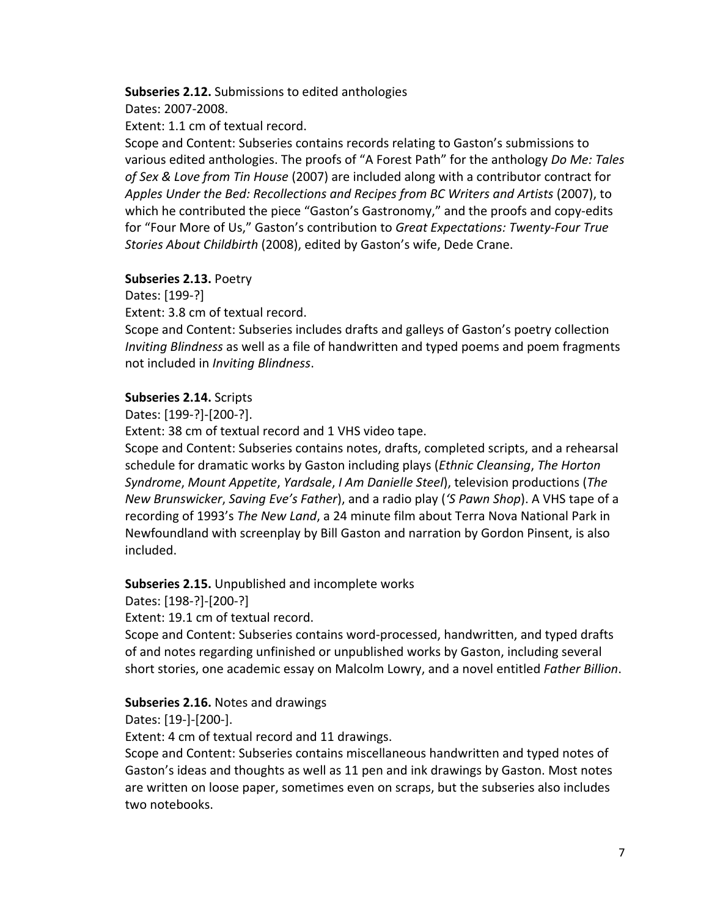**Subseries 2.12.** Submissions to edited anthologies

Dates: 2007-2008.

Extent: 1.1 cm of textual record.

Scope and Content: Subseries contains records relating to Gaston's submissions to various edited anthologies. The proofs of "A Forest Path" for the anthology *Do Me: Tales of Sex & Love from Tin House* (2007) are included along with a contributor contract for *Apples Under the Bed: Recollections and Recipes from BC Writers and Artists* (2007), to which he contributed the piece "Gaston's Gastronomy," and the proofs and copy-edits for "Four More of Us," Gaston's contribution to *Great Expectations: Twenty-Four True Stories About Childbirth* (2008), edited by Gaston's wife, Dede Crane.

**Subseries 2.13.** Poetry

Dates: [199-?]

Extent: 3.8 cm of textual record.

Scope and Content: Subseries includes drafts and galleys of Gaston's poetry collection *Inviting Blindness* as well as a file of handwritten and typed poems and poem fragments not included in *Inviting Blindness*.

**Subseries 2.14.** Scripts

Dates: [199-?]-[200-?].

Extent: 38 cm of textual record and 1 VHS video tape.

Scope and Content: Subseries contains notes, drafts, completed scripts, and a rehearsal schedule for dramatic works by Gaston including plays (*Ethnic Cleansing*, *The Horton Syndrome*, *Mount Appetite*, *Yardsale*, *I Am Danielle Steel*), television productions (*The New Brunswicker*, *Saving Eve's Father*), and a radio play (*'S Pawn Shop*). A VHS tape of a recording of 1993's *The New Land*, a 24 minute film about Terra Nova National Park in Newfoundland with screenplay by Bill Gaston and narration by Gordon Pinsent, is also included.

**Subseries 2.15.** Unpublished and incomplete works

Dates: [198-?]-[200-?]

Extent: 19.1 cm of textual record.

Scope and Content: Subseries contains word-processed, handwritten, and typed drafts of and notes regarding unfinished or unpublished works by Gaston, including several short stories, one academic essay on Malcolm Lowry, and a novel entitled *Father Billion*.

**Subseries 2.16.** Notes and drawings

Dates: [19-]-[200-].

Extent: 4 cm of textual record and 11 drawings.

Scope and Content: Subseries contains miscellaneous handwritten and typed notes of Gaston's ideas and thoughts as well as 11 pen and ink drawings by Gaston. Most notes are written on loose paper, sometimes even on scraps, but the subseries also includes two notebooks.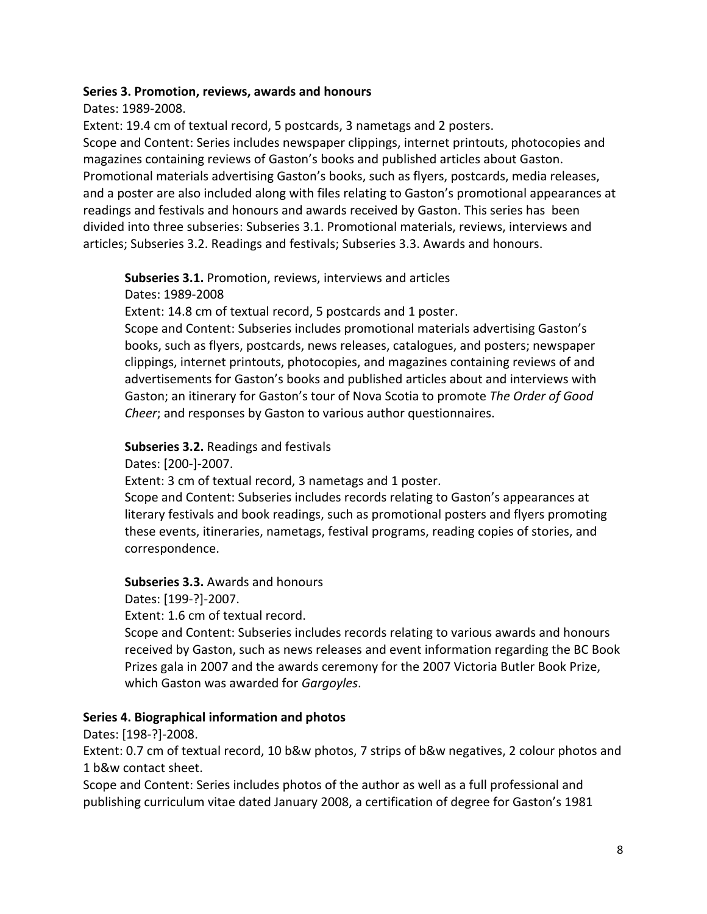**Series 3. Promotion, reviews, awards and honours**

Dates: 1989-2008.

Extent: 19.4 cm of textual record, 5 postcards, 3 nametags and 2 posters.

Scope and Content: Series includes newspaper clippings, internet printouts, photocopies and magazines containing reviews of Gaston's books and published articles about Gaston. Promotional materials advertising Gaston's books, such as flyers, postcards, media releases, and a poster are also included along with files relating to Gaston's promotional appearances at readings and festivals and honours and awards received by Gaston. This series has been divided into three subseries: Subseries 3.1. Promotional materials, reviews, interviews and articles; Subseries 3.2. Readings and festivals; Subseries 3.3. Awards and honours.

> **Subseries 3.1.** Promotion, reviews, interviews and articles
>
> Dates: 1989-2008
>
> Extent: 14.8 cm of textual record, 5 postcards and 1 poster.
>
> Scope and Content: Subseries includes promotional materials advertising Gaston's books, such as flyers, postcards, news releases, catalogues, and posters; newspaper clippings, internet printouts, photocopies, and magazines containing reviews of and advertisements for Gaston's books and published articles about and interviews with Gaston; an itinerary for Gaston's tour of Nova Scotia to promote *The Order of Good Cheer*; and responses by Gaston to various author questionnaires.
>
> **Subseries 3.2.** Readings and festivals
>
> Dates: [200-]-2007.
>
> Extent: 3 cm of textual record, 3 nametags and 1 poster.
>
> Scope and Content: Subseries includes records relating to Gaston's appearances at literary festivals and book readings, such as promotional posters and flyers promoting these events, itineraries, nametags, festival programs, reading copies of stories, and correspondence.
>
> **Subseries 3.3.** Awards and honours
>
> Dates: [199-?]-2007.
>
> Extent: 1.6 cm of textual record.
>
> Scope and Content: Subseries includes records relating to various awards and honours received by Gaston, such as news releases and event information regarding the BC Book Prizes gala in 2007 and the awards ceremony for the 2007 Victoria Butler Book Prize, which Gaston was awarded for *Gargoyles*.

**Series 4. Biographical information and photos**

Dates: [198-?]-2008.

Extent: 0.7 cm of textual record, 10 b&w photos, 7 strips of b&w negatives, 2 colour photos and 1 b&w contact sheet.

Scope and Content: Series includes photos of the author as well as a full professional and publishing curriculum vitae dated January 2008, a certification of degree for Gaston's 1981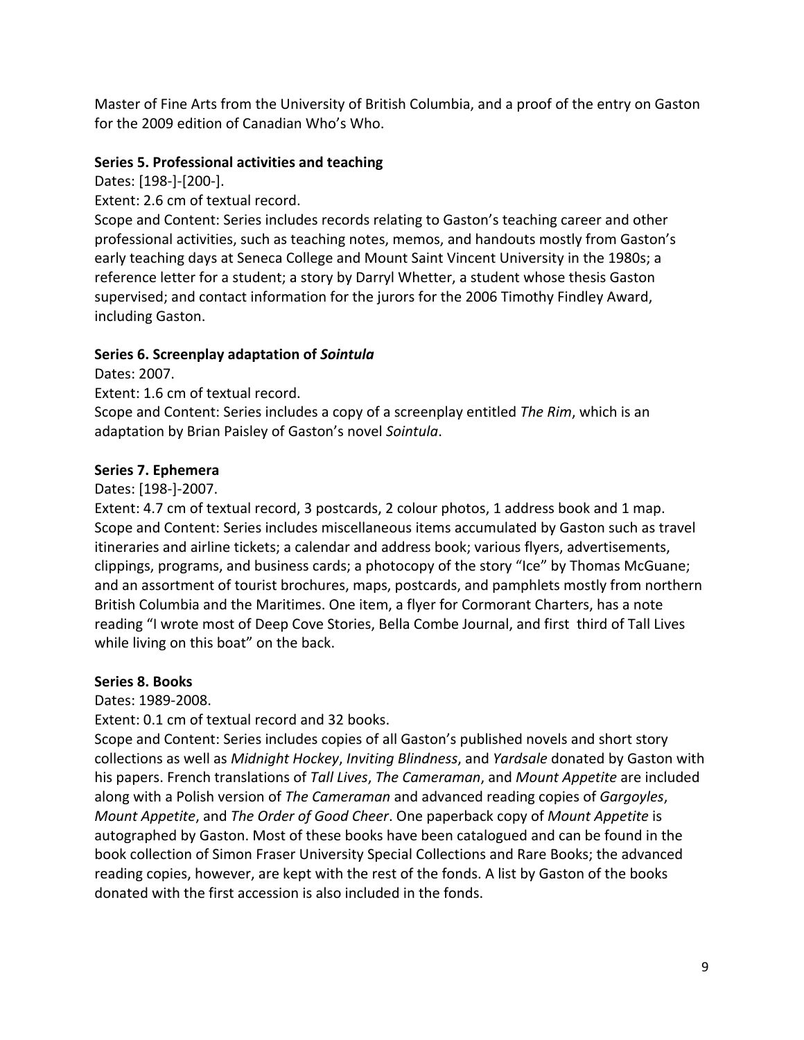Master of Fine Arts from the University of British Columbia, and a proof of the entry on Gaston for the 2009 edition of Canadian Who's Who.

**Series 5. Professional activities and teaching**

Dates: [198-]-[200-].

Extent: 2.6 cm of textual record.

Scope and Content: Series includes records relating to Gaston's teaching career and other professional activities, such as teaching notes, memos, and handouts mostly from Gaston's early teaching days at Seneca College and Mount Saint Vincent University in the 1980s; a reference letter for a student; a story by Darryl Whetter, a student whose thesis Gaston supervised; and contact information for the jurors for the 2006 Timothy Findley Award, including Gaston.

**Series 6. Screenplay adaptation of *Sointula***

Dates: 2007.

Extent: 1.6 cm of textual record.

Scope and Content: Series includes a copy of a screenplay entitled *The Rim*, which is an adaptation by Brian Paisley of Gaston's novel *Sointula*.

**Series 7. Ephemera**

Dates: [198-]-2007.

Extent: 4.7 cm of textual record, 3 postcards, 2 colour photos, 1 address book and 1 map.

Scope and Content: Series includes miscellaneous items accumulated by Gaston such as travel itineraries and airline tickets; a calendar and address book; various flyers, advertisements, clippings, programs, and business cards; a photocopy of the story "Ice" by Thomas McGuane; and an assortment of tourist brochures, maps, postcards, and pamphlets mostly from northern British Columbia and the Maritimes. One item, a flyer for Cormorant Charters, has a note reading "I wrote most of Deep Cove Stories, Bella Combe Journal, and first third of Tall Lives while living on this boat" on the back.

**Series 8. Books**

Dates: 1989-2008.

Extent: 0.1 cm of textual record and 32 books.

Scope and Content: Series includes copies of all Gaston's published novels and short story collections as well as *Midnight Hockey*, *Inviting Blindness*, and *Yardsale* donated by Gaston with his papers. French translations of *Tall Lives*, *The Cameraman*, and *Mount Appetite* are included along with a Polish version of *The Cameraman* and advanced reading copies of *Gargoyles*, *Mount Appetite*, and *The Order of Good Cheer*. One paperback copy of *Mount Appetite* is autographed by Gaston. Most of these books have been catalogued and can be found in the book collection of Simon Fraser University Special Collections and Rare Books; the advanced reading copies, however, are kept with the rest of the fonds. A list by Gaston of the books donated with the first accession is also included in the fonds.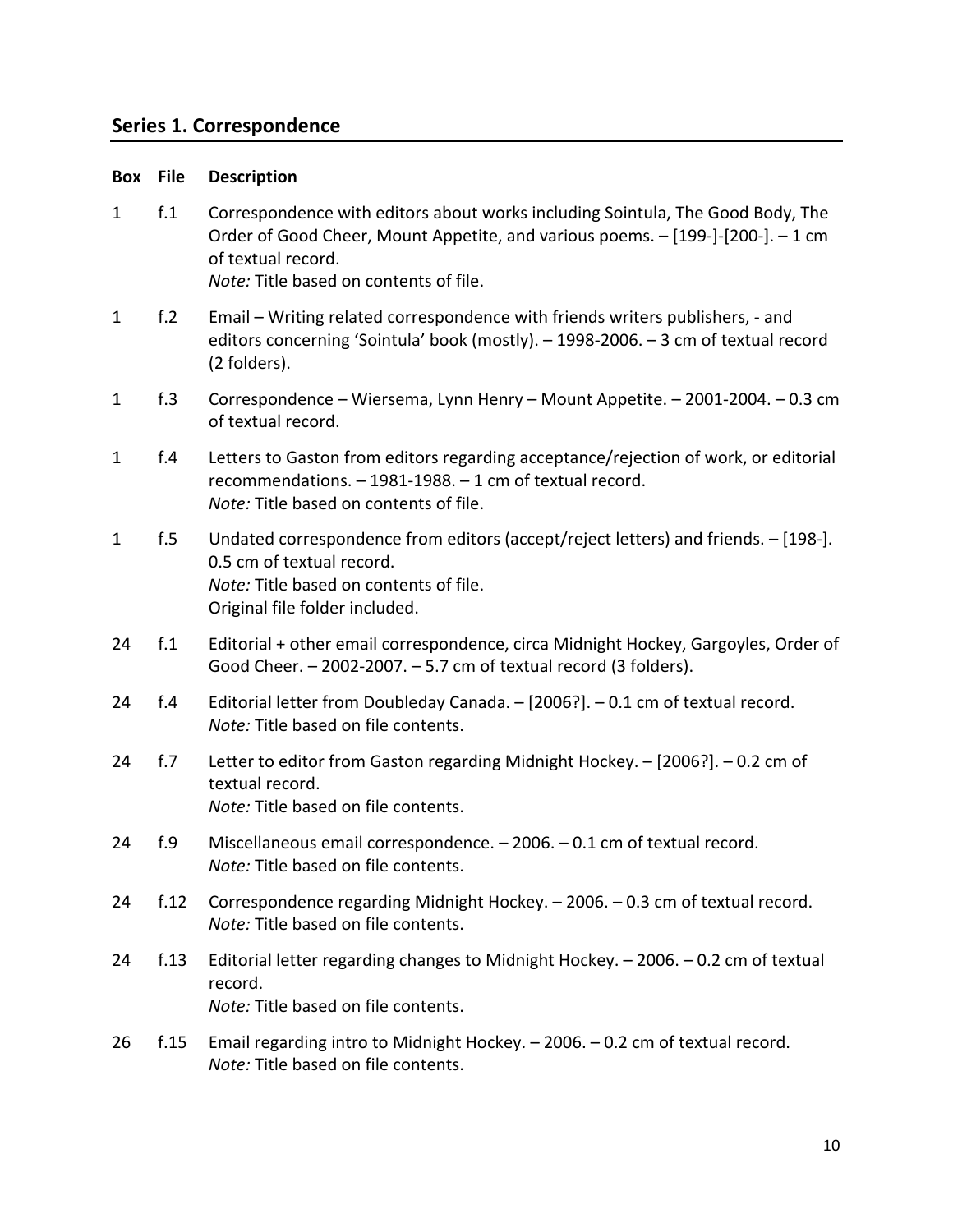## Series 1. Correspondence

| Box | File | Description |
|---|---|---|
| 1 | f.1 | Correspondence with editors about works including Sointula, The Good Body, The Order of Good Cheer, Mount Appetite, and various poems. – [199-]-[200-]. – 1 cm of textual record.<br>*Note:* Title based on contents of file. |
| 1 | f.2 | Email – Writing related correspondence with friends writers publishers, - and editors concerning 'Sointula' book (mostly). – 1998-2006. – 3 cm of textual record (2 folders). |
| 1 | f.3 | Correspondence – Wiersema, Lynn Henry – Mount Appetite. – 2001-2004. – 0.3 cm of textual record. |
| 1 | f.4 | Letters to Gaston from editors regarding acceptance/rejection of work, or editorial recommendations. – 1981-1988. – 1 cm of textual record.<br>*Note:* Title based on contents of file. |
| 1 | f.5 | Undated correspondence from editors (accept/reject letters) and friends. – [198-]. 0.5 cm of textual record.<br>*Note:* Title based on contents of file.<br>Original file folder included. |
| 24 | f.1 | Editorial + other email correspondence, circa Midnight Hockey, Gargoyles, Order of Good Cheer. – 2002-2007. – 5.7 cm of textual record (3 folders). |
| 24 | f.4 | Editorial letter from Doubleday Canada. – [2006?]. – 0.1 cm of textual record.<br>*Note:* Title based on file contents. |
| 24 | f.7 | Letter to editor from Gaston regarding Midnight Hockey. – [2006?]. – 0.2 cm of textual record.<br>*Note:* Title based on file contents. |
| 24 | f.9 | Miscellaneous email correspondence. – 2006. – 0.1 cm of textual record.<br>*Note:* Title based on file contents. |
| 24 | f.12 | Correspondence regarding Midnight Hockey. – 2006. – 0.3 cm of textual record.<br>*Note:* Title based on file contents. |
| 24 | f.13 | Editorial letter regarding changes to Midnight Hockey. – 2006. – 0.2 cm of textual record.<br>*Note:* Title based on file contents. |
| 26 | f.15 | Email regarding intro to Midnight Hockey. – 2006. – 0.2 cm of textual record.<br>*Note:* Title based on file contents. |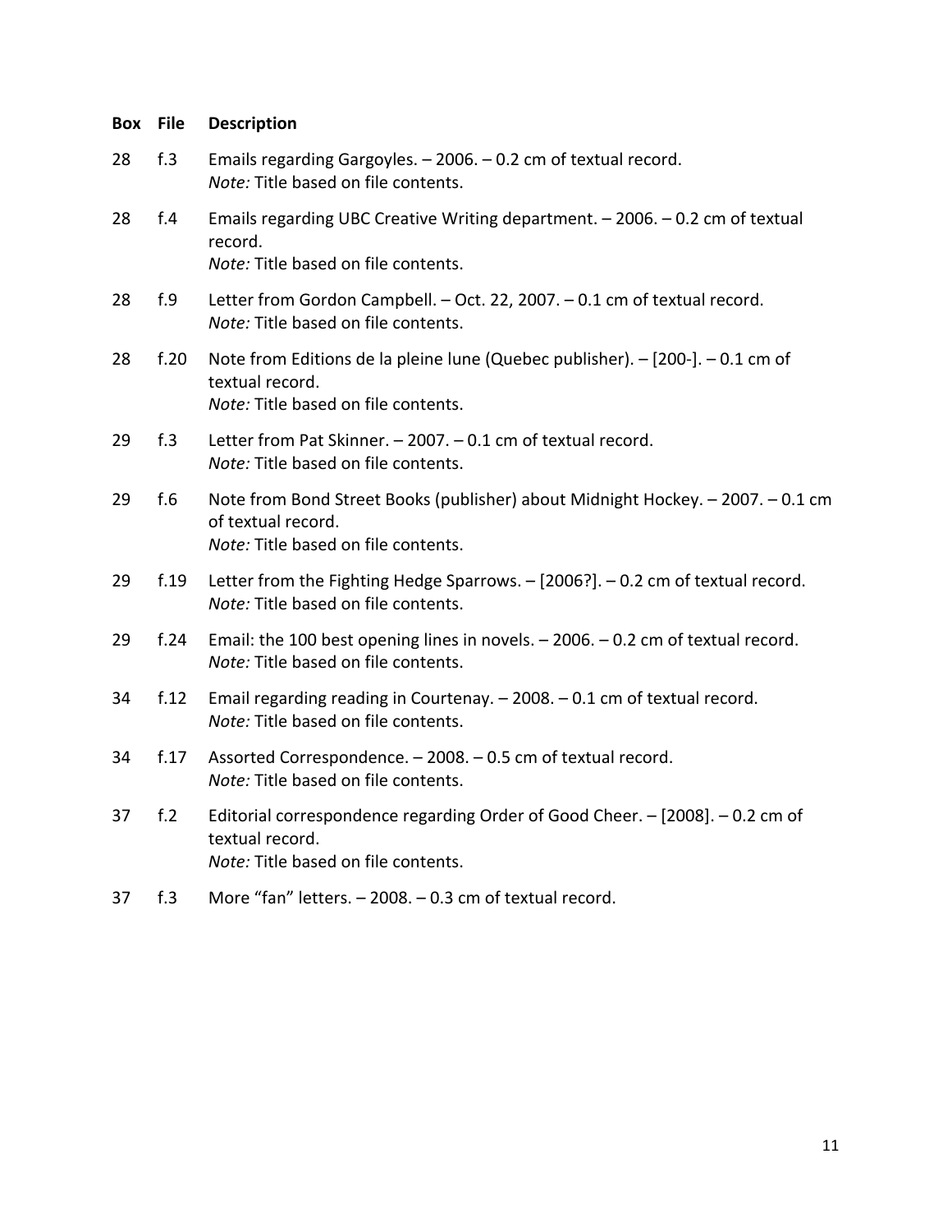| Box | File | Description |
| --- | --- | --- |
| 28 | f.3 | Emails regarding Gargoyles. – 2006. – 0.2 cm of textual record.<br>*Note:* Title based on file contents. |
| 28 | f.4 | Emails regarding UBC Creative Writing department. – 2006. – 0.2 cm of textual record.<br>*Note:* Title based on file contents. |
| 28 | f.9 | Letter from Gordon Campbell. – Oct. 22, 2007. – 0.1 cm of textual record.<br>*Note:* Title based on file contents. |
| 28 | f.20 | Note from Editions de la pleine lune (Quebec publisher). – [200-]. – 0.1 cm of textual record.<br>*Note:* Title based on file contents. |
| 29 | f.3 | Letter from Pat Skinner. – 2007. – 0.1 cm of textual record.<br>*Note:* Title based on file contents. |
| 29 | f.6 | Note from Bond Street Books (publisher) about Midnight Hockey. – 2007. – 0.1 cm of textual record.<br>*Note:* Title based on file contents. |
| 29 | f.19 | Letter from the Fighting Hedge Sparrows. – [2006?]. – 0.2 cm of textual record.<br>*Note:* Title based on file contents. |
| 29 | f.24 | Email: the 100 best opening lines in novels. – 2006. – 0.2 cm of textual record.<br>*Note:* Title based on file contents. |
| 34 | f.12 | Email regarding reading in Courtenay. – 2008. – 0.1 cm of textual record.<br>*Note:* Title based on file contents. |
| 34 | f.17 | Assorted Correspondence. – 2008. – 0.5 cm of textual record.<br>*Note:* Title based on file contents. |
| 37 | f.2 | Editorial correspondence regarding Order of Good Cheer. – [2008]. – 0.2 cm of textual record.<br>*Note:* Title based on file contents. |
| 37 | f.3 | More "fan" letters. – 2008. – 0.3 cm of textual record. |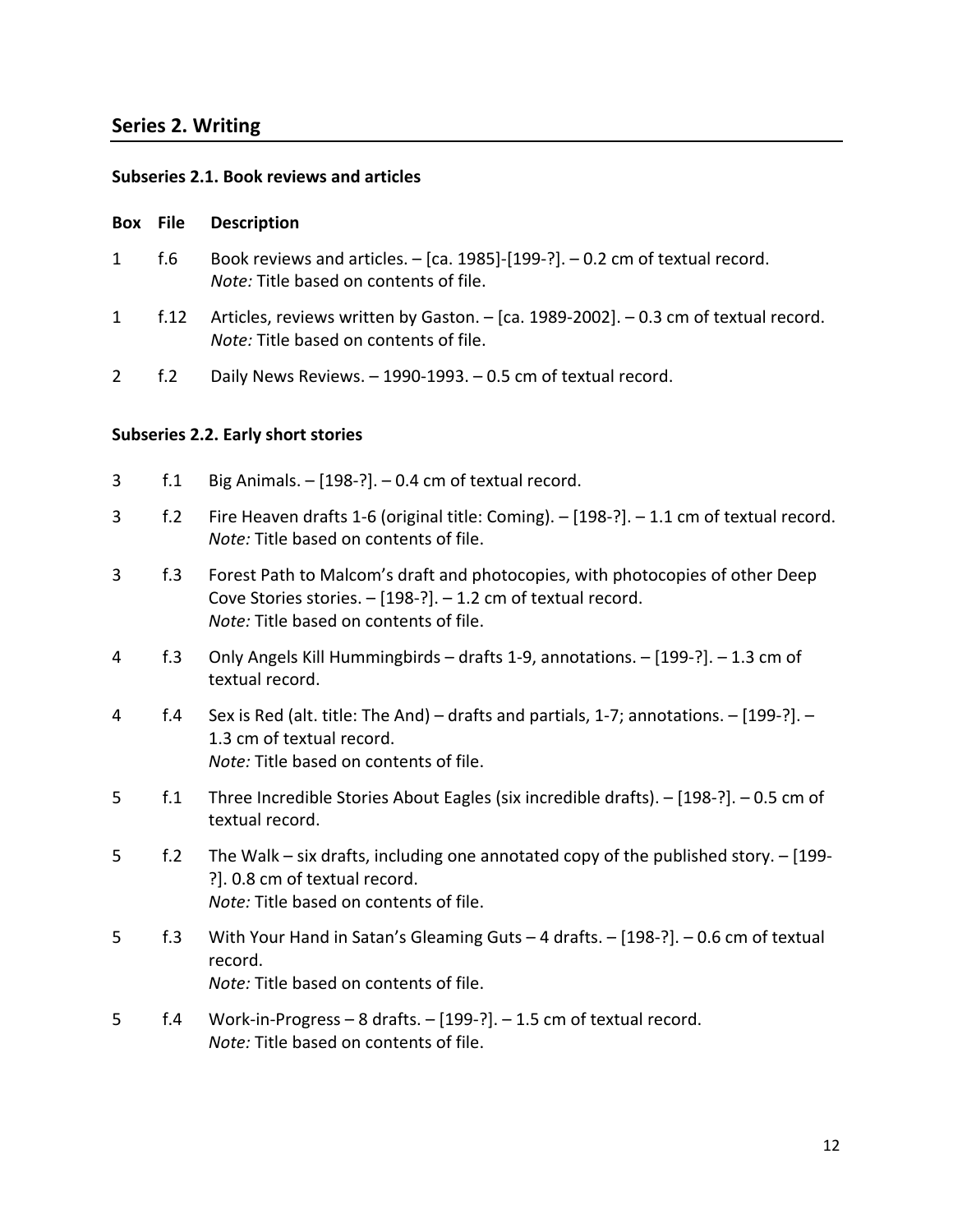## Series 2. Writing

### Subseries 2.1. Book reviews and articles

| Box | File | Description |
| --- | --- | --- |
| 1 | f.6 | Book reviews and articles. – [ca. 1985]-[199-?]. – 0.2 cm of textual record. *Note:* Title based on contents of file. |
| 1 | f.12 | Articles, reviews written by Gaston. – [ca. 1989-2002]. – 0.3 cm of textual record. *Note:* Title based on contents of file. |
| 2 | f.2 | Daily News Reviews. – 1990-1993. – 0.5 cm of textual record. |

### Subseries 2.2. Early short stories

| Box | File | Description |
| --- | --- | --- |
| 3 | f.1 | Big Animals. – [198-?]. – 0.4 cm of textual record. |
| 3 | f.2 | Fire Heaven drafts 1-6 (original title: Coming). – [198-?]. – 1.1 cm of textual record. *Note:* Title based on contents of file. |
| 3 | f.3 | Forest Path to Malcom's draft and photocopies, with photocopies of other Deep Cove Stories stories. – [198-?]. – 1.2 cm of textual record. *Note:* Title based on contents of file. |
| 4 | f.3 | Only Angels Kill Hummingbirds – drafts 1-9, annotations. – [199-?]. – 1.3 cm of textual record. |
| 4 | f.4 | Sex is Red (alt. title: The And) – drafts and partials, 1-7; annotations. – [199-?]. – 1.3 cm of textual record. *Note:* Title based on contents of file. |
| 5 | f.1 | Three Incredible Stories About Eagles (six incredible drafts). – [198-?]. – 0.5 cm of textual record. |
| 5 | f.2 | The Walk – six drafts, including one annotated copy of the published story. – [199-?]. 0.8 cm of textual record. *Note:* Title based on contents of file. |
| 5 | f.3 | With Your Hand in Satan's Gleaming Guts – 4 drafts. – [198-?]. – 0.6 cm of textual record. *Note:* Title based on contents of file. |
| 5 | f.4 | Work-in-Progress – 8 drafts. – [199-?]. – 1.5 cm of textual record. *Note:* Title based on contents of file. |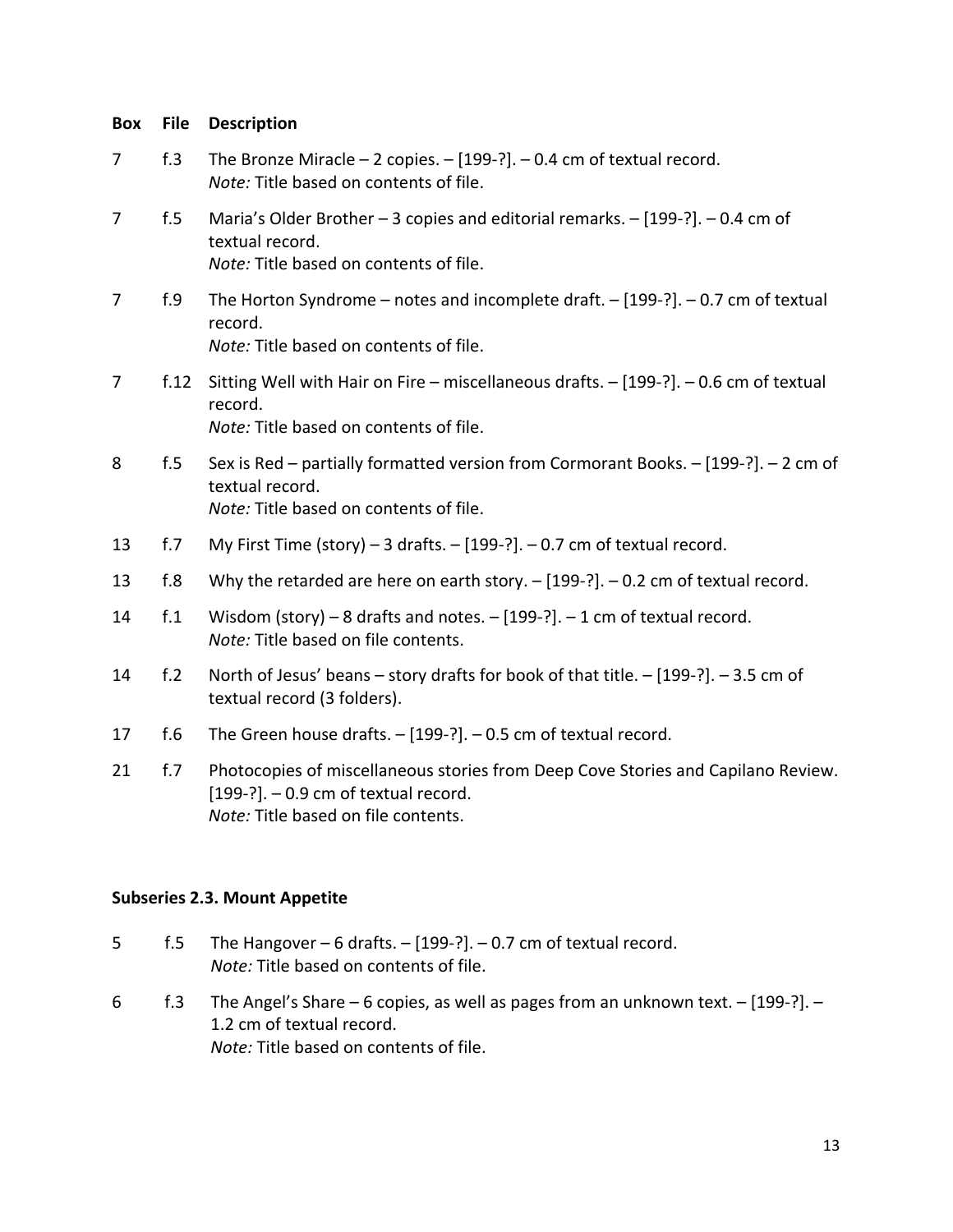| Box | File | Description |
| --- | --- | --- |
| 7 | f.3 | The Bronze Miracle – 2 copies. – [199-?]. – 0.4 cm of textual record. *Note:* Title based on contents of file. |
| 7 | f.5 | Maria's Older Brother – 3 copies and editorial remarks. – [199-?]. – 0.4 cm of textual record. *Note:* Title based on contents of file. |
| 7 | f.9 | The Horton Syndrome – notes and incomplete draft. – [199-?]. – 0.7 cm of textual record. *Note:* Title based on contents of file. |
| 7 | f.12 | Sitting Well with Hair on Fire – miscellaneous drafts. – [199-?]. – 0.6 cm of textual record. *Note:* Title based on contents of file. |
| 8 | f.5 | Sex is Red – partially formatted version from Cormorant Books. – [199-?]. – 2 cm of textual record. *Note:* Title based on contents of file. |
| 13 | f.7 | My First Time (story) – 3 drafts. – [199-?]. – 0.7 cm of textual record. |
| 13 | f.8 | Why the retarded are here on earth story. – [199-?]. – 0.2 cm of textual record. |
| 14 | f.1 | Wisdom (story) – 8 drafts and notes. – [199-?]. – 1 cm of textual record. *Note:* Title based on file contents. |
| 14 | f.2 | North of Jesus' beans – story drafts for book of that title. – [199-?]. – 3.5 cm of textual record (3 folders). |
| 17 | f.6 | The Green house drafts. – [199-?]. – 0.5 cm of textual record. |
| 21 | f.7 | Photocopies of miscellaneous stories from Deep Cove Stories and Capilano Review. [199-?]. – 0.9 cm of textual record. *Note:* Title based on file contents. |

**Subseries 2.3. Mount Appetite**

| Box | File | Description |
| --- | --- | --- |
| 5 | f.5 | The Hangover – 6 drafts. – [199-?]. – 0.7 cm of textual record. *Note:* Title based on contents of file. |
| 6 | f.3 | The Angel's Share – 6 copies, as well as pages from an unknown text. – [199-?]. – 1.2 cm of textual record. *Note:* Title based on contents of file. |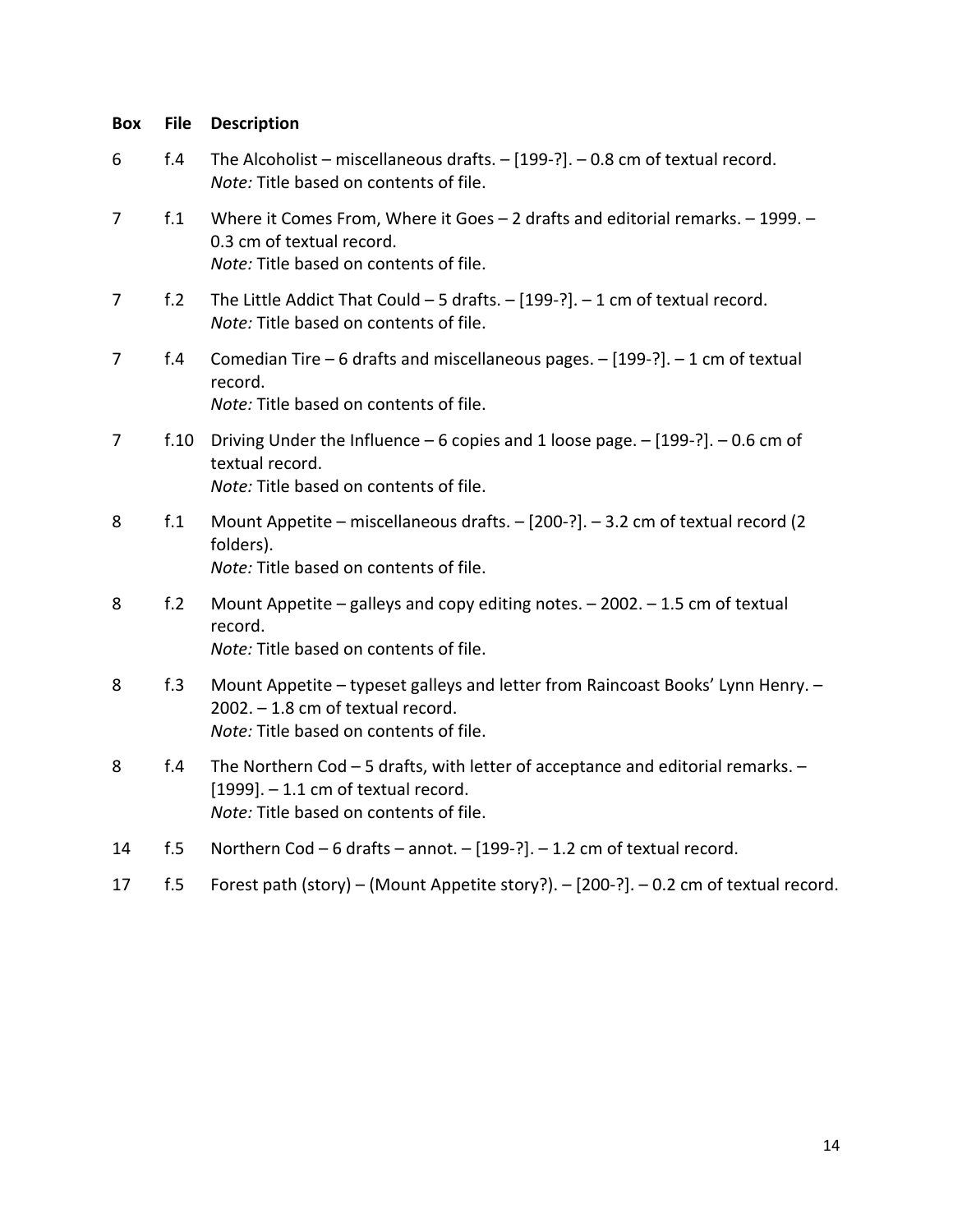| Box | File | Description |
|---|---|---|
| 6 | f.4 | The Alcoholist – miscellaneous drafts. – [199-?]. – 0.8 cm of textual record. *Note:* Title based on contents of file. |
| 7 | f.1 | Where it Comes From, Where it Goes – 2 drafts and editorial remarks. – 1999. – 0.3 cm of textual record. *Note:* Title based on contents of file. |
| 7 | f.2 | The Little Addict That Could – 5 drafts. – [199-?]. – 1 cm of textual record. *Note:* Title based on contents of file. |
| 7 | f.4 | Comedian Tire – 6 drafts and miscellaneous pages. – [199-?]. – 1 cm of textual record. *Note:* Title based on contents of file. |
| 7 | f.10 | Driving Under the Influence – 6 copies and 1 loose page. – [199-?]. – 0.6 cm of textual record. *Note:* Title based on contents of file. |
| 8 | f.1 | Mount Appetite – miscellaneous drafts. – [200-?]. – 3.2 cm of textual record (2 folders). *Note:* Title based on contents of file. |
| 8 | f.2 | Mount Appetite – galleys and copy editing notes. – 2002. – 1.5 cm of textual record. *Note:* Title based on contents of file. |
| 8 | f.3 | Mount Appetite – typeset galleys and letter from Raincoast Books' Lynn Henry. – 2002. – 1.8 cm of textual record. *Note:* Title based on contents of file. |
| 8 | f.4 | The Northern Cod – 5 drafts, with letter of acceptance and editorial remarks. – [1999]. – 1.1 cm of textual record. *Note:* Title based on contents of file. |
| 14 | f.5 | Northern Cod – 6 drafts – annot. – [199-?]. – 1.2 cm of textual record. |
| 17 | f.5 | Forest path (story) – (Mount Appetite story?). – [200-?]. – 0.2 cm of textual record. |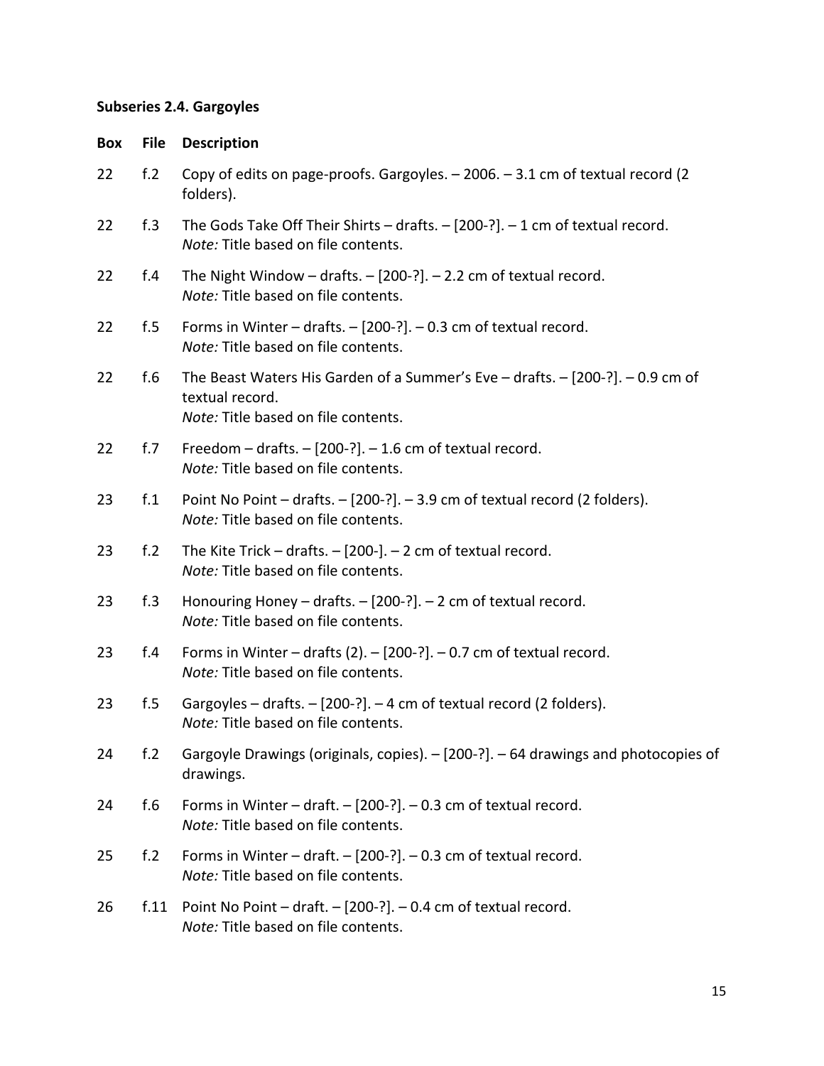**Subseries 2.4. Gargoyles**

| Box | File | Description |
| --- | --- | --- |
| 22 | f.2 | Copy of edits on page-proofs. Gargoyles. – 2006. – 3.1 cm of textual record (2 folders). |
| 22 | f.3 | The Gods Take Off Their Shirts – drafts. – [200-?]. – 1 cm of textual record. *Note:* Title based on file contents. |
| 22 | f.4 | The Night Window – drafts. – [200-?]. – 2.2 cm of textual record. *Note:* Title based on file contents. |
| 22 | f.5 | Forms in Winter – drafts. – [200-?]. – 0.3 cm of textual record. *Note:* Title based on file contents. |
| 22 | f.6 | The Beast Waters His Garden of a Summer's Eve – drafts. – [200-?]. – 0.9 cm of textual record. *Note:* Title based on file contents. |
| 22 | f.7 | Freedom – drafts. – [200-?]. – 1.6 cm of textual record. *Note:* Title based on file contents. |
| 23 | f.1 | Point No Point – drafts. – [200-?]. – 3.9 cm of textual record (2 folders). *Note:* Title based on file contents. |
| 23 | f.2 | The Kite Trick – drafts. – [200-]. – 2 cm of textual record. *Note:* Title based on file contents. |
| 23 | f.3 | Honouring Honey – drafts. – [200-?]. – 2 cm of textual record. *Note:* Title based on file contents. |
| 23 | f.4 | Forms in Winter – drafts (2). – [200-?]. – 0.7 cm of textual record. *Note:* Title based on file contents. |
| 23 | f.5 | Gargoyles – drafts. – [200-?]. – 4 cm of textual record (2 folders). *Note:* Title based on file contents. |
| 24 | f.2 | Gargoyle Drawings (originals, copies). – [200-?]. – 64 drawings and photocopies of drawings. |
| 24 | f.6 | Forms in Winter – draft. – [200-?]. – 0.3 cm of textual record. *Note:* Title based on file contents. |
| 25 | f.2 | Forms in Winter – draft. – [200-?]. – 0.3 cm of textual record. *Note:* Title based on file contents. |
| 26 | f.11 | Point No Point – draft. – [200-?]. – 0.4 cm of textual record. *Note:* Title based on file contents. |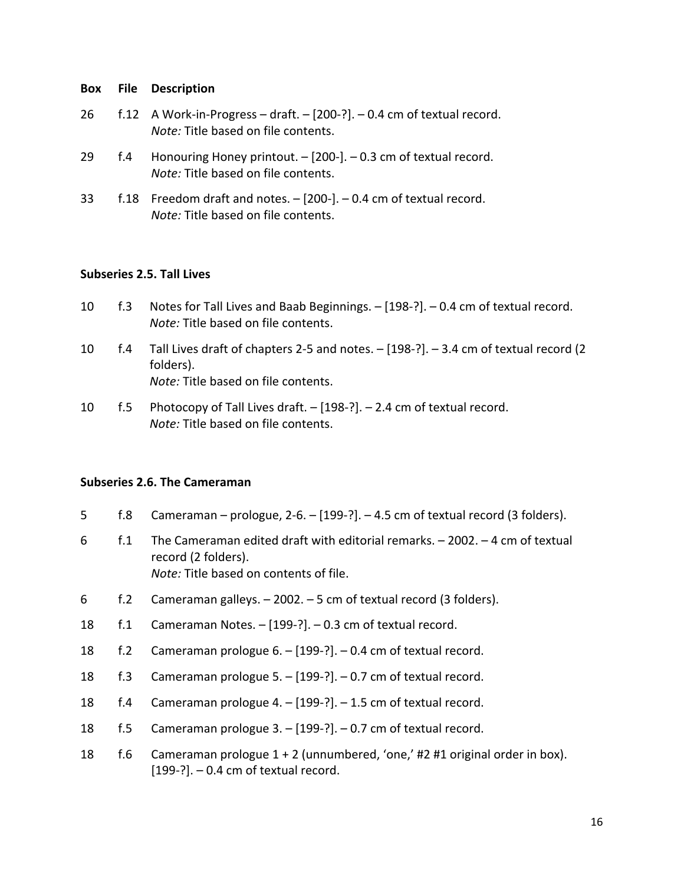| Box | File | Description |
| --- | --- | --- |
| 26 | f.12 | A Work-in-Progress – draft. – [200-?]. – 0.4 cm of textual record.<br>*Note:* Title based on file contents. |
| 29 | f.4 | Honouring Honey printout. – [200-]. – 0.3 cm of textual record.<br>*Note:* Title based on file contents. |
| 33 | f.18 | Freedom draft and notes. – [200-]. – 0.4 cm of textual record.<br>*Note:* Title based on file contents. |

**Subseries 2.5. Tall Lives**

| Box | File | Description |
| --- | --- | --- |
| 10 | f.3 | Notes for Tall Lives and Baab Beginnings. – [198-?]. – 0.4 cm of textual record.<br>*Note:* Title based on file contents. |
| 10 | f.4 | Tall Lives draft of chapters 2-5 and notes. – [198-?]. – 3.4 cm of textual record (2 folders).<br>*Note:* Title based on file contents. |
| 10 | f.5 | Photocopy of Tall Lives draft. – [198-?]. – 2.4 cm of textual record.<br>*Note:* Title based on file contents. |

**Subseries 2.6. The Cameraman**

| Box | File | Description |
| --- | --- | --- |
| 5 | f.8 | Cameraman – prologue, 2-6. – [199-?]. – 4.5 cm of textual record (3 folders). |
| 6 | f.1 | The Cameraman edited draft with editorial remarks. – 2002. – 4 cm of textual record (2 folders).<br>*Note:* Title based on contents of file. |
| 6 | f.2 | Cameraman galleys. – 2002. – 5 cm of textual record (3 folders). |
| 18 | f.1 | Cameraman Notes. – [199-?]. – 0.3 cm of textual record. |
| 18 | f.2 | Cameraman prologue 6. – [199-?]. – 0.4 cm of textual record. |
| 18 | f.3 | Cameraman prologue 5. – [199-?]. – 0.7 cm of textual record. |
| 18 | f.4 | Cameraman prologue 4. – [199-?]. – 1.5 cm of textual record. |
| 18 | f.5 | Cameraman prologue 3. – [199-?]. – 0.7 cm of textual record. |
| 18 | f.6 | Cameraman prologue 1 + 2 (unnumbered, 'one,' #2 #1 original order in box). [199-?]. – 0.4 cm of textual record. |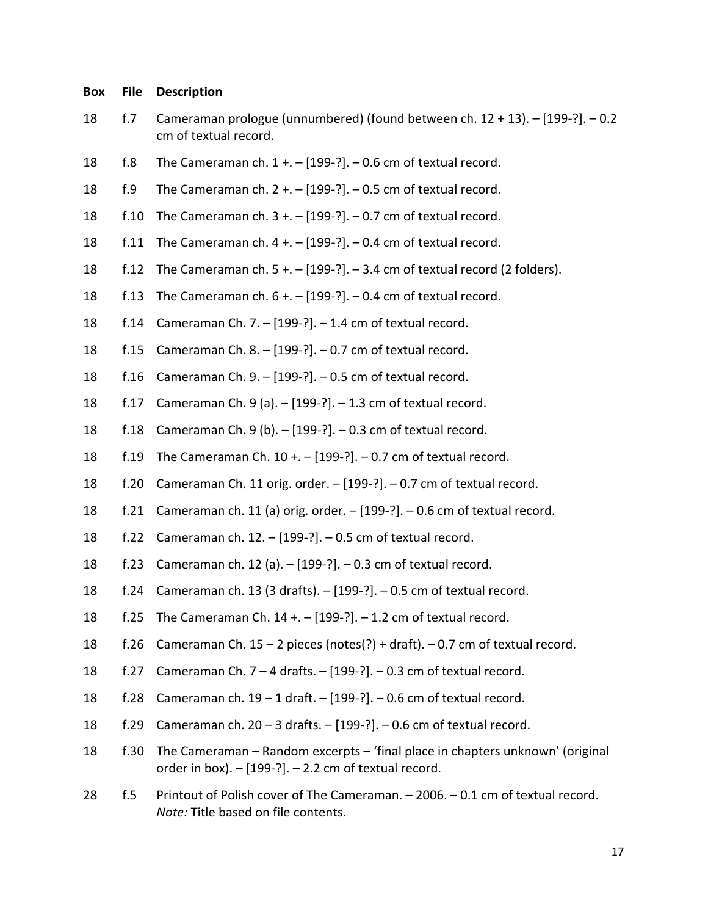| Box | File | Description |
|---|---|---|
| 18 | f.7 | Cameraman prologue (unnumbered) (found between ch. 12 + 13). – [199-?]. – 0.2 cm of textual record. |
| 18 | f.8 | The Cameraman ch. 1 +. – [199-?]. – 0.6 cm of textual record. |
| 18 | f.9 | The Cameraman ch. 2 +. – [199-?]. – 0.5 cm of textual record. |
| 18 | f.10 | The Cameraman ch. 3 +. – [199-?]. – 0.7 cm of textual record. |
| 18 | f.11 | The Cameraman ch. 4 +. – [199-?]. – 0.4 cm of textual record. |
| 18 | f.12 | The Cameraman ch. 5 +. – [199-?]. – 3.4 cm of textual record (2 folders). |
| 18 | f.13 | The Cameraman ch. 6 +. – [199-?]. – 0.4 cm of textual record. |
| 18 | f.14 | Cameraman Ch. 7. – [199-?]. – 1.4 cm of textual record. |
| 18 | f.15 | Cameraman Ch. 8. – [199-?]. – 0.7 cm of textual record. |
| 18 | f.16 | Cameraman Ch. 9. – [199-?]. – 0.5 cm of textual record. |
| 18 | f.17 | Cameraman Ch. 9 (a). – [199-?]. – 1.3 cm of textual record. |
| 18 | f.18 | Cameraman Ch. 9 (b). – [199-?]. – 0.3 cm of textual record. |
| 18 | f.19 | The Cameraman Ch. 10 +. – [199-?]. – 0.7 cm of textual record. |
| 18 | f.20 | Cameraman Ch. 11 orig. order. – [199-?]. – 0.7 cm of textual record. |
| 18 | f.21 | Cameraman ch. 11 (a) orig. order. – [199-?]. – 0.6 cm of textual record. |
| 18 | f.22 | Cameraman ch. 12. – [199-?]. – 0.5 cm of textual record. |
| 18 | f.23 | Cameraman ch. 12 (a). – [199-?]. – 0.3 cm of textual record. |
| 18 | f.24 | Cameraman ch. 13 (3 drafts). – [199-?]. – 0.5 cm of textual record. |
| 18 | f.25 | The Cameraman Ch. 14 +. – [199-?]. – 1.2 cm of textual record. |
| 18 | f.26 | Cameraman Ch. 15 – 2 pieces (notes(?) + draft). – 0.7 cm of textual record. |
| 18 | f.27 | Cameraman Ch. 7 – 4 drafts. – [199-?]. – 0.3 cm of textual record. |
| 18 | f.28 | Cameraman ch. 19 – 1 draft. – [199-?]. – 0.6 cm of textual record. |
| 18 | f.29 | Cameraman ch. 20 – 3 drafts. – [199-?]. – 0.6 cm of textual record. |
| 18 | f.30 | The Cameraman – Random excerpts – 'final place in chapters unknown' (original order in box). – [199-?]. – 2.2 cm of textual record. |
| 28 | f.5 | Printout of Polish cover of The Cameraman. – 2006. – 0.1 cm of textual record. *Note:* Title based on file contents. |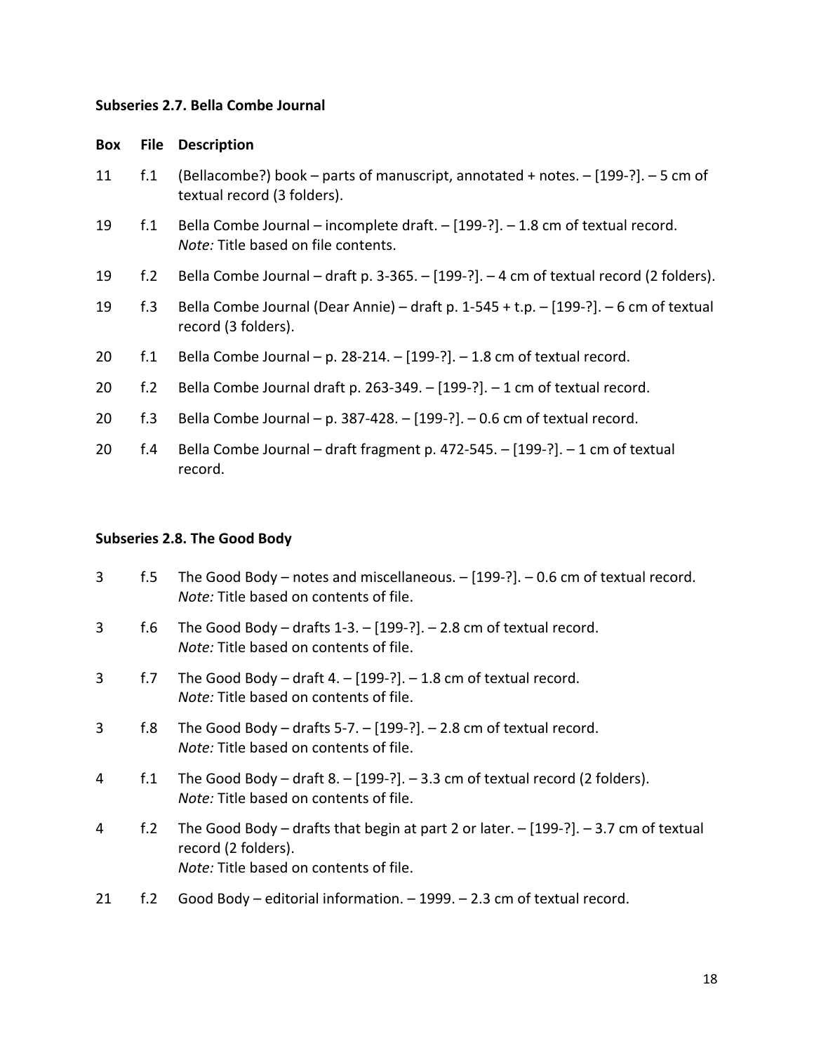### Subseries 2.7. Bella Combe Journal

| Box | File | Description |
|---|---|---|
| 11 | f.1 | (Bellacombe?) book – parts of manuscript, annotated + notes. – [199-?]. – 5 cm of textual record (3 folders). |
| 19 | f.1 | Bella Combe Journal – incomplete draft. – [199-?]. – 1.8 cm of textual record. *Note:* Title based on file contents. |
| 19 | f.2 | Bella Combe Journal – draft p. 3-365. – [199-?]. – 4 cm of textual record (2 folders). |
| 19 | f.3 | Bella Combe Journal (Dear Annie) – draft p. 1-545 + t.p. – [199-?]. – 6 cm of textual record (3 folders). |
| 20 | f.1 | Bella Combe Journal – p. 28-214. – [199-?]. – 1.8 cm of textual record. |
| 20 | f.2 | Bella Combe Journal draft p. 263-349. – [199-?]. – 1 cm of textual record. |
| 20 | f.3 | Bella Combe Journal – p. 387-428. – [199-?]. – 0.6 cm of textual record. |
| 20 | f.4 | Bella Combe Journal – draft fragment p. 472-545. – [199-?]. – 1 cm of textual record. |

### Subseries 2.8. The Good Body

| Box | File | Description |
|---|---|---|
| 3 | f.5 | The Good Body – notes and miscellaneous. – [199-?]. – 0.6 cm of textual record. *Note:* Title based on contents of file. |
| 3 | f.6 | The Good Body – drafts 1-3. – [199-?]. – 2.8 cm of textual record. *Note:* Title based on contents of file. |
| 3 | f.7 | The Good Body – draft 4. – [199-?]. – 1.8 cm of textual record. *Note:* Title based on contents of file. |
| 3 | f.8 | The Good Body – drafts 5-7. – [199-?]. – 2.8 cm of textual record. *Note:* Title based on contents of file. |
| 4 | f.1 | The Good Body – draft 8. – [199-?]. – 3.3 cm of textual record (2 folders). *Note:* Title based on contents of file. |
| 4 | f.2 | The Good Body – drafts that begin at part 2 or later. – [199-?]. – 3.7 cm of textual record (2 folders). *Note:* Title based on contents of file. |
| 21 | f.2 | Good Body – editorial information. – 1999. – 2.3 cm of textual record. |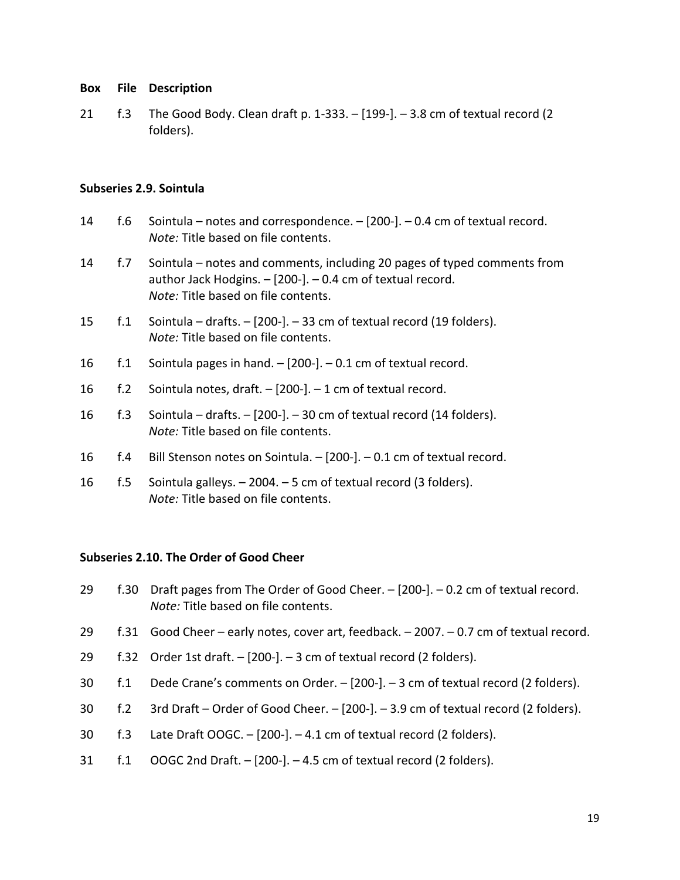| Box | File | Description |
|---|---|---|
| 21 | f.3 | The Good Body. Clean draft p. 1-333. – [199-]. – 3.8 cm of textual record (2 folders). |

### Subseries 2.9. Sointula

| Box | File | Description |
|---|---|---|
| 14 | f.6 | Sointula – notes and correspondence. – [200-]. – 0.4 cm of textual record. *Note:* Title based on file contents. |
| 14 | f.7 | Sointula – notes and comments, including 20 pages of typed comments from author Jack Hodgins. – [200-]. – 0.4 cm of textual record. *Note:* Title based on file contents. |
| 15 | f.1 | Sointula – drafts. – [200-]. – 33 cm of textual record (19 folders). *Note:* Title based on file contents. |
| 16 | f.1 | Sointula pages in hand. – [200-]. – 0.1 cm of textual record. |
| 16 | f.2 | Sointula notes, draft. – [200-]. – 1 cm of textual record. |
| 16 | f.3 | Sointula – drafts. – [200-]. – 30 cm of textual record (14 folders). *Note:* Title based on file contents. |
| 16 | f.4 | Bill Stenson notes on Sointula. – [200-]. – 0.1 cm of textual record. |
| 16 | f.5 | Sointula galleys. – 2004. – 5 cm of textual record (3 folders). *Note:* Title based on file contents. |

### Subseries 2.10. The Order of Good Cheer

| Box | File | Description |
|---|---|---|
| 29 | f.30 | Draft pages from The Order of Good Cheer. – [200-]. – 0.2 cm of textual record. *Note:* Title based on file contents. |
| 29 | f.31 | Good Cheer – early notes, cover art, feedback. – 2007. – 0.7 cm of textual record. |
| 29 | f.32 | Order 1st draft. – [200-]. – 3 cm of textual record (2 folders). |
| 30 | f.1 | Dede Crane's comments on Order. – [200-]. – 3 cm of textual record (2 folders). |
| 30 | f.2 | 3rd Draft – Order of Good Cheer. – [200-]. – 3.9 cm of textual record (2 folders). |
| 30 | f.3 | Late Draft OOGC. – [200-]. – 4.1 cm of textual record (2 folders). |
| 31 | f.1 | OOGC 2nd Draft. – [200-]. – 4.5 cm of textual record (2 folders). |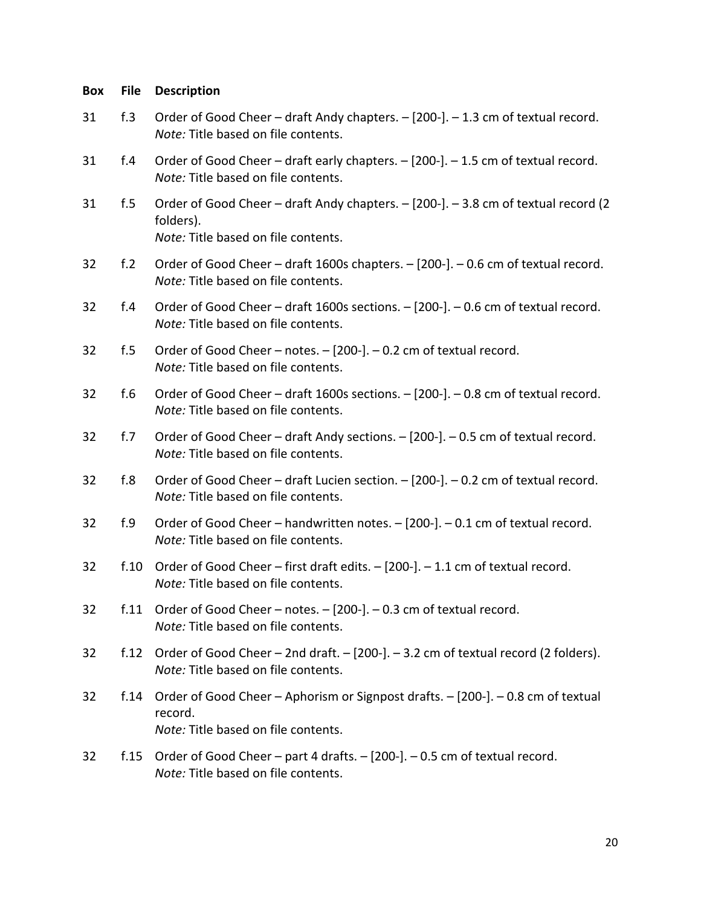| Box | File | Description |
|---|---|---|
| 31 | f.3 | Order of Good Cheer – draft Andy chapters. – [200-]. – 1.3 cm of textual record.<br>*Note:* Title based on file contents. |
| 31 | f.4 | Order of Good Cheer – draft early chapters. – [200-]. – 1.5 cm of textual record.<br>*Note:* Title based on file contents. |
| 31 | f.5 | Order of Good Cheer – draft Andy chapters. – [200-]. – 3.8 cm of textual record (2 folders).<br>*Note:* Title based on file contents. |
| 32 | f.2 | Order of Good Cheer – draft 1600s chapters. – [200-]. – 0.6 cm of textual record.<br>*Note:* Title based on file contents. |
| 32 | f.4 | Order of Good Cheer – draft 1600s sections. – [200-]. – 0.6 cm of textual record.<br>*Note:* Title based on file contents. |
| 32 | f.5 | Order of Good Cheer – notes. – [200-]. – 0.2 cm of textual record.<br>*Note:* Title based on file contents. |
| 32 | f.6 | Order of Good Cheer – draft 1600s sections. – [200-]. – 0.8 cm of textual record.<br>*Note:* Title based on file contents. |
| 32 | f.7 | Order of Good Cheer – draft Andy sections. – [200-]. – 0.5 cm of textual record.<br>*Note:* Title based on file contents. |
| 32 | f.8 | Order of Good Cheer – draft Lucien section. – [200-]. – 0.2 cm of textual record.<br>*Note:* Title based on file contents. |
| 32 | f.9 | Order of Good Cheer – handwritten notes. – [200-]. – 0.1 cm of textual record.<br>*Note:* Title based on file contents. |
| 32 | f.10 | Order of Good Cheer – first draft edits. – [200-]. – 1.1 cm of textual record.<br>*Note:* Title based on file contents. |
| 32 | f.11 | Order of Good Cheer – notes. – [200-]. – 0.3 cm of textual record.<br>*Note:* Title based on file contents. |
| 32 | f.12 | Order of Good Cheer – 2nd draft. – [200-]. – 3.2 cm of textual record (2 folders).<br>*Note:* Title based on file contents. |
| 32 | f.14 | Order of Good Cheer – Aphorism or Signpost drafts. – [200-]. – 0.8 cm of textual record.<br>*Note:* Title based on file contents. |
| 32 | f.15 | Order of Good Cheer – part 4 drafts. – [200-]. – 0.5 cm of textual record.<br>*Note:* Title based on file contents. |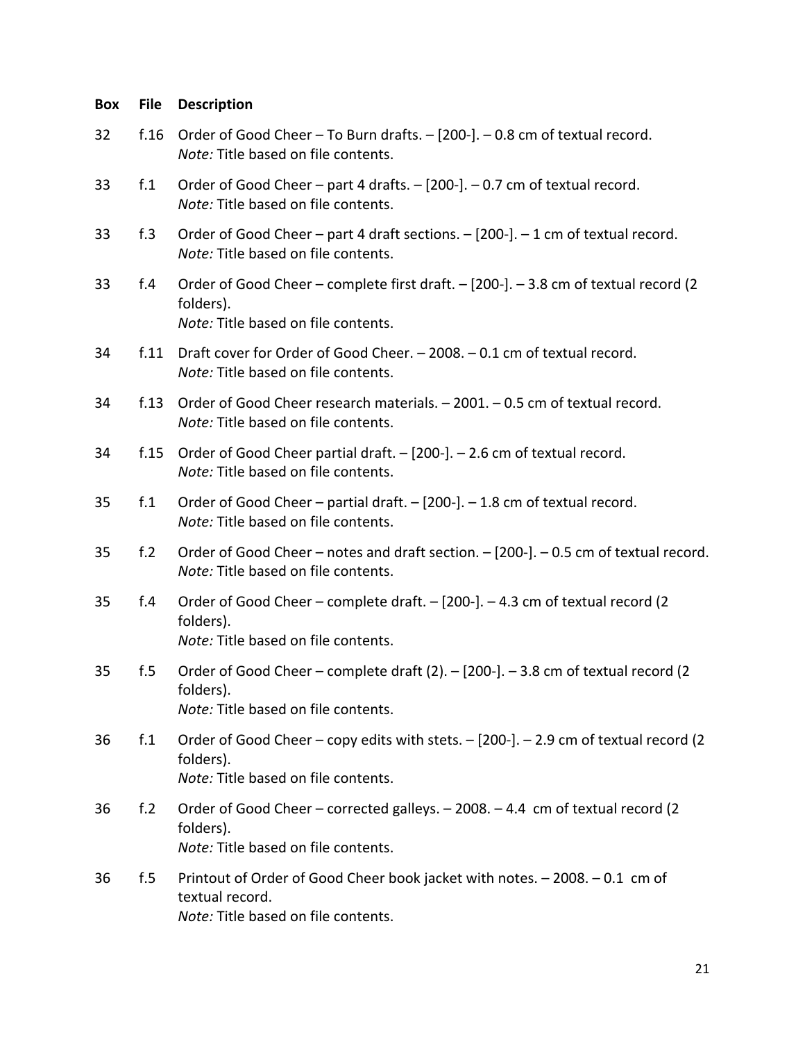| Box | File | Description |
|---|---|---|
| 32 | f.16 | Order of Good Cheer – To Burn drafts. – [200-]. – 0.8 cm of textual record. *Note:* Title based on file contents. |
| 33 | f.1 | Order of Good Cheer – part 4 drafts. – [200-]. – 0.7 cm of textual record. *Note:* Title based on file contents. |
| 33 | f.3 | Order of Good Cheer – part 4 draft sections. – [200-]. – 1 cm of textual record. *Note:* Title based on file contents. |
| 33 | f.4 | Order of Good Cheer – complete first draft. – [200-]. – 3.8 cm of textual record (2 folders). *Note:* Title based on file contents. |
| 34 | f.11 | Draft cover for Order of Good Cheer. – 2008. – 0.1 cm of textual record. *Note:* Title based on file contents. |
| 34 | f.13 | Order of Good Cheer research materials. – 2001. – 0.5 cm of textual record. *Note:* Title based on file contents. |
| 34 | f.15 | Order of Good Cheer partial draft. – [200-]. – 2.6 cm of textual record. *Note:* Title based on file contents. |
| 35 | f.1 | Order of Good Cheer – partial draft. – [200-]. – 1.8 cm of textual record. *Note:* Title based on file contents. |
| 35 | f.2 | Order of Good Cheer – notes and draft section. – [200-]. – 0.5 cm of textual record. *Note:* Title based on file contents. |
| 35 | f.4 | Order of Good Cheer – complete draft. – [200-]. – 4.3 cm of textual record (2 folders). *Note:* Title based on file contents. |
| 35 | f.5 | Order of Good Cheer – complete draft (2). – [200-]. – 3.8 cm of textual record (2 folders). *Note:* Title based on file contents. |
| 36 | f.1 | Order of Good Cheer – copy edits with stets. – [200-]. – 2.9 cm of textual record (2 folders). *Note:* Title based on file contents. |
| 36 | f.2 | Order of Good Cheer – corrected galleys. – 2008. – 4.4 cm of textual record (2 folders). *Note:* Title based on file contents. |
| 36 | f.5 | Printout of Order of Good Cheer book jacket with notes. – 2008. – 0.1 cm of textual record. *Note:* Title based on file contents. |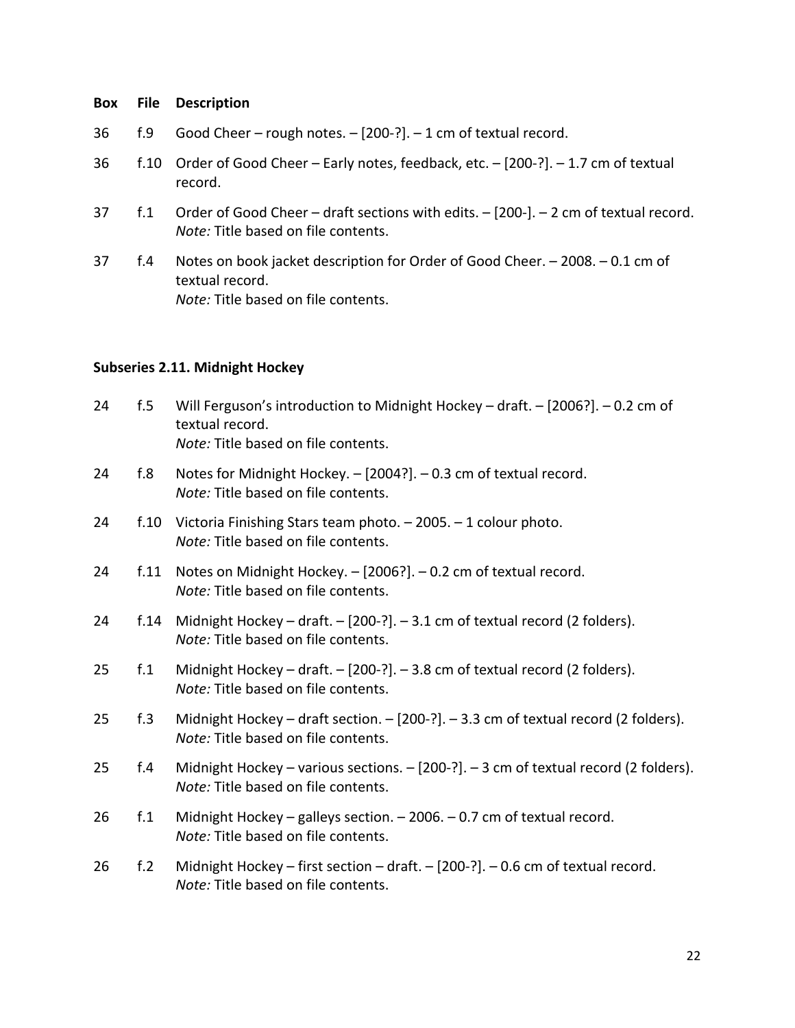| Box | File | Description |
|---|---|---|
| 36 | f.9 | Good Cheer – rough notes. – [200-?]. – 1 cm of textual record. |
| 36 | f.10 | Order of Good Cheer – Early notes, feedback, etc. – [200-?]. – 1.7 cm of textual record. |
| 37 | f.1 | Order of Good Cheer – draft sections with edits. – [200-]. – 2 cm of textual record.<br>*Note:* Title based on file contents. |
| 37 | f.4 | Notes on book jacket description for Order of Good Cheer. – 2008. – 0.1 cm of textual record.<br>*Note:* Title based on file contents. |

**Subseries 2.11. Midnight Hockey**

| Box | File | Description |
|---|---|---|
| 24 | f.5 | Will Ferguson's introduction to Midnight Hockey – draft. – [2006?]. – 0.2 cm of textual record.<br>*Note:* Title based on file contents. |
| 24 | f.8 | Notes for Midnight Hockey. – [2004?]. – 0.3 cm of textual record.<br>*Note:* Title based on file contents. |
| 24 | f.10 | Victoria Finishing Stars team photo. – 2005. – 1 colour photo.<br>*Note:* Title based on file contents. |
| 24 | f.11 | Notes on Midnight Hockey. – [2006?]. – 0.2 cm of textual record.<br>*Note:* Title based on file contents. |
| 24 | f.14 | Midnight Hockey – draft. – [200-?]. – 3.1 cm of textual record (2 folders).<br>*Note:* Title based on file contents. |
| 25 | f.1 | Midnight Hockey – draft. – [200-?]. – 3.8 cm of textual record (2 folders).<br>*Note:* Title based on file contents. |
| 25 | f.3 | Midnight Hockey – draft section. – [200-?]. – 3.3 cm of textual record (2 folders).<br>*Note:* Title based on file contents. |
| 25 | f.4 | Midnight Hockey – various sections. – [200-?]. – 3 cm of textual record (2 folders).<br>*Note:* Title based on file contents. |
| 26 | f.1 | Midnight Hockey – galleys section. – 2006. – 0.7 cm of textual record.<br>*Note:* Title based on file contents. |
| 26 | f.2 | Midnight Hockey – first section – draft. – [200-?]. – 0.6 cm of textual record.<br>*Note:* Title based on file contents. |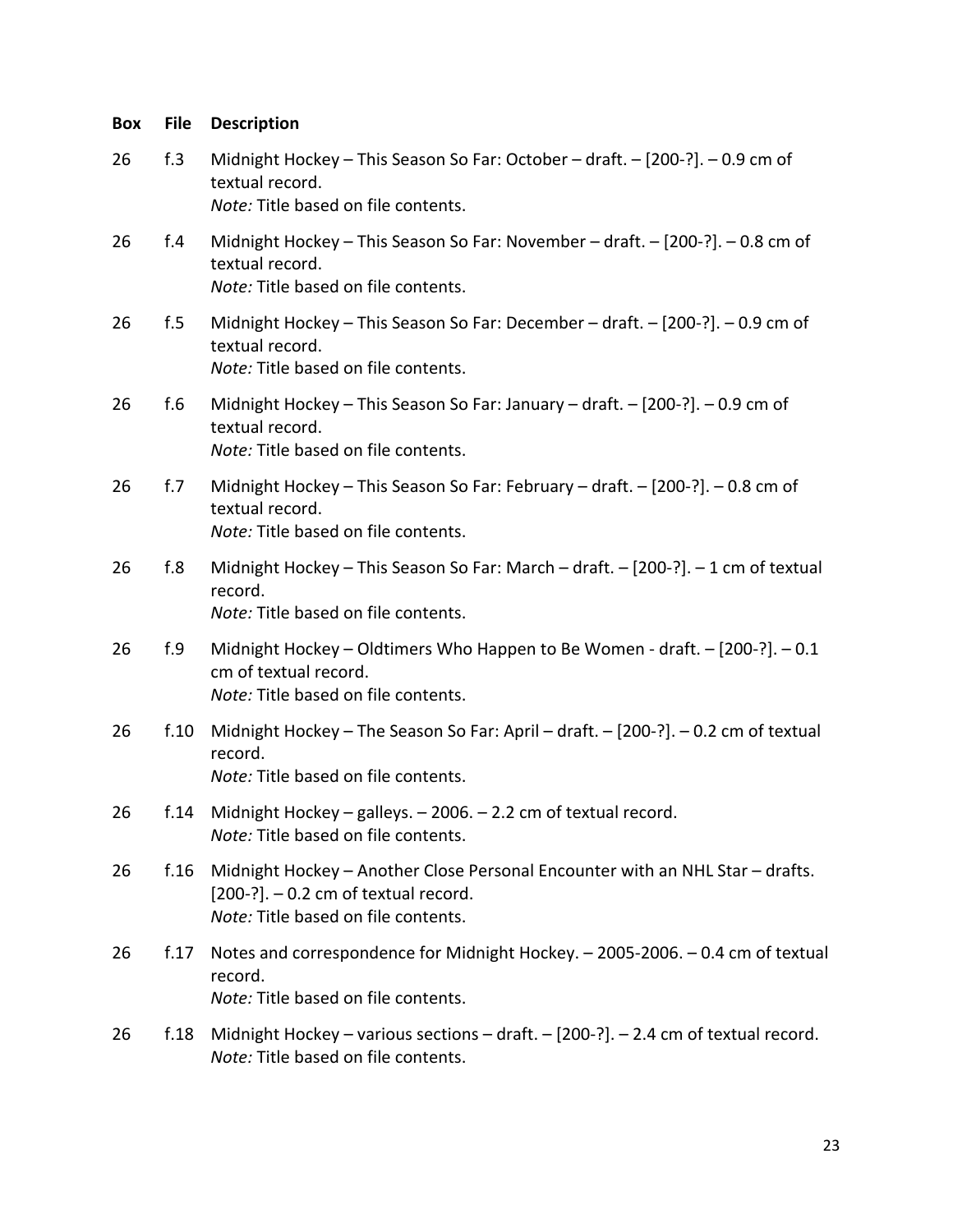| Box | File | Description |
|---|---|---|
| 26 | f.3 | Midnight Hockey – This Season So Far: October – draft. – [200-?]. – 0.9 cm of textual record. *Note:* Title based on file contents. |
| 26 | f.4 | Midnight Hockey – This Season So Far: November – draft. – [200-?]. – 0.8 cm of textual record. *Note:* Title based on file contents. |
| 26 | f.5 | Midnight Hockey – This Season So Far: December – draft. – [200-?]. – 0.9 cm of textual record. *Note:* Title based on file contents. |
| 26 | f.6 | Midnight Hockey – This Season So Far: January – draft. – [200-?]. – 0.9 cm of textual record. *Note:* Title based on file contents. |
| 26 | f.7 | Midnight Hockey – This Season So Far: February – draft. – [200-?]. – 0.8 cm of textual record. *Note:* Title based on file contents. |
| 26 | f.8 | Midnight Hockey – This Season So Far: March – draft. – [200-?]. – 1 cm of textual record. *Note:* Title based on file contents. |
| 26 | f.9 | Midnight Hockey – Oldtimers Who Happen to Be Women - draft. – [200-?]. – 0.1 cm of textual record. *Note:* Title based on file contents. |
| 26 | f.10 | Midnight Hockey – The Season So Far: April – draft. – [200-?]. – 0.2 cm of textual record. *Note:* Title based on file contents. |
| 26 | f.14 | Midnight Hockey – galleys. – 2006. – 2.2 cm of textual record. *Note:* Title based on file contents. |
| 26 | f.16 | Midnight Hockey – Another Close Personal Encounter with an NHL Star – drafts. [200-?]. – 0.2 cm of textual record. *Note:* Title based on file contents. |
| 26 | f.17 | Notes and correspondence for Midnight Hockey. – 2005-2006. – 0.4 cm of textual record. *Note:* Title based on file contents. |
| 26 | f.18 | Midnight Hockey – various sections – draft. – [200-?]. – 2.4 cm of textual record. *Note:* Title based on file contents. |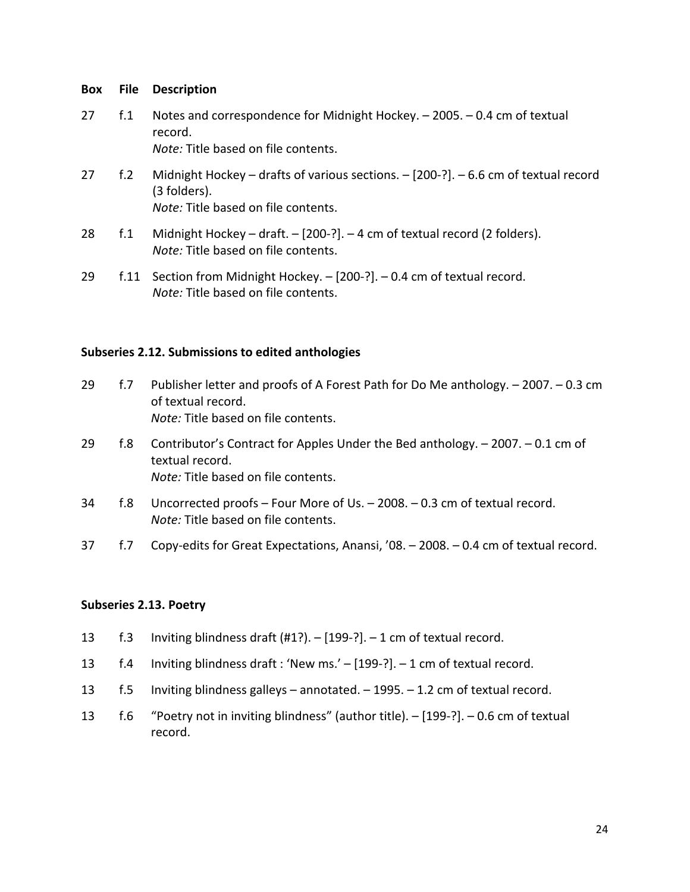| Box | File | Description |
|---|---|---|
| 27 | f.1 | Notes and correspondence for Midnight Hockey. – 2005. – 0.4 cm of textual record.<br>*Note:* Title based on file contents. |
| 27 | f.2 | Midnight Hockey – drafts of various sections. – [200-?]. – 6.6 cm of textual record (3 folders).<br>*Note:* Title based on file contents. |
| 28 | f.1 | Midnight Hockey – draft. – [200-?]. – 4 cm of textual record (2 folders).<br>*Note:* Title based on file contents. |
| 29 | f.11 | Section from Midnight Hockey. – [200-?]. – 0.4 cm of textual record.<br>*Note:* Title based on file contents. |

**Subseries 2.12. Submissions to edited anthologies**

| Box | File | Description |
|---|---|---|
| 29 | f.7 | Publisher letter and proofs of A Forest Path for Do Me anthology. – 2007. – 0.3 cm of textual record.<br>*Note:* Title based on file contents. |
| 29 | f.8 | Contributor's Contract for Apples Under the Bed anthology. – 2007. – 0.1 cm of textual record.<br>*Note:* Title based on file contents. |
| 34 | f.8 | Uncorrected proofs – Four More of Us. – 2008. – 0.3 cm of textual record.<br>*Note:* Title based on file contents. |
| 37 | f.7 | Copy-edits for Great Expectations, Anansi, '08. – 2008. – 0.4 cm of textual record. |

**Subseries 2.13. Poetry**

| Box | File | Description |
|---|---|---|
| 13 | f.3 | Inviting blindness draft (#1?). – [199-?]. – 1 cm of textual record. |
| 13 | f.4 | Inviting blindness draft : 'New ms.' – [199-?]. – 1 cm of textual record. |
| 13 | f.5 | Inviting blindness galleys – annotated. – 1995. – 1.2 cm of textual record. |
| 13 | f.6 | "Poetry not in inviting blindness" (author title). – [199-?]. – 0.6 cm of textual record. |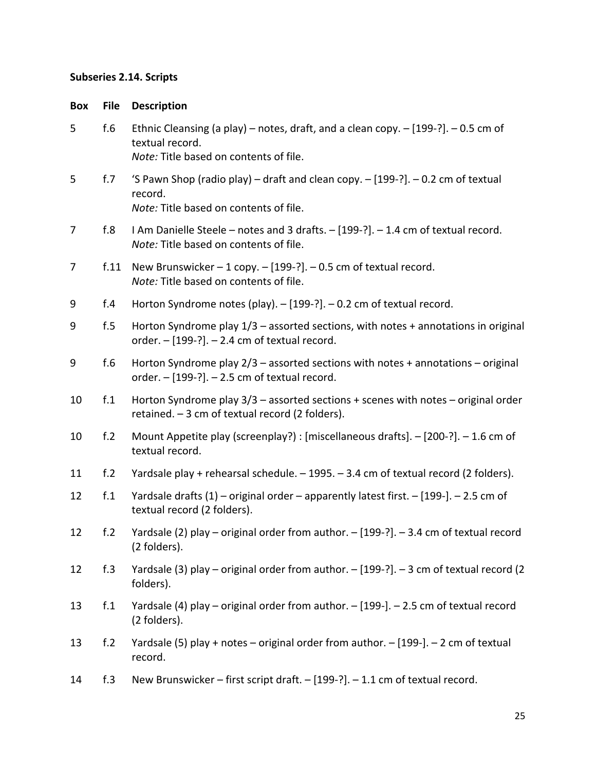**Subseries 2.14. Scripts**

| Box | File | Description |
| --- | --- | --- |
| 5 | f.6 | Ethnic Cleansing (a play) – notes, draft, and a clean copy. – [199-?]. – 0.5 cm of textual record.<br>*Note:* Title based on contents of file. |
| 5 | f.7 | 'S Pawn Shop (radio play) – draft and clean copy. – [199-?]. – 0.2 cm of textual record.<br>*Note:* Title based on contents of file. |
| 7 | f.8 | I Am Danielle Steele – notes and 3 drafts. – [199-?]. – 1.4 cm of textual record.<br>*Note:* Title based on contents of file. |
| 7 | f.11 | New Brunswicker – 1 copy. – [199-?]. – 0.5 cm of textual record.<br>*Note:* Title based on contents of file. |
| 9 | f.4 | Horton Syndrome notes (play). – [199-?]. – 0.2 cm of textual record. |
| 9 | f.5 | Horton Syndrome play 1/3 – assorted sections, with notes + annotations in original order. – [199-?]. – 2.4 cm of textual record. |
| 9 | f.6 | Horton Syndrome play 2/3 – assorted sections with notes + annotations – original order. – [199-?]. – 2.5 cm of textual record. |
| 10 | f.1 | Horton Syndrome play 3/3 – assorted sections + scenes with notes – original order retained. – 3 cm of textual record (2 folders). |
| 10 | f.2 | Mount Appetite play (screenplay?) : [miscellaneous drafts]. – [200-?]. – 1.6 cm of textual record. |
| 11 | f.2 | Yardsale play + rehearsal schedule. – 1995. – 3.4 cm of textual record (2 folders). |
| 12 | f.1 | Yardsale drafts (1) – original order – apparently latest first. – [199-]. – 2.5 cm of textual record (2 folders). |
| 12 | f.2 | Yardsale (2) play – original order from author. – [199-?]. – 3.4 cm of textual record (2 folders). |
| 12 | f.3 | Yardsale (3) play – original order from author. – [199-?]. – 3 cm of textual record (2 folders). |
| 13 | f.1 | Yardsale (4) play – original order from author. – [199-]. – 2.5 cm of textual record (2 folders). |
| 13 | f.2 | Yardsale (5) play + notes – original order from author. – [199-]. – 2 cm of textual record. |
| 14 | f.3 | New Brunswicker – first script draft. – [199-?]. – 1.1 cm of textual record. |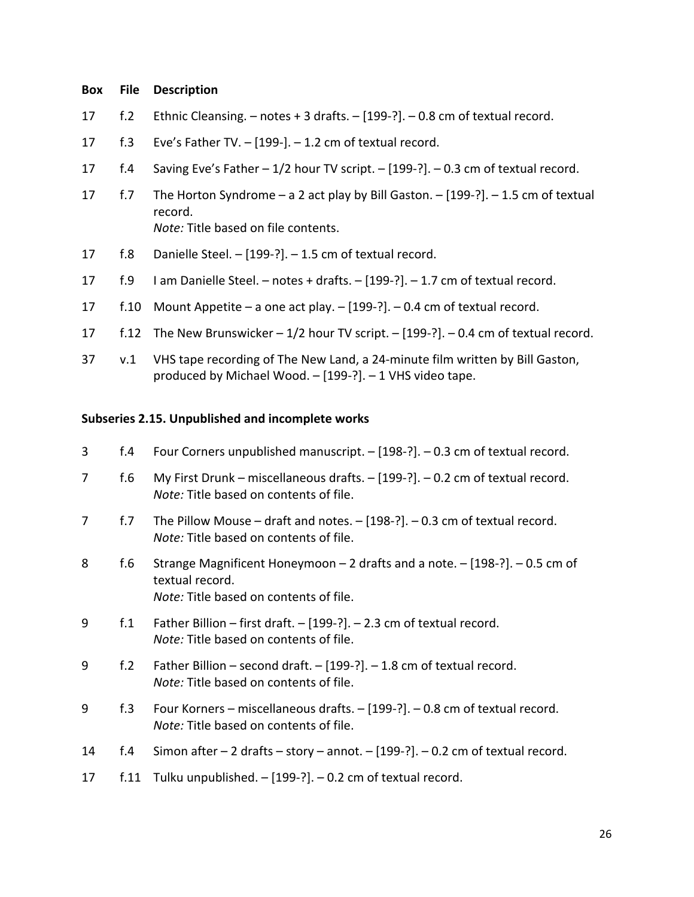| Box | File | Description |
|---|---|---|
| 17 | f.2 | Ethnic Cleansing. – notes + 3 drafts. – [199-?]. – 0.8 cm of textual record. |
| 17 | f.3 | Eve's Father TV. – [199-]. – 1.2 cm of textual record. |
| 17 | f.4 | Saving Eve's Father – 1/2 hour TV script. – [199-?]. – 0.3 cm of textual record. |
| 17 | f.7 | The Horton Syndrome – a 2 act play by Bill Gaston. – [199-?]. – 1.5 cm of textual record. *Note:* Title based on file contents. |
| 17 | f.8 | Danielle Steel. – [199-?]. – 1.5 cm of textual record. |
| 17 | f.9 | I am Danielle Steel. – notes + drafts. – [199-?]. – 1.7 cm of textual record. |
| 17 | f.10 | Mount Appetite – a one act play. – [199-?]. – 0.4 cm of textual record. |
| 17 | f.12 | The New Brunswicker – 1/2 hour TV script. – [199-?]. – 0.4 cm of textual record. |
| 37 | v.1 | VHS tape recording of The New Land, a 24-minute film written by Bill Gaston, produced by Michael Wood. – [199-?]. – 1 VHS video tape. |

**Subseries 2.15. Unpublished and incomplete works**

| Box | File | Description |
|---|---|---|
| 3 | f.4 | Four Corners unpublished manuscript. – [198-?]. – 0.3 cm of textual record. |
| 7 | f.6 | My First Drunk – miscellaneous drafts. – [199-?]. – 0.2 cm of textual record. *Note:* Title based on contents of file. |
| 7 | f.7 | The Pillow Mouse – draft and notes. – [198-?]. – 0.3 cm of textual record. *Note:* Title based on contents of file. |
| 8 | f.6 | Strange Magnificent Honeymoon – 2 drafts and a note. – [198-?]. – 0.5 cm of textual record. *Note:* Title based on contents of file. |
| 9 | f.1 | Father Billion – first draft. – [199-?]. – 2.3 cm of textual record. *Note:* Title based on contents of file. |
| 9 | f.2 | Father Billion – second draft. – [199-?]. – 1.8 cm of textual record. *Note:* Title based on contents of file. |
| 9 | f.3 | Four Korners – miscellaneous drafts. – [199-?]. – 0.8 cm of textual record. *Note:* Title based on contents of file. |
| 14 | f.4 | Simon after – 2 drafts – story – annot. – [199-?]. – 0.2 cm of textual record. |
| 17 | f.11 | Tulku unpublished. – [199-?]. – 0.2 cm of textual record. |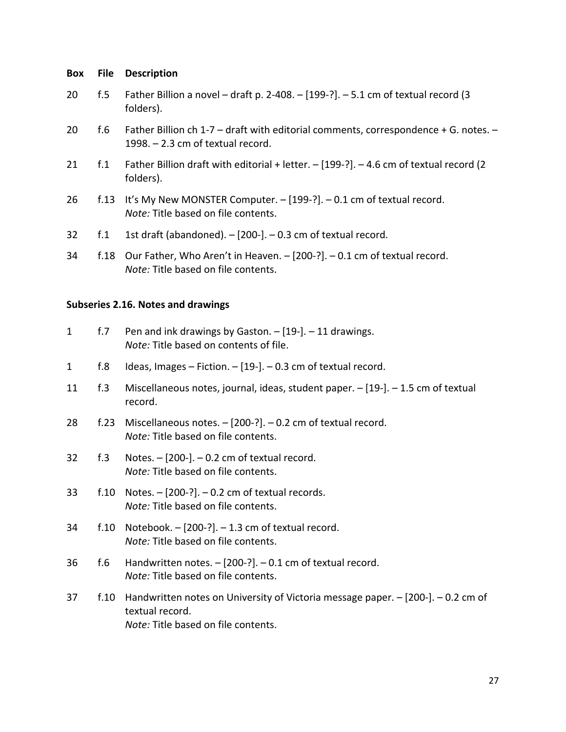| Box | File | Description |
|---|---|---|
| 20 | f.5 | Father Billion a novel – draft p. 2-408. – [199-?]. – 5.1 cm of textual record (3 folders). |
| 20 | f.6 | Father Billion ch 1-7 – draft with editorial comments, correspondence + G. notes. – 1998. – 2.3 cm of textual record. |
| 21 | f.1 | Father Billion draft with editorial + letter. – [199-?]. – 4.6 cm of textual record (2 folders). |
| 26 | f.13 | It's My New MONSTER Computer. – [199-?]. – 0.1 cm of textual record. *Note:* Title based on file contents. |
| 32 | f.1 | 1st draft (abandoned). – [200-]. – 0.3 cm of textual record. |
| 34 | f.18 | Our Father, Who Aren't in Heaven. – [200-?]. – 0.1 cm of textual record. *Note:* Title based on file contents. |

**Subseries 2.16. Notes and drawings**

| Box | File | Description |
|---|---|---|
| 1 | f.7 | Pen and ink drawings by Gaston. – [19-]. – 11 drawings. *Note:* Title based on contents of file. |
| 1 | f.8 | Ideas, Images – Fiction. – [19-]. – 0.3 cm of textual record. |
| 11 | f.3 | Miscellaneous notes, journal, ideas, student paper. – [19-]. – 1.5 cm of textual record. |
| 28 | f.23 | Miscellaneous notes. – [200-?]. – 0.2 cm of textual record. *Note:* Title based on file contents. |
| 32 | f.3 | Notes. – [200-]. – 0.2 cm of textual record. *Note:* Title based on file contents. |
| 33 | f.10 | Notes. – [200-?]. – 0.2 cm of textual records. *Note:* Title based on file contents. |
| 34 | f.10 | Notebook. – [200-?]. – 1.3 cm of textual record. *Note:* Title based on file contents. |
| 36 | f.6 | Handwritten notes. – [200-?]. – 0.1 cm of textual record. *Note:* Title based on file contents. |
| 37 | f.10 | Handwritten notes on University of Victoria message paper. – [200-]. – 0.2 cm of textual record. *Note:* Title based on file contents. |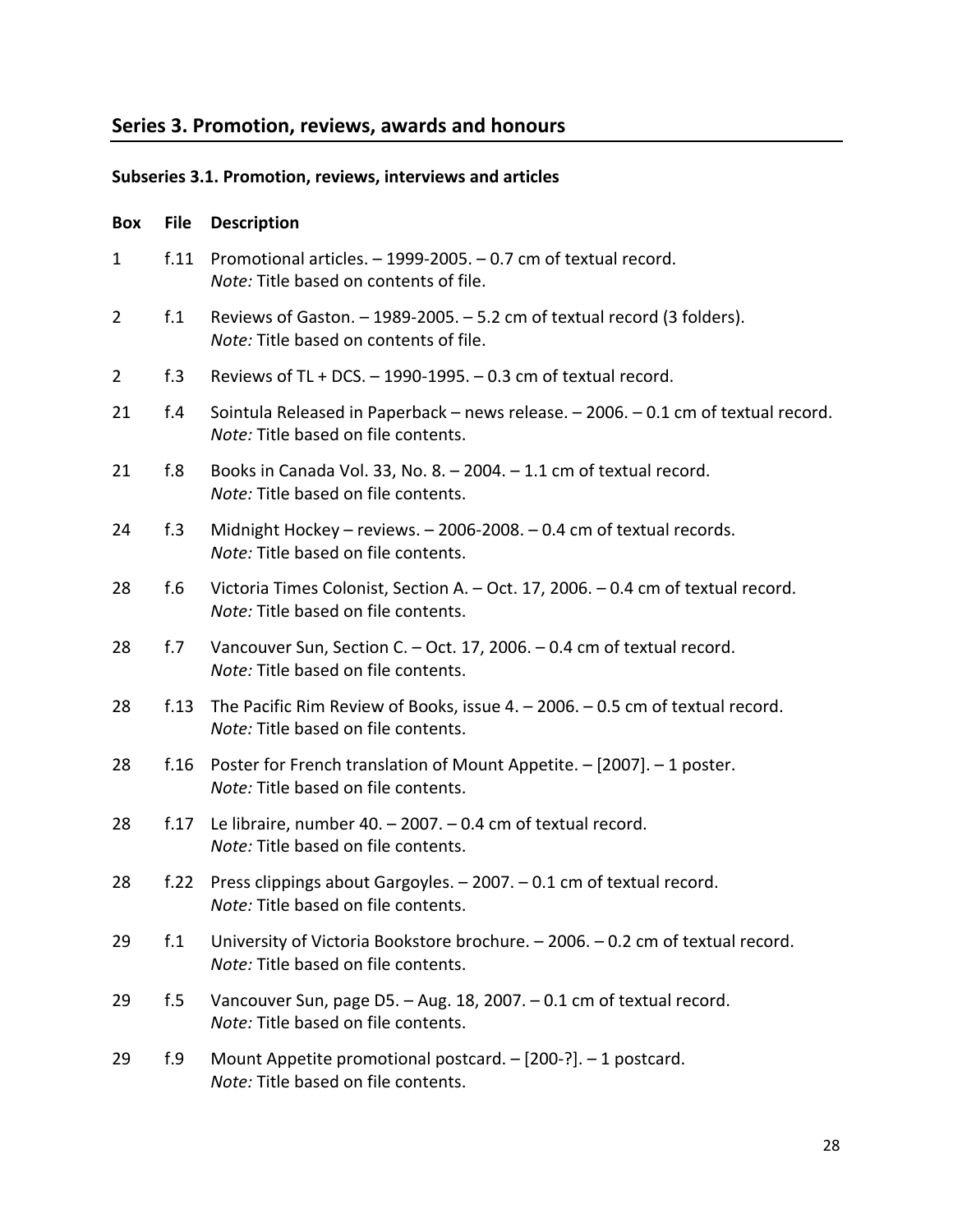## Series 3. Promotion, reviews, awards and honours

#### Subseries 3.1. Promotion, reviews, interviews and articles

| Box | File | Description |
|---|---|---|
| 1 | f.11 | Promotional articles. – 1999-2005. – 0.7 cm of textual record.<br>*Note:* Title based on contents of file. |
| 2 | f.1 | Reviews of Gaston. – 1989-2005. – 5.2 cm of textual record (3 folders).<br>*Note:* Title based on contents of file. |
| 2 | f.3 | Reviews of TL + DCS. – 1990-1995. – 0.3 cm of textual record. |
| 21 | f.4 | Sointula Released in Paperback – news release. – 2006. – 0.1 cm of textual record.<br>*Note:* Title based on file contents. |
| 21 | f.8 | Books in Canada Vol. 33, No. 8. – 2004. – 1.1 cm of textual record.<br>*Note:* Title based on file contents. |
| 24 | f.3 | Midnight Hockey – reviews. – 2006-2008. – 0.4 cm of textual records.<br>*Note:* Title based on file contents. |
| 28 | f.6 | Victoria Times Colonist, Section A. – Oct. 17, 2006. – 0.4 cm of textual record.<br>*Note:* Title based on file contents. |
| 28 | f.7 | Vancouver Sun, Section C. – Oct. 17, 2006. – 0.4 cm of textual record.<br>*Note:* Title based on file contents. |
| 28 | f.13 | The Pacific Rim Review of Books, issue 4. – 2006. – 0.5 cm of textual record.<br>*Note:* Title based on file contents. |
| 28 | f.16 | Poster for French translation of Mount Appetite. – [2007]. – 1 poster.<br>*Note:* Title based on file contents. |
| 28 | f.17 | Le libraire, number 40. – 2007. – 0.4 cm of textual record.<br>*Note:* Title based on file contents. |
| 28 | f.22 | Press clippings about Gargoyles. – 2007. – 0.1 cm of textual record.<br>*Note:* Title based on file contents. |
| 29 | f.1 | University of Victoria Bookstore brochure. – 2006. – 0.2 cm of textual record.<br>*Note:* Title based on file contents. |
| 29 | f.5 | Vancouver Sun, page D5. – Aug. 18, 2007. – 0.1 cm of textual record.<br>*Note:* Title based on file contents. |
| 29 | f.9 | Mount Appetite promotional postcard. – [200-?]. – 1 postcard.<br>*Note:* Title based on file contents. |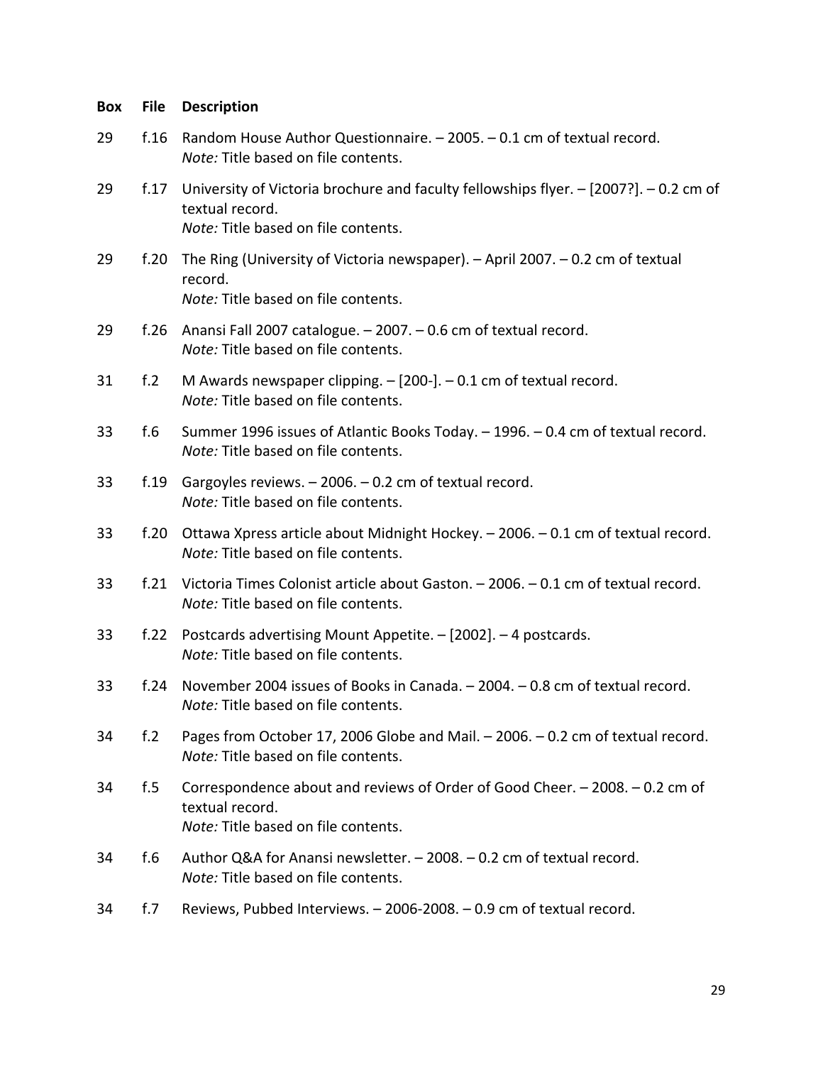| Box | File | Description |
|---|---|---|
| 29 | f.16 | Random House Author Questionnaire. – 2005. – 0.1 cm of textual record. *Note:* Title based on file contents. |
| 29 | f.17 | University of Victoria brochure and faculty fellowships flyer. – [2007?]. – 0.2 cm of textual record. *Note:* Title based on file contents. |
| 29 | f.20 | The Ring (University of Victoria newspaper). – April 2007. – 0.2 cm of textual record. *Note:* Title based on file contents. |
| 29 | f.26 | Anansi Fall 2007 catalogue. – 2007. – 0.6 cm of textual record. *Note:* Title based on file contents. |
| 31 | f.2 | M Awards newspaper clipping. – [200-]. – 0.1 cm of textual record. *Note:* Title based on file contents. |
| 33 | f.6 | Summer 1996 issues of Atlantic Books Today. – 1996. – 0.4 cm of textual record. *Note:* Title based on file contents. |
| 33 | f.19 | Gargoyles reviews. – 2006. – 0.2 cm of textual record. *Note:* Title based on file contents. |
| 33 | f.20 | Ottawa Xpress article about Midnight Hockey. – 2006. – 0.1 cm of textual record. *Note:* Title based on file contents. |
| 33 | f.21 | Victoria Times Colonist article about Gaston. – 2006. – 0.1 cm of textual record. *Note:* Title based on file contents. |
| 33 | f.22 | Postcards advertising Mount Appetite. – [2002]. – 4 postcards. *Note:* Title based on file contents. |
| 33 | f.24 | November 2004 issues of Books in Canada. – 2004. – 0.8 cm of textual record. *Note:* Title based on file contents. |
| 34 | f.2 | Pages from October 17, 2006 Globe and Mail. – 2006. – 0.2 cm of textual record. *Note:* Title based on file contents. |
| 34 | f.5 | Correspondence about and reviews of Order of Good Cheer. – 2008. – 0.2 cm of textual record. *Note:* Title based on file contents. |
| 34 | f.6 | Author Q&A for Anansi newsletter. – 2008. – 0.2 cm of textual record. *Note:* Title based on file contents. |
| 34 | f.7 | Reviews, Pubbed Interviews. – 2006-2008. – 0.9 cm of textual record. |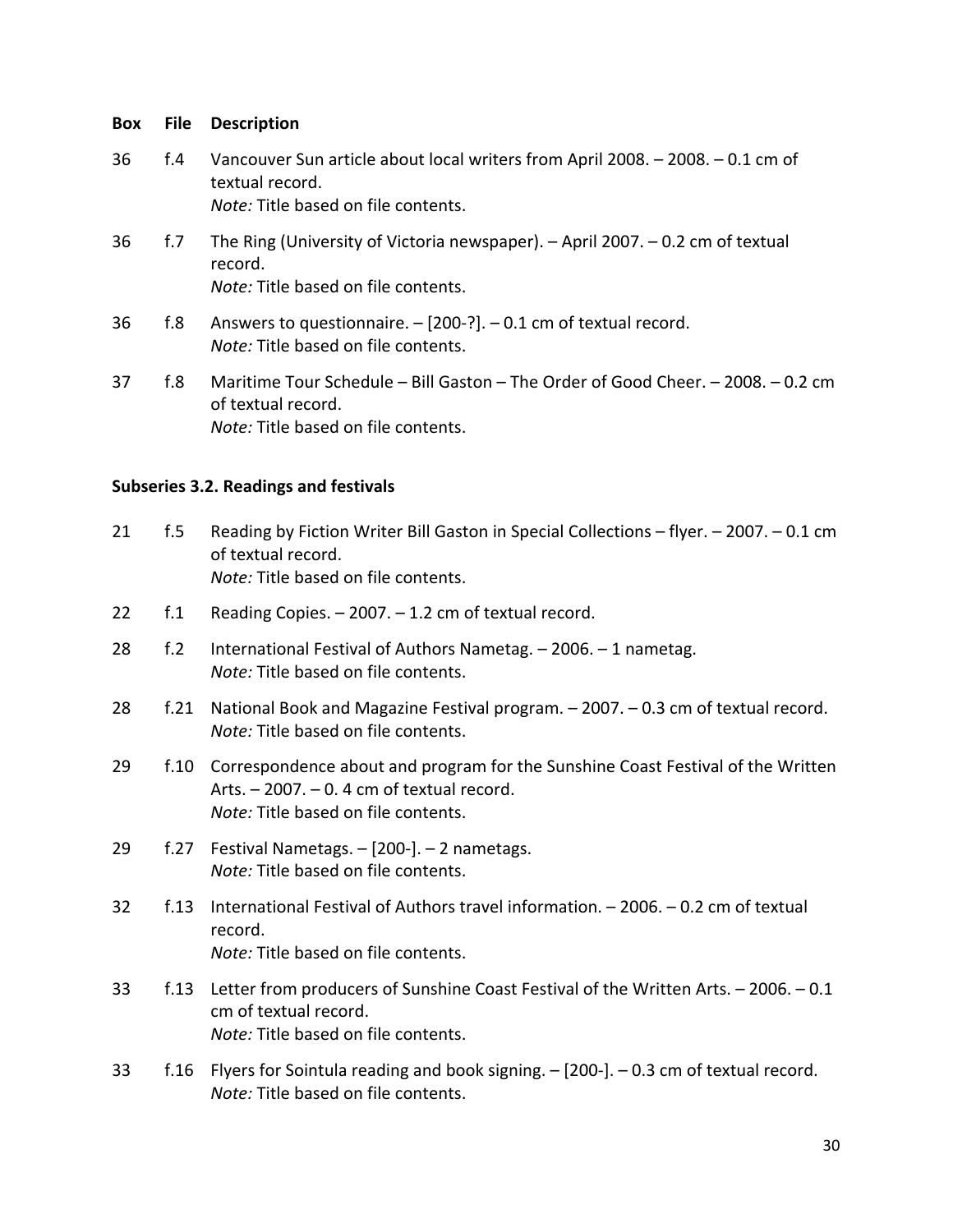| Box | File | Description |
|---|---|---|
| 36 | f.4 | Vancouver Sun article about local writers from April 2008. – 2008. – 0.1 cm of textual record. *Note:* Title based on file contents. |
| 36 | f.7 | The Ring (University of Victoria newspaper). – April 2007. – 0.2 cm of textual record. *Note:* Title based on file contents. |
| 36 | f.8 | Answers to questionnaire. – [200-?]. – 0.1 cm of textual record. *Note:* Title based on file contents. |
| 37 | f.8 | Maritime Tour Schedule – Bill Gaston – The Order of Good Cheer. – 2008. – 0.2 cm of textual record. *Note:* Title based on file contents. |

**Subseries 3.2. Readings and festivals**

| Box | File | Description |
|---|---|---|
| 21 | f.5 | Reading by Fiction Writer Bill Gaston in Special Collections – flyer. – 2007. – 0.1 cm of textual record. *Note:* Title based on file contents. |
| 22 | f.1 | Reading Copies. – 2007. – 1.2 cm of textual record. |
| 28 | f.2 | International Festival of Authors Nametag. – 2006. – 1 nametag. *Note:* Title based on file contents. |
| 28 | f.21 | National Book and Magazine Festival program. – 2007. – 0.3 cm of textual record. *Note:* Title based on file contents. |
| 29 | f.10 | Correspondence about and program for the Sunshine Coast Festival of the Written Arts. – 2007. – 0. 4 cm of textual record. *Note:* Title based on file contents. |
| 29 | f.27 | Festival Nametags. – [200-]. – 2 nametags. *Note:* Title based on file contents. |
| 32 | f.13 | International Festival of Authors travel information. – 2006. – 0.2 cm of textual record. *Note:* Title based on file contents. |
| 33 | f.13 | Letter from producers of Sunshine Coast Festival of the Written Arts. – 2006. – 0.1 cm of textual record. *Note:* Title based on file contents. |
| 33 | f.16 | Flyers for Sointula reading and book signing. – [200-]. – 0.3 cm of textual record. *Note:* Title based on file contents. |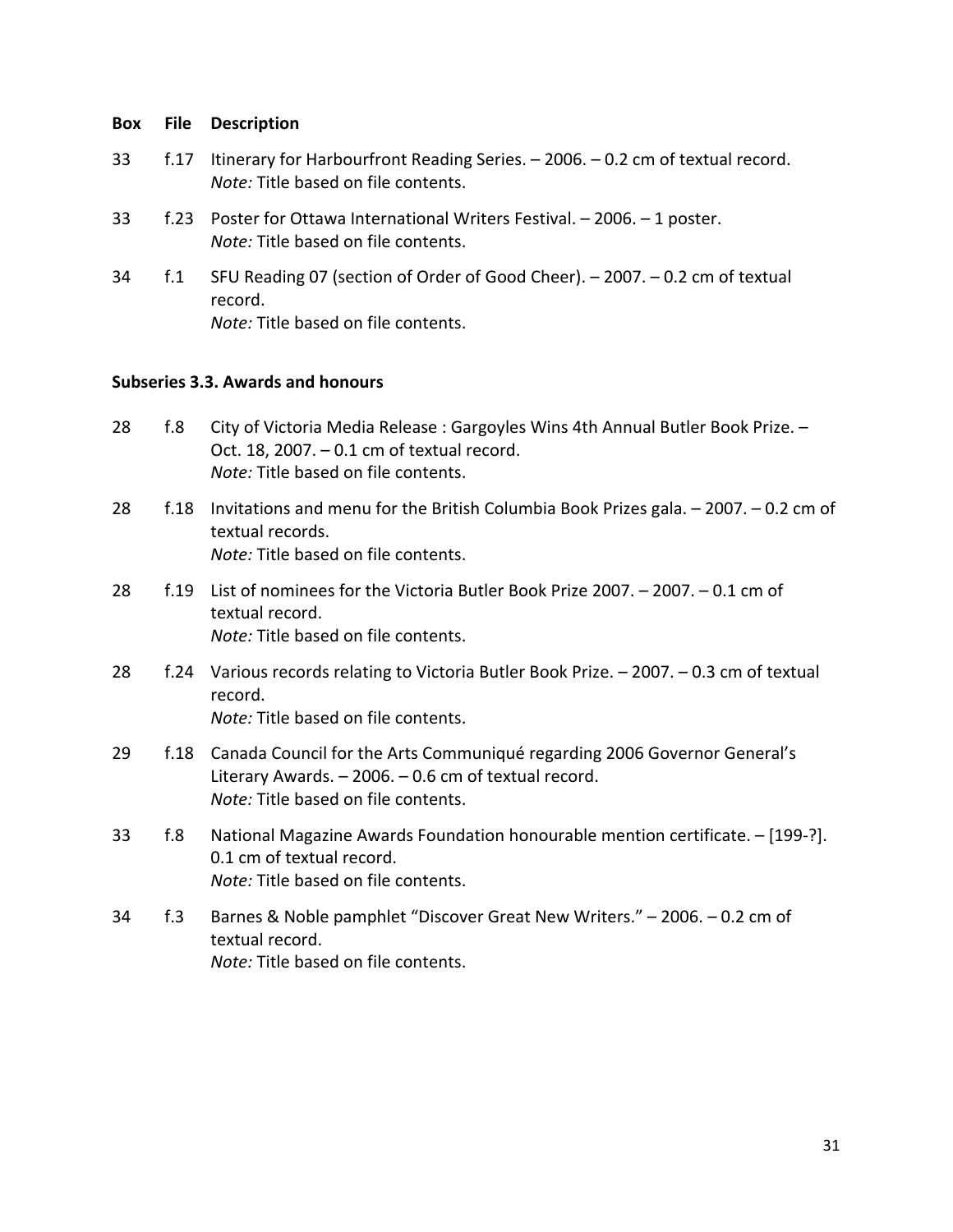| Box | File | Description |
|---|---|---|
| 33 | f.17 | Itinerary for Harbourfront Reading Series. – 2006. – 0.2 cm of textual record. *Note:* Title based on file contents. |
| 33 | f.23 | Poster for Ottawa International Writers Festival. – 2006. – 1 poster. *Note:* Title based on file contents. |
| 34 | f.1 | SFU Reading 07 (section of Order of Good Cheer). – 2007. – 0.2 cm of textual record. *Note:* Title based on file contents. |

**Subseries 3.3. Awards and honours**

| Box | File | Description |
|---|---|---|
| 28 | f.8 | City of Victoria Media Release : Gargoyles Wins 4th Annual Butler Book Prize. – Oct. 18, 2007. – 0.1 cm of textual record. *Note:* Title based on file contents. |
| 28 | f.18 | Invitations and menu for the British Columbia Book Prizes gala. – 2007. – 0.2 cm of textual records. *Note:* Title based on file contents. |
| 28 | f.19 | List of nominees for the Victoria Butler Book Prize 2007. – 2007. – 0.1 cm of textual record. *Note:* Title based on file contents. |
| 28 | f.24 | Various records relating to Victoria Butler Book Prize. – 2007. – 0.3 cm of textual record. *Note:* Title based on file contents. |
| 29 | f.18 | Canada Council for the Arts Communiqué regarding 2006 Governor General's Literary Awards. – 2006. – 0.6 cm of textual record. *Note:* Title based on file contents. |
| 33 | f.8 | National Magazine Awards Foundation honourable mention certificate. – [199-?]. 0.1 cm of textual record. *Note:* Title based on file contents. |
| 34 | f.3 | Barnes & Noble pamphlet "Discover Great New Writers." – 2006. – 0.2 cm of textual record. *Note:* Title based on file contents. |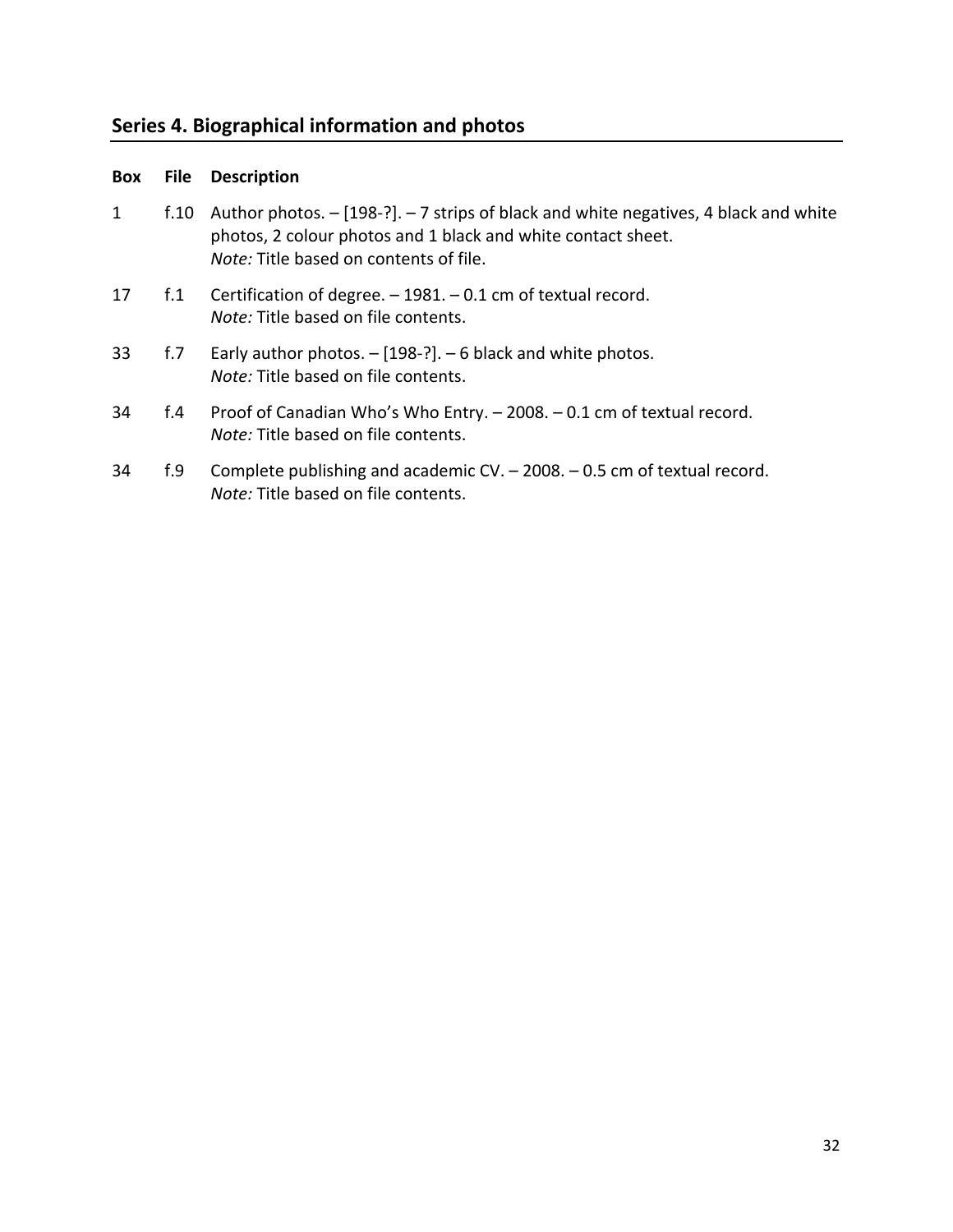## Series 4. Biographical information and photos

| Box | File | Description |
|---|---|---|
| 1 | f.10 | Author photos. – [198-?]. – 7 strips of black and white negatives, 4 black and white photos, 2 colour photos and 1 black and white contact sheet.<br>*Note:* Title based on contents of file. |
| 17 | f.1 | Certification of degree. – 1981. – 0.1 cm of textual record.<br>*Note:* Title based on file contents. |
| 33 | f.7 | Early author photos. – [198-?]. – 6 black and white photos.<br>*Note:* Title based on file contents. |
| 34 | f.4 | Proof of Canadian Who's Who Entry. – 2008. – 0.1 cm of textual record.<br>*Note:* Title based on file contents. |
| 34 | f.9 | Complete publishing and academic CV. – 2008. – 0.5 cm of textual record.<br>*Note:* Title based on file contents. |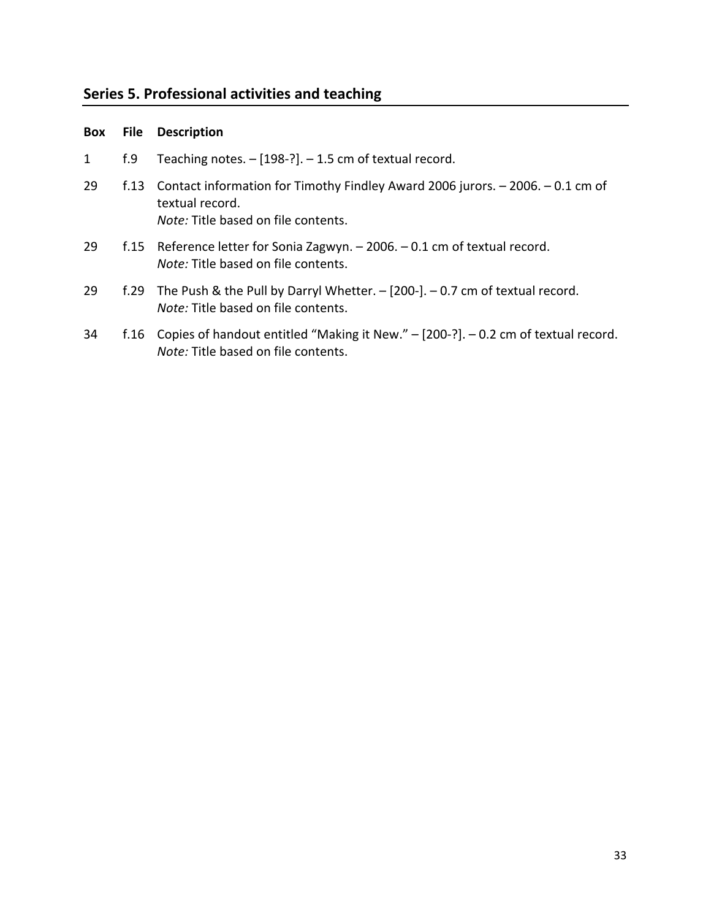## Series 5. Professional activities and teaching

| Box | File | Description |
|---|---|---|
| 1 | f.9 | Teaching notes. – [198-?]. – 1.5 cm of textual record. |
| 29 | f.13 | Contact information for Timothy Findley Award 2006 jurors. – 2006. – 0.1 cm of textual record. *Note:* Title based on file contents. |
| 29 | f.15 | Reference letter for Sonia Zagwyn. – 2006. – 0.1 cm of textual record. *Note:* Title based on file contents. |
| 29 | f.29 | The Push & the Pull by Darryl Whetter. – [200-]. – 0.7 cm of textual record. *Note:* Title based on file contents. |
| 34 | f.16 | Copies of handout entitled "Making it New." – [200-?]. – 0.2 cm of textual record. *Note:* Title based on file contents. |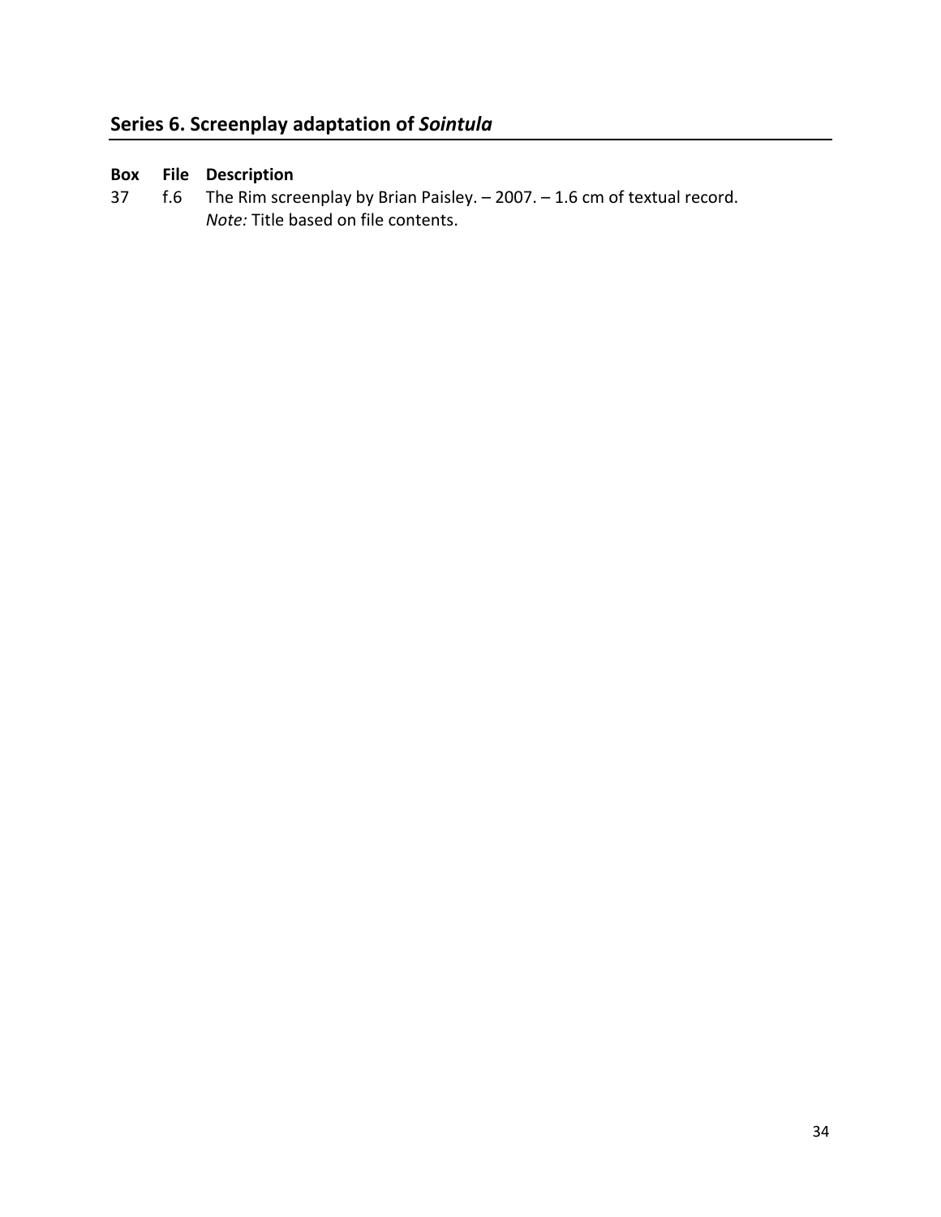## Series 6. Screenplay adaptation of *Sointula*

| Box | File | Description |
|---|---|---|
| 37 | f.6 | The Rim screenplay by Brian Paisley. – 2007. – 1.6 cm of textual record. *Note:* Title based on file contents. |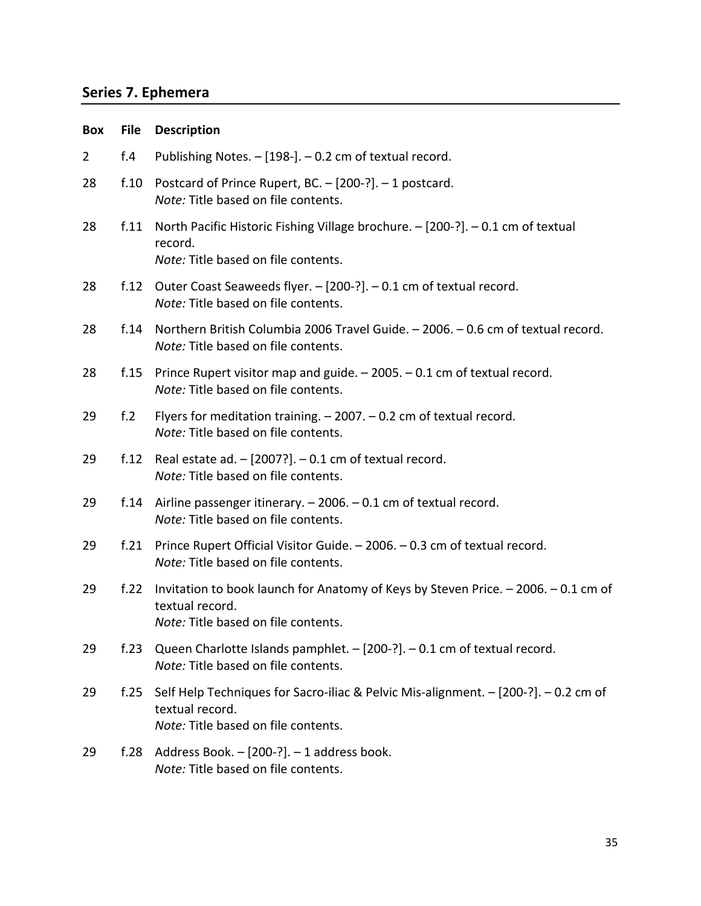## Series 7. Ephemera

| Box | File | Description |
|---|---|---|
| 2 | f.4 | Publishing Notes. – [198-]. – 0.2 cm of textual record. |
| 28 | f.10 | Postcard of Prince Rupert, BC. – [200-?]. – 1 postcard.<br>*Note:* Title based on file contents. |
| 28 | f.11 | North Pacific Historic Fishing Village brochure. – [200-?]. – 0.1 cm of textual record.<br>*Note:* Title based on file contents. |
| 28 | f.12 | Outer Coast Seaweeds flyer. – [200-?]. – 0.1 cm of textual record.<br>*Note:* Title based on file contents. |
| 28 | f.14 | Northern British Columbia 2006 Travel Guide. – 2006. – 0.6 cm of textual record.<br>*Note:* Title based on file contents. |
| 28 | f.15 | Prince Rupert visitor map and guide. – 2005. – 0.1 cm of textual record.<br>*Note:* Title based on file contents. |
| 29 | f.2 | Flyers for meditation training. – 2007. – 0.2 cm of textual record.<br>*Note:* Title based on file contents. |
| 29 | f.12 | Real estate ad. – [2007?]. – 0.1 cm of textual record.<br>*Note:* Title based on file contents. |
| 29 | f.14 | Airline passenger itinerary. – 2006. – 0.1 cm of textual record.<br>*Note:* Title based on file contents. |
| 29 | f.21 | Prince Rupert Official Visitor Guide. – 2006. – 0.3 cm of textual record.<br>*Note:* Title based on file contents. |
| 29 | f.22 | Invitation to book launch for Anatomy of Keys by Steven Price. – 2006. – 0.1 cm of textual record.<br>*Note:* Title based on file contents. |
| 29 | f.23 | Queen Charlotte Islands pamphlet. – [200-?]. – 0.1 cm of textual record.<br>*Note:* Title based on file contents. |
| 29 | f.25 | Self Help Techniques for Sacro-iliac & Pelvic Mis-alignment. – [200-?]. – 0.2 cm of textual record.<br>*Note:* Title based on file contents. |
| 29 | f.28 | Address Book. – [200-?]. – 1 address book.<br>*Note:* Title based on file contents. |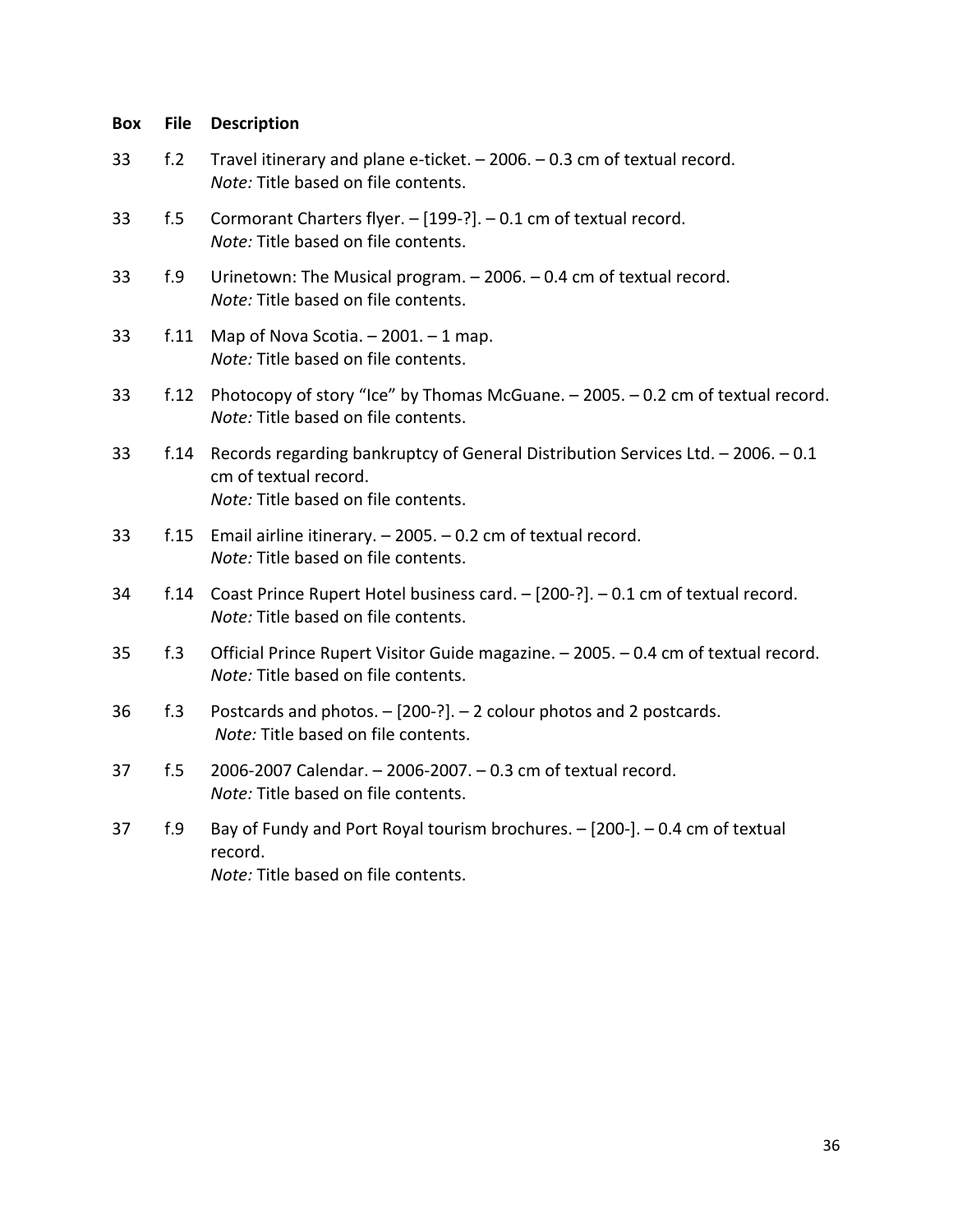| Box | File | Description |
|---|---|---|
| 33 | f.2 | Travel itinerary and plane e-ticket. – 2006. – 0.3 cm of textual record.<br>*Note:* Title based on file contents. |
| 33 | f.5 | Cormorant Charters flyer. – [199-?]. – 0.1 cm of textual record.<br>*Note:* Title based on file contents. |
| 33 | f.9 | Urinetown: The Musical program. – 2006. – 0.4 cm of textual record.<br>*Note:* Title based on file contents. |
| 33 | f.11 | Map of Nova Scotia. – 2001. – 1 map.<br>*Note:* Title based on file contents. |
| 33 | f.12 | Photocopy of story "Ice" by Thomas McGuane. – 2005. – 0.2 cm of textual record.<br>*Note:* Title based on file contents. |
| 33 | f.14 | Records regarding bankruptcy of General Distribution Services Ltd. – 2006. – 0.1 cm of textual record.<br>*Note:* Title based on file contents. |
| 33 | f.15 | Email airline itinerary. – 2005. – 0.2 cm of textual record.<br>*Note:* Title based on file contents. |
| 34 | f.14 | Coast Prince Rupert Hotel business card. – [200-?]. – 0.1 cm of textual record.<br>*Note:* Title based on file contents. |
| 35 | f.3 | Official Prince Rupert Visitor Guide magazine. – 2005. – 0.4 cm of textual record.<br>*Note:* Title based on file contents. |
| 36 | f.3 | Postcards and photos. – [200-?]. – 2 colour photos and 2 postcards.<br>*Note:* Title based on file contents. |
| 37 | f.5 | 2006-2007 Calendar. – 2006-2007. – 0.3 cm of textual record.<br>*Note:* Title based on file contents. |
| 37 | f.9 | Bay of Fundy and Port Royal tourism brochures. – [200-]. – 0.4 cm of textual record.<br>*Note:* Title based on file contents. |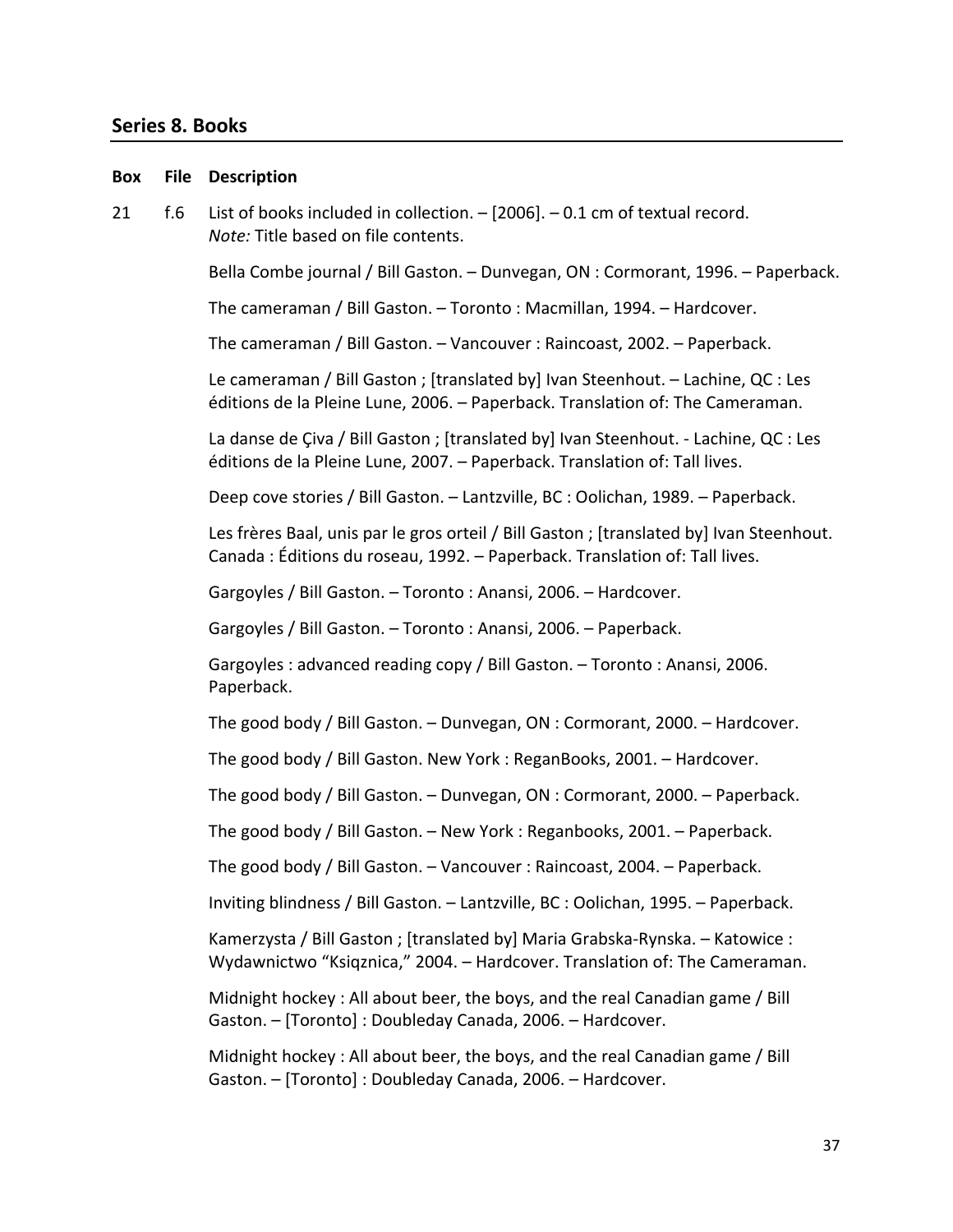## Series 8. Books

| Box | File | Description |
|---|---|---|
| 21 | f.6 | List of books included in collection. – [2006]. – 0.1 cm of textual record. *Note:* Title based on file contents. |

Bella Combe journal / Bill Gaston. – Dunvegan, ON : Cormorant, 1996. – Paperback.

The cameraman / Bill Gaston. – Toronto : Macmillan, 1994. – Hardcover.

The cameraman / Bill Gaston. – Vancouver : Raincoast, 2002. – Paperback.

Le cameraman / Bill Gaston ; [translated by] Ivan Steenhout. – Lachine, QC : Les éditions de la Pleine Lune, 2006. – Paperback. Translation of: The Cameraman.

La danse de Çiva / Bill Gaston ; [translated by] Ivan Steenhout. - Lachine, QC : Les éditions de la Pleine Lune, 2007. – Paperback. Translation of: Tall lives.

Deep cove stories / Bill Gaston. – Lantzville, BC : Oolichan, 1989. – Paperback.

Les frères Baal, unis par le gros orteil / Bill Gaston ; [translated by] Ivan Steenhout. Canada : Éditions du roseau, 1992. – Paperback. Translation of: Tall lives.

Gargoyles / Bill Gaston. – Toronto : Anansi, 2006. – Hardcover.

Gargoyles / Bill Gaston. – Toronto : Anansi, 2006. – Paperback.

Gargoyles : advanced reading copy / Bill Gaston. – Toronto : Anansi, 2006. Paperback.

The good body / Bill Gaston. – Dunvegan, ON : Cormorant, 2000. – Hardcover.

The good body / Bill Gaston. New York : ReganBooks, 2001. – Hardcover.

The good body / Bill Gaston. – Dunvegan, ON : Cormorant, 2000. – Paperback.

The good body / Bill Gaston. – New York : Reganbooks, 2001. – Paperback.

The good body / Bill Gaston. – Vancouver : Raincoast, 2004. – Paperback.

Inviting blindness / Bill Gaston. – Lantzville, BC : Oolichan, 1995. – Paperback.

Kamerzysta / Bill Gaston ; [translated by] Maria Grabska-Rynska. – Katowice : Wydawnictwo "Ksiqznica," 2004. – Hardcover. Translation of: The Cameraman.

Midnight hockey : All about beer, the boys, and the real Canadian game / Bill Gaston. – [Toronto] : Doubleday Canada, 2006. – Hardcover.

Midnight hockey : All about beer, the boys, and the real Canadian game / Bill Gaston. – [Toronto] : Doubleday Canada, 2006. – Hardcover.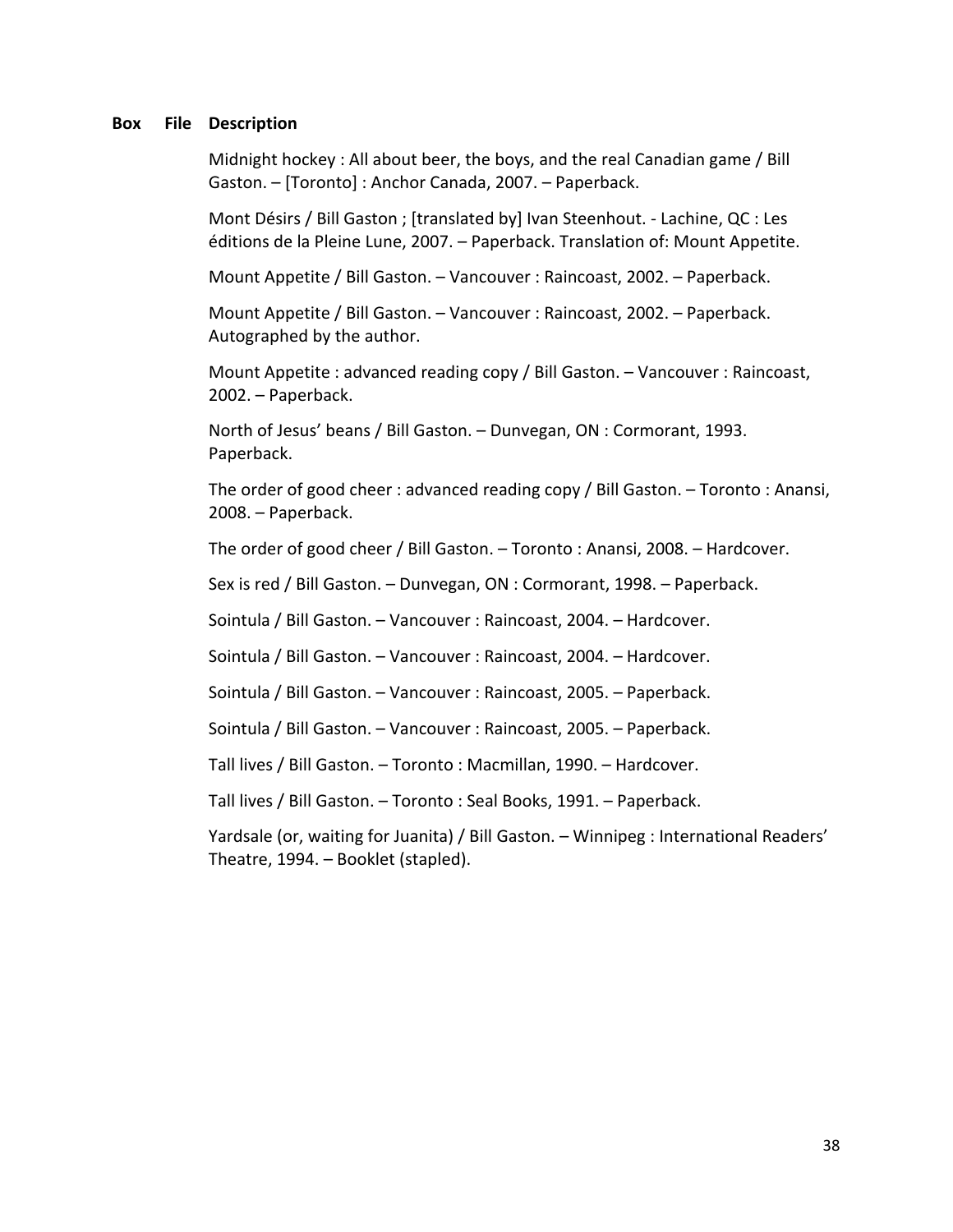| Box | File | Description |
|---|---|---|
| | | Midnight hockey : All about beer, the boys, and the real Canadian game / Bill Gaston. – [Toronto] : Anchor Canada, 2007. – Paperback. |
| | | Mont Désirs / Bill Gaston ; [translated by] Ivan Steenhout. - Lachine, QC : Les éditions de la Pleine Lune, 2007. – Paperback. Translation of: Mount Appetite. |
| | | Mount Appetite / Bill Gaston. – Vancouver : Raincoast, 2002. – Paperback. |
| | | Mount Appetite / Bill Gaston. – Vancouver : Raincoast, 2002. – Paperback. Autographed by the author. |
| | | Mount Appetite : advanced reading copy / Bill Gaston. – Vancouver : Raincoast, 2002. – Paperback. |
| | | North of Jesus' beans / Bill Gaston. – Dunvegan, ON : Cormorant, 1993. Paperback. |
| | | The order of good cheer : advanced reading copy / Bill Gaston. – Toronto : Anansi, 2008. – Paperback. |
| | | The order of good cheer / Bill Gaston. – Toronto : Anansi, 2008. – Hardcover. |
| | | Sex is red / Bill Gaston. – Dunvegan, ON : Cormorant, 1998. – Paperback. |
| | | Sointula / Bill Gaston. – Vancouver : Raincoast, 2004. – Hardcover. |
| | | Sointula / Bill Gaston. – Vancouver : Raincoast, 2004. – Hardcover. |
| | | Sointula / Bill Gaston. – Vancouver : Raincoast, 2005. – Paperback. |
| | | Sointula / Bill Gaston. – Vancouver : Raincoast, 2005. – Paperback. |
| | | Tall lives / Bill Gaston. – Toronto : Macmillan, 1990. – Hardcover. |
| | | Tall lives / Bill Gaston. – Toronto : Seal Books, 1991. – Paperback. |
| | | Yardsale (or, waiting for Juanita) / Bill Gaston. – Winnipeg : International Readers' Theatre, 1994. – Booklet (stapled). |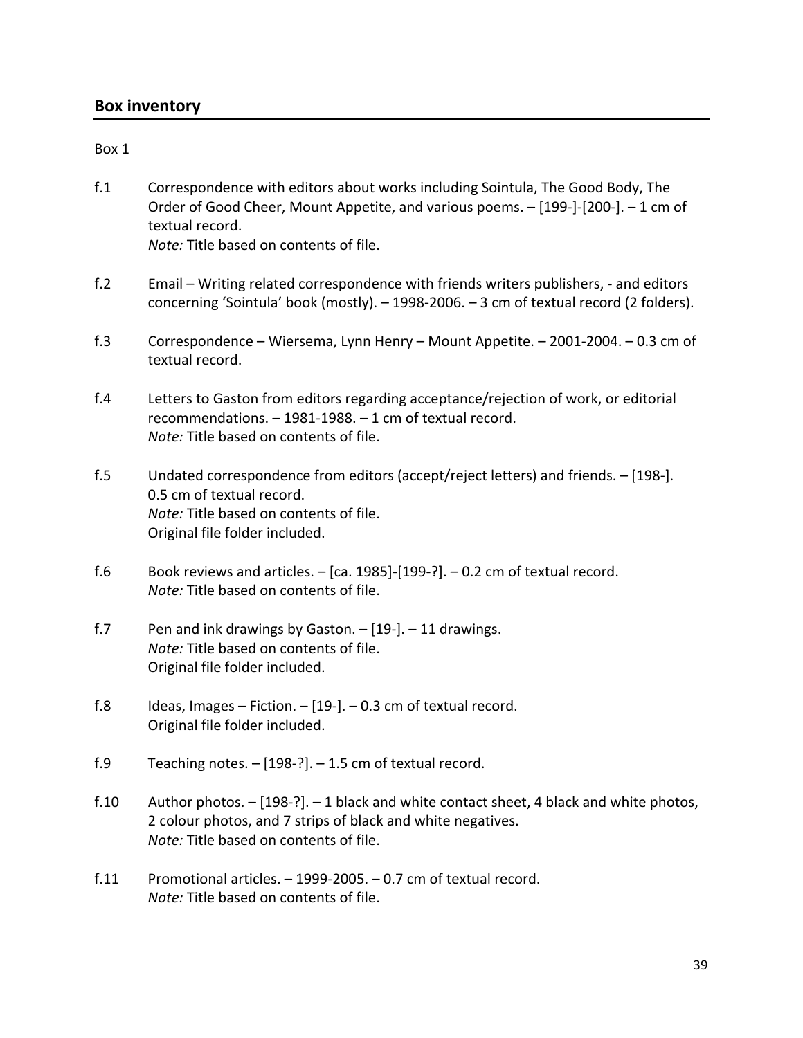## Box inventory

Box 1

f.1 Correspondence with editors about works including Sointula, The Good Body, The Order of Good Cheer, Mount Appetite, and various poems. – [199-]-[200-]. – 1 cm of textual record.
*Note:* Title based on contents of file.

f.2 Email – Writing related correspondence with friends writers publishers, - and editors concerning 'Sointula' book (mostly). – 1998-2006. – 3 cm of textual record (2 folders).

f.3 Correspondence – Wiersema, Lynn Henry – Mount Appetite. – 2001-2004. – 0.3 cm of textual record.

f.4 Letters to Gaston from editors regarding acceptance/rejection of work, or editorial recommendations. – 1981-1988. – 1 cm of textual record.
*Note:* Title based on contents of file.

f.5 Undated correspondence from editors (accept/reject letters) and friends. – [198-]. 0.5 cm of textual record.
*Note:* Title based on contents of file.
Original file folder included.

f.6 Book reviews and articles. – [ca. 1985]-[199-?]. – 0.2 cm of textual record.
*Note:* Title based on contents of file.

f.7 Pen and ink drawings by Gaston. – [19-]. – 11 drawings.
*Note:* Title based on contents of file.
Original file folder included.

f.8 Ideas, Images – Fiction. – [19-]. – 0.3 cm of textual record.
Original file folder included.

f.9 Teaching notes. – [198-?]. – 1.5 cm of textual record.

f.10 Author photos. – [198-?]. – 1 black and white contact sheet, 4 black and white photos, 2 colour photos, and 7 strips of black and white negatives.
*Note:* Title based on contents of file.

f.11 Promotional articles. – 1999-2005. – 0.7 cm of textual record.
*Note:* Title based on contents of file.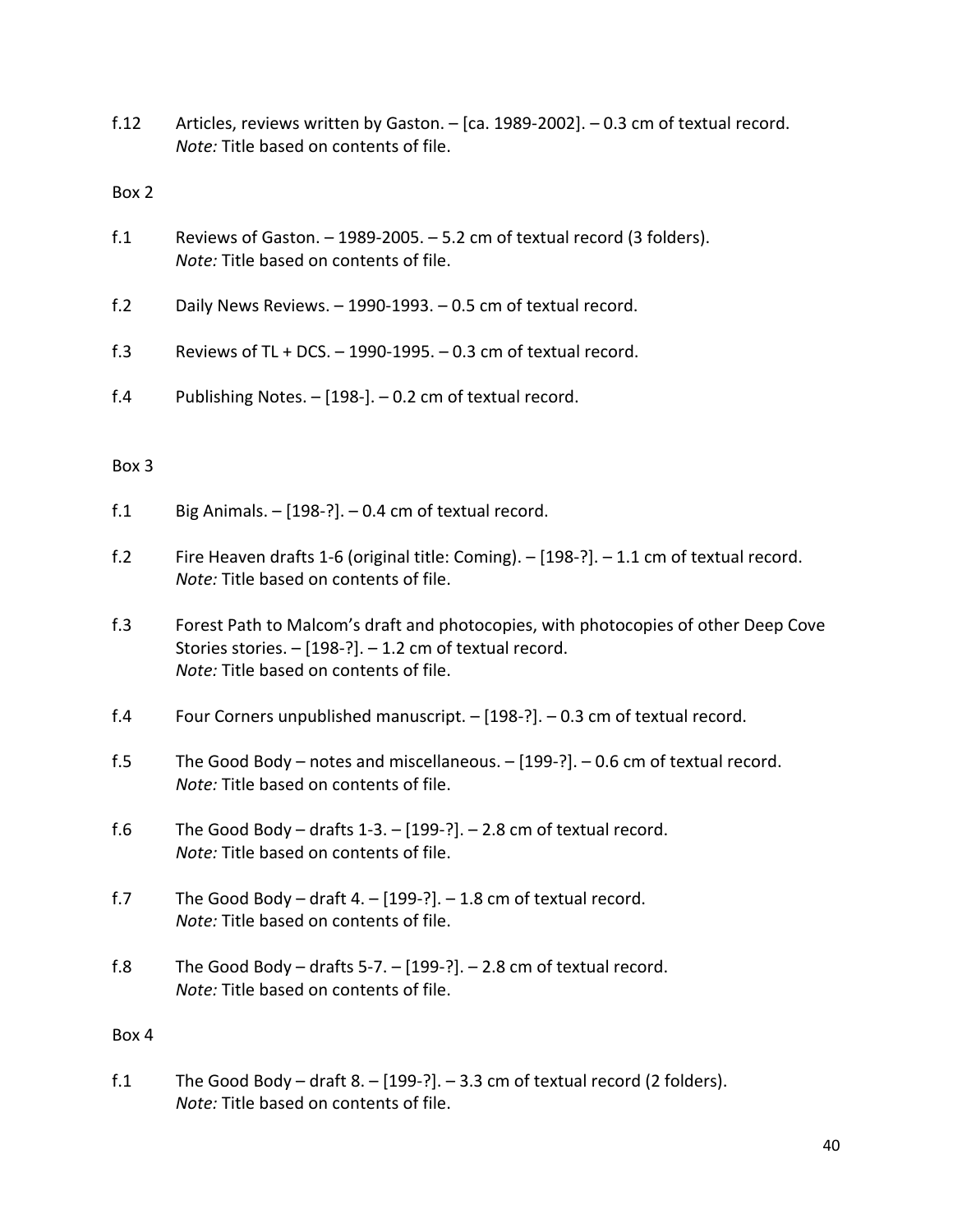f.12 Articles, reviews written by Gaston. – [ca. 1989-2002]. – 0.3 cm of textual record.
*Note:* Title based on contents of file.

Box 2

f.1 Reviews of Gaston. – 1989-2005. – 5.2 cm of textual record (3 folders).
*Note:* Title based on contents of file.

f.2 Daily News Reviews. – 1990-1993. – 0.5 cm of textual record.

f.3 Reviews of TL + DCS. – 1990-1995. – 0.3 cm of textual record.

f.4 Publishing Notes. – [198-]. – 0.2 cm of textual record.

Box 3

f.1 Big Animals. – [198-?]. – 0.4 cm of textual record.

f.2 Fire Heaven drafts 1-6 (original title: Coming). – [198-?]. – 1.1 cm of textual record.
*Note:* Title based on contents of file.

f.3 Forest Path to Malcom's draft and photocopies, with photocopies of other Deep Cove Stories stories. – [198-?]. – 1.2 cm of textual record.
*Note:* Title based on contents of file.

f.4 Four Corners unpublished manuscript. – [198-?]. – 0.3 cm of textual record.

f.5 The Good Body – notes and miscellaneous. – [199-?]. – 0.6 cm of textual record.
*Note:* Title based on contents of file.

f.6 The Good Body – drafts 1-3. – [199-?]. – 2.8 cm of textual record.
*Note:* Title based on contents of file.

f.7 The Good Body – draft 4. – [199-?]. – 1.8 cm of textual record.
*Note:* Title based on contents of file.

f.8 The Good Body – drafts 5-7. – [199-?]. – 2.8 cm of textual record.
*Note:* Title based on contents of file.

Box 4

f.1 The Good Body – draft 8. – [199-?]. – 3.3 cm of textual record (2 folders).
*Note:* Title based on contents of file.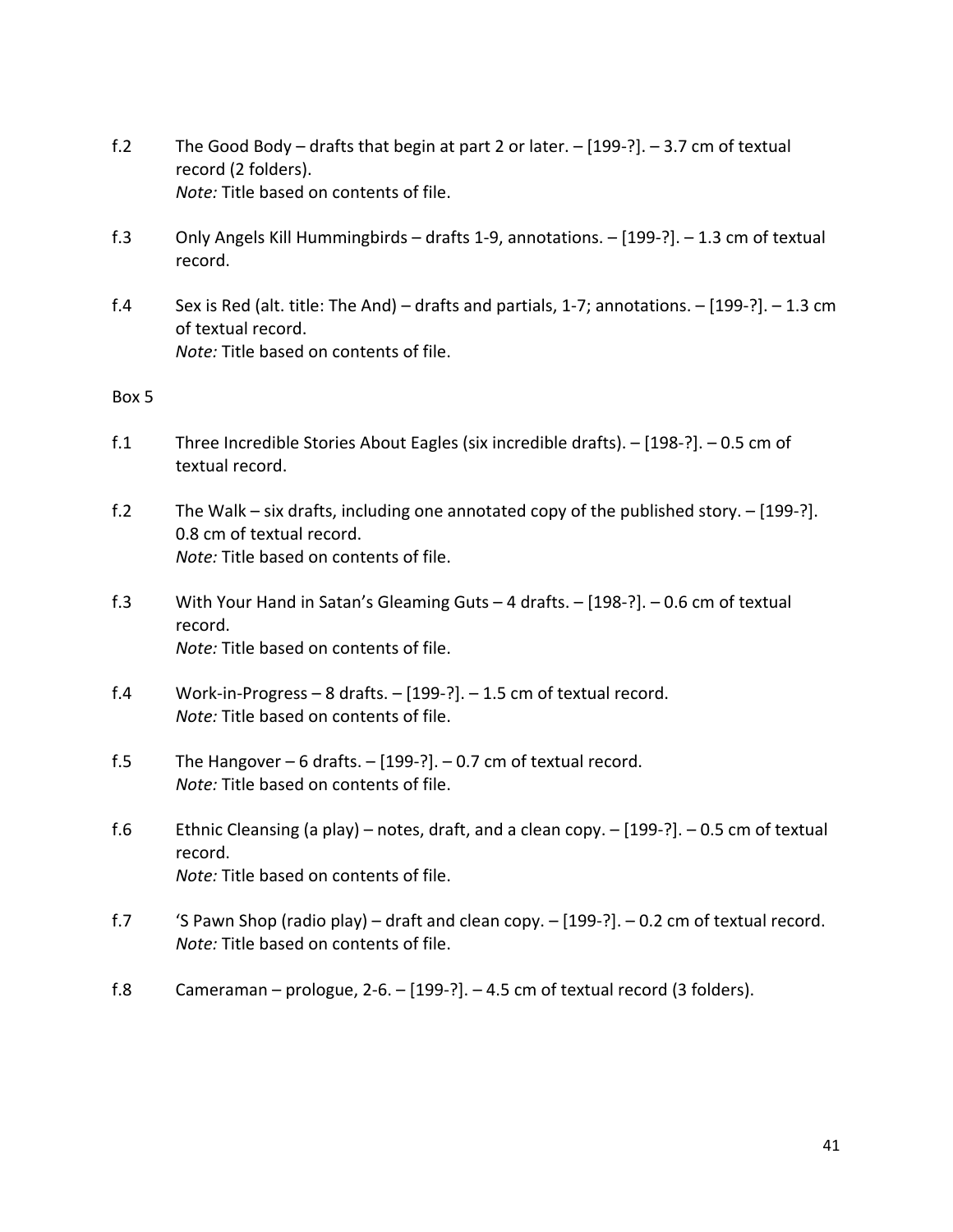f.2 The Good Body – drafts that begin at part 2 or later. – [199-?]. – 3.7 cm of textual record (2 folders).
*Note:* Title based on contents of file.

f.3 Only Angels Kill Hummingbirds – drafts 1-9, annotations. – [199-?]. – 1.3 cm of textual record.

f.4 Sex is Red (alt. title: The And) – drafts and partials, 1-7; annotations. – [199-?]. – 1.3 cm of textual record.
*Note:* Title based on contents of file.

Box 5

f.1 Three Incredible Stories About Eagles (six incredible drafts). – [198-?]. – 0.5 cm of textual record.

f.2 The Walk – six drafts, including one annotated copy of the published story. – [199-?]. 0.8 cm of textual record.
*Note:* Title based on contents of file.

f.3 With Your Hand in Satan's Gleaming Guts – 4 drafts. – [198-?]. – 0.6 cm of textual record.
*Note:* Title based on contents of file.

f.4 Work-in-Progress – 8 drafts. – [199-?]. – 1.5 cm of textual record.
*Note:* Title based on contents of file.

f.5 The Hangover – 6 drafts. – [199-?]. – 0.7 cm of textual record.
*Note:* Title based on contents of file.

f.6 Ethnic Cleansing (a play) – notes, draft, and a clean copy. – [199-?]. – 0.5 cm of textual record.
*Note:* Title based on contents of file.

f.7 'S Pawn Shop (radio play) – draft and clean copy. – [199-?]. – 0.2 cm of textual record.
*Note:* Title based on contents of file.

f.8 Cameraman – prologue, 2-6. – [199-?]. – 4.5 cm of textual record (3 folders).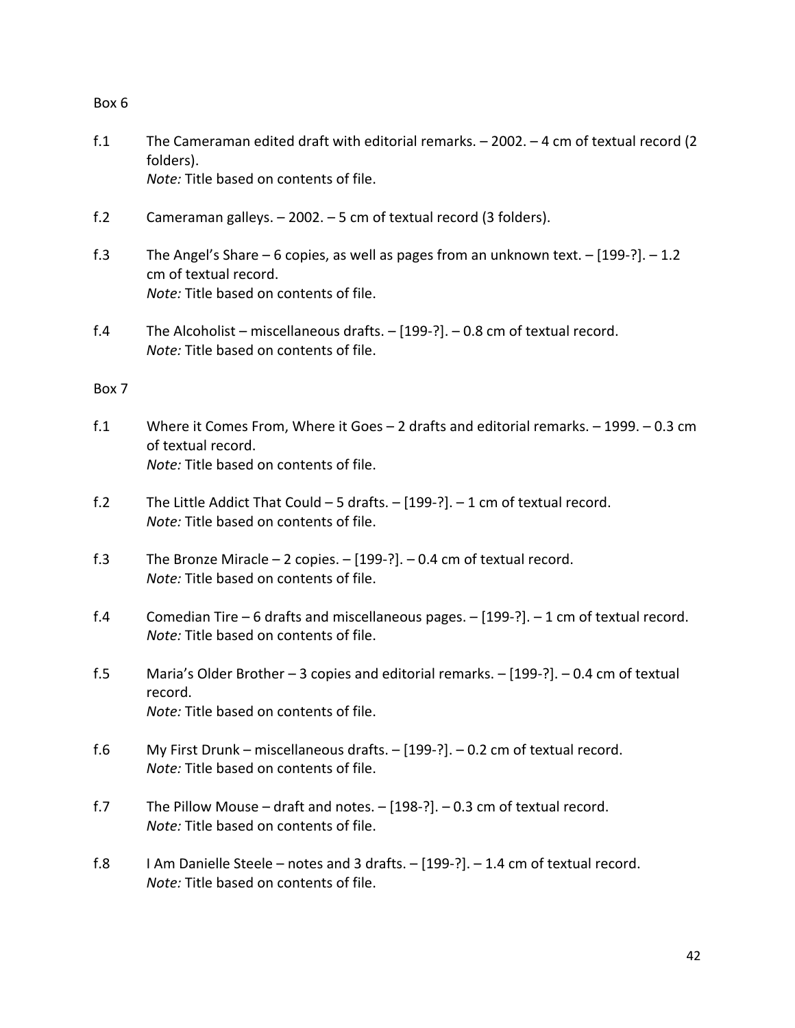Box 6

f.1 The Cameraman edited draft with editorial remarks. – 2002. – 4 cm of textual record (2 folders).
*Note:* Title based on contents of file.

f.2 Cameraman galleys. – 2002. – 5 cm of textual record (3 folders).

f.3 The Angel's Share – 6 copies, as well as pages from an unknown text. – [199-?]. – 1.2 cm of textual record.
*Note:* Title based on contents of file.

f.4 The Alcoholist – miscellaneous drafts. – [199-?]. – 0.8 cm of textual record.
*Note:* Title based on contents of file.

Box 7

f.1 Where it Comes From, Where it Goes – 2 drafts and editorial remarks. – 1999. – 0.3 cm of textual record.
*Note:* Title based on contents of file.

f.2 The Little Addict That Could – 5 drafts. – [199-?]. – 1 cm of textual record.
*Note:* Title based on contents of file.

f.3 The Bronze Miracle – 2 copies. – [199-?]. – 0.4 cm of textual record.
*Note:* Title based on contents of file.

f.4 Comedian Tire – 6 drafts and miscellaneous pages. – [199-?]. – 1 cm of textual record.
*Note:* Title based on contents of file.

f.5 Maria's Older Brother – 3 copies and editorial remarks. – [199-?]. – 0.4 cm of textual record.
*Note:* Title based on contents of file.

f.6 My First Drunk – miscellaneous drafts. – [199-?]. – 0.2 cm of textual record.
*Note:* Title based on contents of file.

f.7 The Pillow Mouse – draft and notes. – [198-?]. – 0.3 cm of textual record.
*Note:* Title based on contents of file.

f.8 I Am Danielle Steele – notes and 3 drafts. – [199-?]. – 1.4 cm of textual record.
*Note:* Title based on contents of file.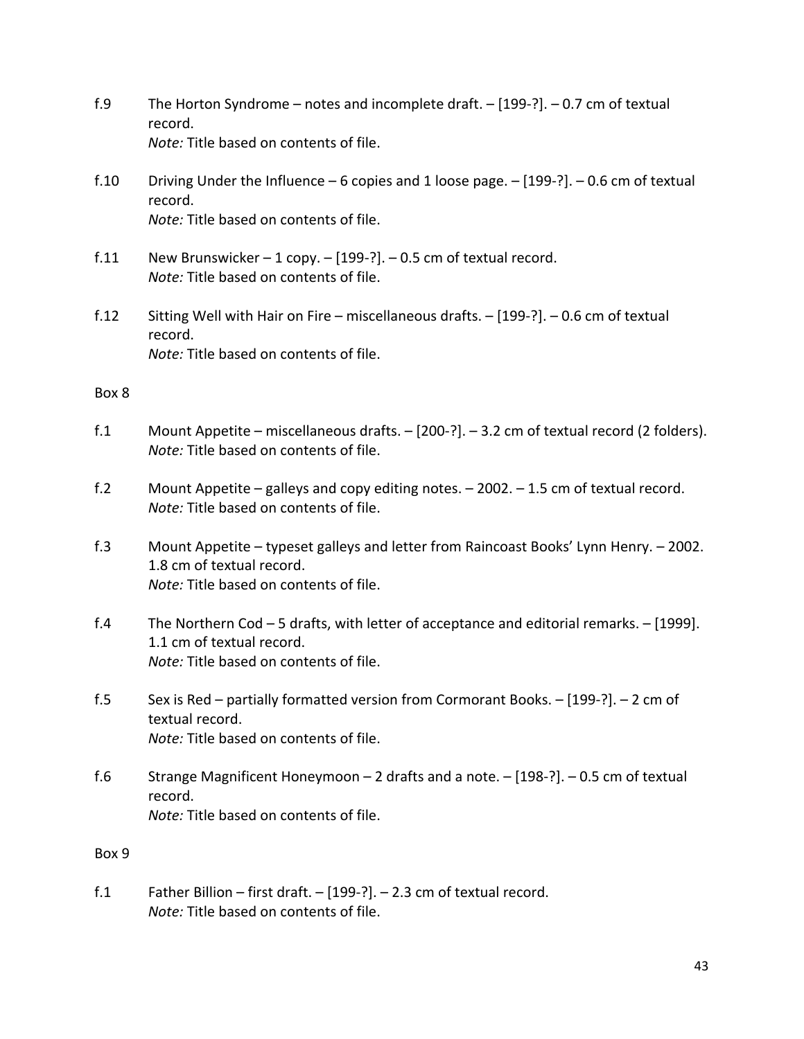f.9 The Horton Syndrome – notes and incomplete draft. – [199-?]. – 0.7 cm of textual record.
*Note:* Title based on contents of file.

f.10 Driving Under the Influence – 6 copies and 1 loose page. – [199-?]. – 0.6 cm of textual record.
*Note:* Title based on contents of file.

f.11 New Brunswicker – 1 copy. – [199-?]. – 0.5 cm of textual record.
*Note:* Title based on contents of file.

f.12 Sitting Well with Hair on Fire – miscellaneous drafts. – [199-?]. – 0.6 cm of textual record.
*Note:* Title based on contents of file.

Box 8

f.1 Mount Appetite – miscellaneous drafts. – [200-?]. – 3.2 cm of textual record (2 folders).
*Note:* Title based on contents of file.

f.2 Mount Appetite – galleys and copy editing notes. – 2002. – 1.5 cm of textual record.
*Note:* Title based on contents of file.

f.3 Mount Appetite – typeset galleys and letter from Raincoast Books' Lynn Henry. – 2002. 1.8 cm of textual record.
*Note:* Title based on contents of file.

f.4 The Northern Cod – 5 drafts, with letter of acceptance and editorial remarks. – [1999]. 1.1 cm of textual record.
*Note:* Title based on contents of file.

f.5 Sex is Red – partially formatted version from Cormorant Books. – [199-?]. – 2 cm of textual record.
*Note:* Title based on contents of file.

f.6 Strange Magnificent Honeymoon – 2 drafts and a note. – [198-?]. – 0.5 cm of textual record.
*Note:* Title based on contents of file.

Box 9

f.1 Father Billion – first draft. – [199-?]. – 2.3 cm of textual record.
*Note:* Title based on contents of file.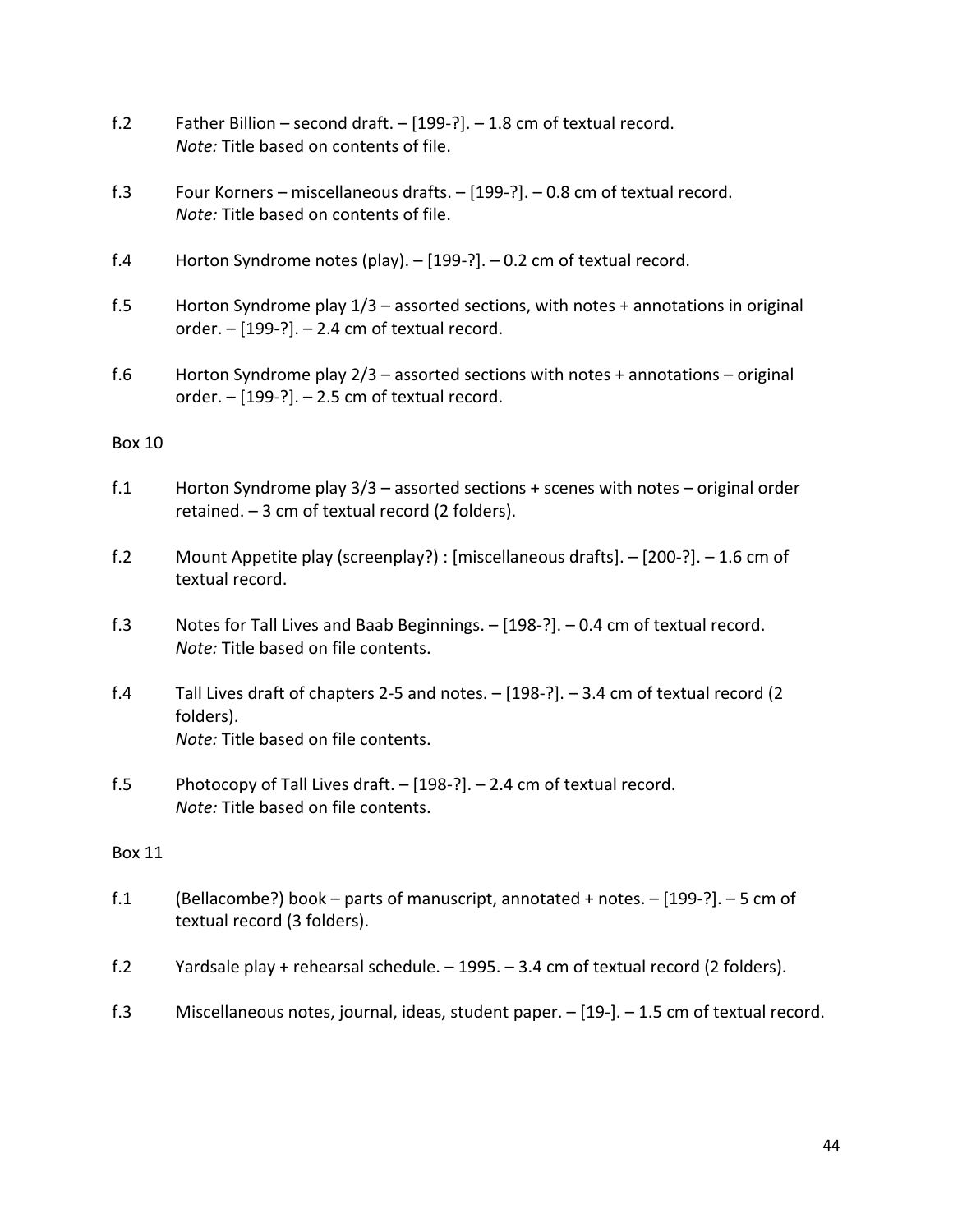f.2 Father Billion – second draft. – [199-?]. – 1.8 cm of textual record.
*Note:* Title based on contents of file.

f.3 Four Korners – miscellaneous drafts. – [199-?]. – 0.8 cm of textual record.
*Note:* Title based on contents of file.

f.4 Horton Syndrome notes (play). – [199-?]. – 0.2 cm of textual record.

f.5 Horton Syndrome play 1/3 – assorted sections, with notes + annotations in original order. – [199-?]. – 2.4 cm of textual record.

f.6 Horton Syndrome play 2/3 – assorted sections with notes + annotations – original order. – [199-?]. – 2.5 cm of textual record.

Box 10

f.1 Horton Syndrome play 3/3 – assorted sections + scenes with notes – original order retained. – 3 cm of textual record (2 folders).

f.2 Mount Appetite play (screenplay?) : [miscellaneous drafts]. – [200-?]. – 1.6 cm of textual record.

f.3 Notes for Tall Lives and Baab Beginnings. – [198-?]. – 0.4 cm of textual record.
*Note:* Title based on file contents.

f.4 Tall Lives draft of chapters 2-5 and notes. – [198-?]. – 3.4 cm of textual record (2 folders).
*Note:* Title based on file contents.

f.5 Photocopy of Tall Lives draft. – [198-?]. – 2.4 cm of textual record.
*Note:* Title based on file contents.

Box 11

f.1 (Bellacombe?) book – parts of manuscript, annotated + notes. – [199-?]. – 5 cm of textual record (3 folders).

f.2 Yardsale play + rehearsal schedule. – 1995. – 3.4 cm of textual record (2 folders).

f.3 Miscellaneous notes, journal, ideas, student paper. – [19-]. – 1.5 cm of textual record.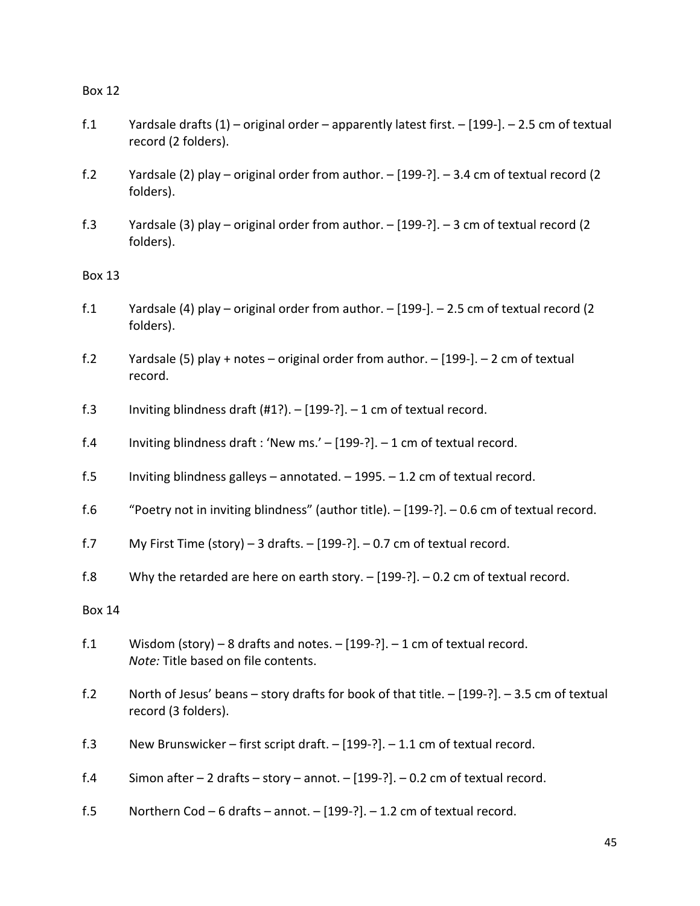Box 12

f.1 Yardsale drafts (1) – original order – apparently latest first. – [199-]. – 2.5 cm of textual record (2 folders).

f.2 Yardsale (2) play – original order from author. – [199-?]. – 3.4 cm of textual record (2 folders).

f.3 Yardsale (3) play – original order from author. – [199-?]. – 3 cm of textual record (2 folders).

Box 13

f.1 Yardsale (4) play – original order from author. – [199-]. – 2.5 cm of textual record (2 folders).

f.2 Yardsale (5) play + notes – original order from author. – [199-]. – 2 cm of textual record.

f.3 Inviting blindness draft (#1?). – [199-?]. – 1 cm of textual record.

f.4 Inviting blindness draft : 'New ms.' – [199-?]. – 1 cm of textual record.

f.5 Inviting blindness galleys – annotated. – 1995. – 1.2 cm of textual record.

f.6 "Poetry not in inviting blindness" (author title). – [199-?]. – 0.6 cm of textual record.

f.7 My First Time (story) – 3 drafts. – [199-?]. – 0.7 cm of textual record.

f.8 Why the retarded are here on earth story. – [199-?]. – 0.2 cm of textual record.

Box 14

f.1 Wisdom (story) – 8 drafts and notes. – [199-?]. – 1 cm of textual record.
*Note:* Title based on file contents.

f.2 North of Jesus' beans – story drafts for book of that title. – [199-?]. – 3.5 cm of textual record (3 folders).

f.3 New Brunswicker – first script draft. – [199-?]. – 1.1 cm of textual record.

f.4 Simon after – 2 drafts – story – annot. – [199-?]. – 0.2 cm of textual record.

f.5 Northern Cod – 6 drafts – annot. – [199-?]. – 1.2 cm of textual record.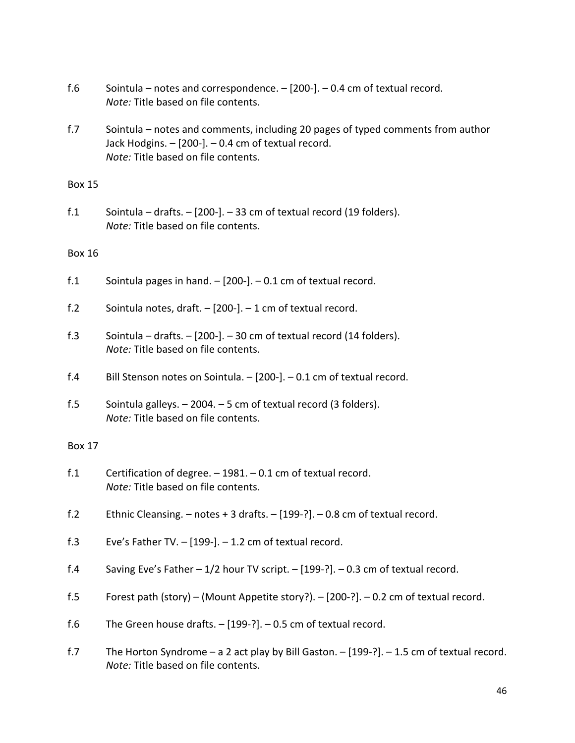f.6 Sointula – notes and correspondence. – [200-]. – 0.4 cm of textual record.
*Note:* Title based on file contents.

f.7 Sointula – notes and comments, including 20 pages of typed comments from author Jack Hodgins. – [200-]. – 0.4 cm of textual record.
*Note:* Title based on file contents.

Box 15

f.1 Sointula – drafts. – [200-]. – 33 cm of textual record (19 folders).
*Note:* Title based on file contents.

Box 16

f.1 Sointula pages in hand. – [200-]. – 0.1 cm of textual record.

f.2 Sointula notes, draft. – [200-]. – 1 cm of textual record.

f.3 Sointula – drafts. – [200-]. – 30 cm of textual record (14 folders).
*Note:* Title based on file contents.

f.4 Bill Stenson notes on Sointula. – [200-]. – 0.1 cm of textual record.

f.5 Sointula galleys. – 2004. – 5 cm of textual record (3 folders).
*Note:* Title based on file contents.

Box 17

f.1 Certification of degree. – 1981. – 0.1 cm of textual record.
*Note:* Title based on file contents.

f.2 Ethnic Cleansing. – notes + 3 drafts. – [199-?]. – 0.8 cm of textual record.

f.3 Eve's Father TV. – [199-]. – 1.2 cm of textual record.

f.4 Saving Eve's Father – 1/2 hour TV script. – [199-?]. – 0.3 cm of textual record.

f.5 Forest path (story) – (Mount Appetite story?). – [200-?]. – 0.2 cm of textual record.

f.6 The Green house drafts. – [199-?]. – 0.5 cm of textual record.

f.7 The Horton Syndrome – a 2 act play by Bill Gaston. – [199-?]. – 1.5 cm of textual record.
*Note:* Title based on file contents.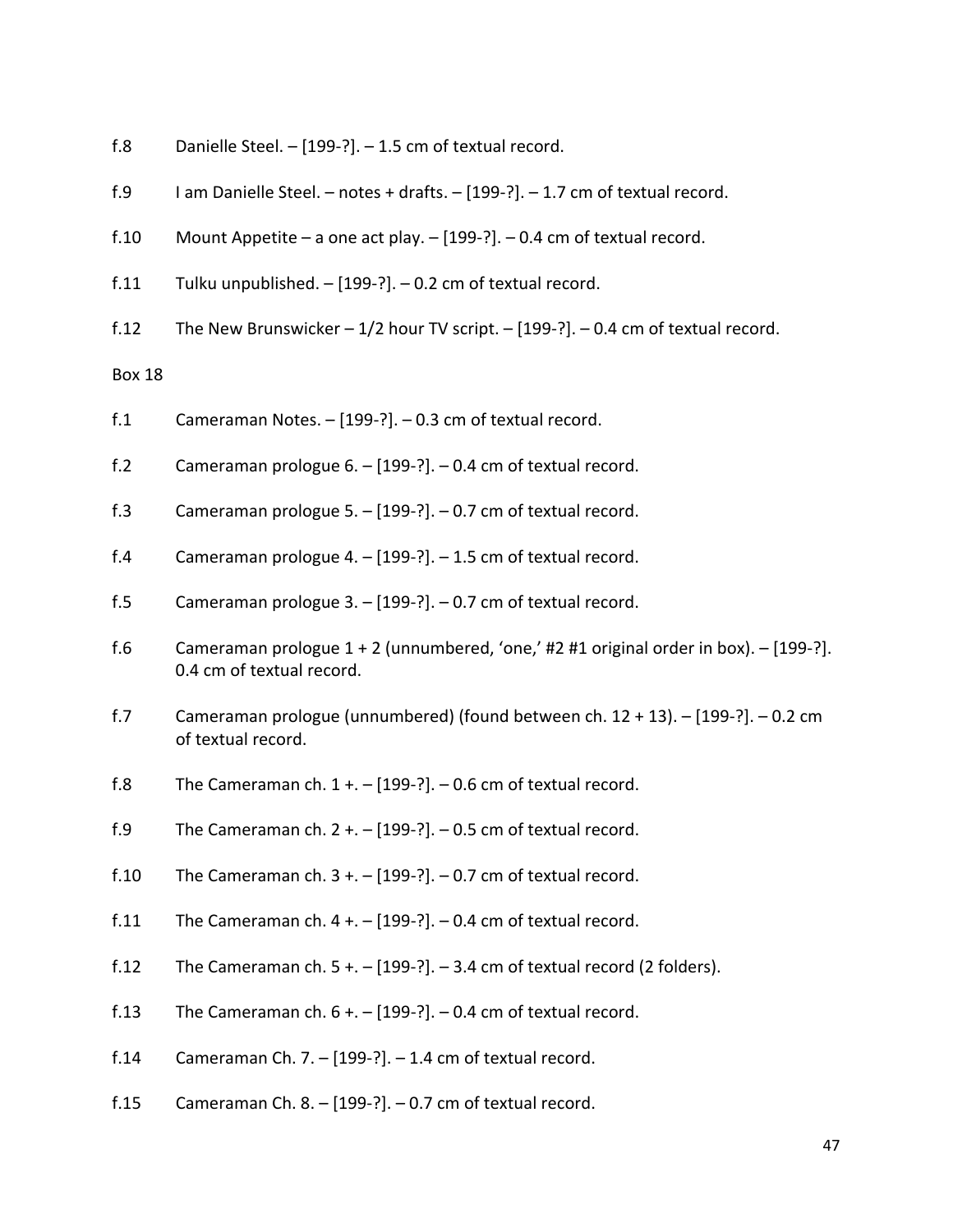f.8 Danielle Steel. – [199-?]. – 1.5 cm of textual record.

f.9 I am Danielle Steel. – notes + drafts. – [199-?]. – 1.7 cm of textual record.

f.10 Mount Appetite – a one act play. – [199-?]. – 0.4 cm of textual record.

f.11 Tulku unpublished. – [199-?]. – 0.2 cm of textual record.

f.12 The New Brunswicker – 1/2 hour TV script. – [199-?]. – 0.4 cm of textual record.

Box 18

f.1 Cameraman Notes. – [199-?]. – 0.3 cm of textual record.

f.2 Cameraman prologue 6. – [199-?]. – 0.4 cm of textual record.

f.3 Cameraman prologue 5. – [199-?]. – 0.7 cm of textual record.

f.4 Cameraman prologue 4. – [199-?]. – 1.5 cm of textual record.

f.5 Cameraman prologue 3. – [199-?]. – 0.7 cm of textual record.

f.6 Cameraman prologue 1 + 2 (unnumbered, 'one,' #2 #1 original order in box). – [199-?]. 0.4 cm of textual record.

f.7 Cameraman prologue (unnumbered) (found between ch. 12 + 13). – [199-?]. – 0.2 cm of textual record.

f.8 The Cameraman ch. 1 +. – [199-?]. – 0.6 cm of textual record.

f.9 The Cameraman ch. 2 +. – [199-?]. – 0.5 cm of textual record.

f.10 The Cameraman ch. 3 +. – [199-?]. – 0.7 cm of textual record.

f.11 The Cameraman ch. 4 +. – [199-?]. – 0.4 cm of textual record.

f.12 The Cameraman ch. 5 +. – [199-?]. – 3.4 cm of textual record (2 folders).

f.13 The Cameraman ch. 6 +. – [199-?]. – 0.4 cm of textual record.

f.14 Cameraman Ch. 7. – [199-?]. – 1.4 cm of textual record.

f.15 Cameraman Ch. 8. – [199-?]. – 0.7 cm of textual record.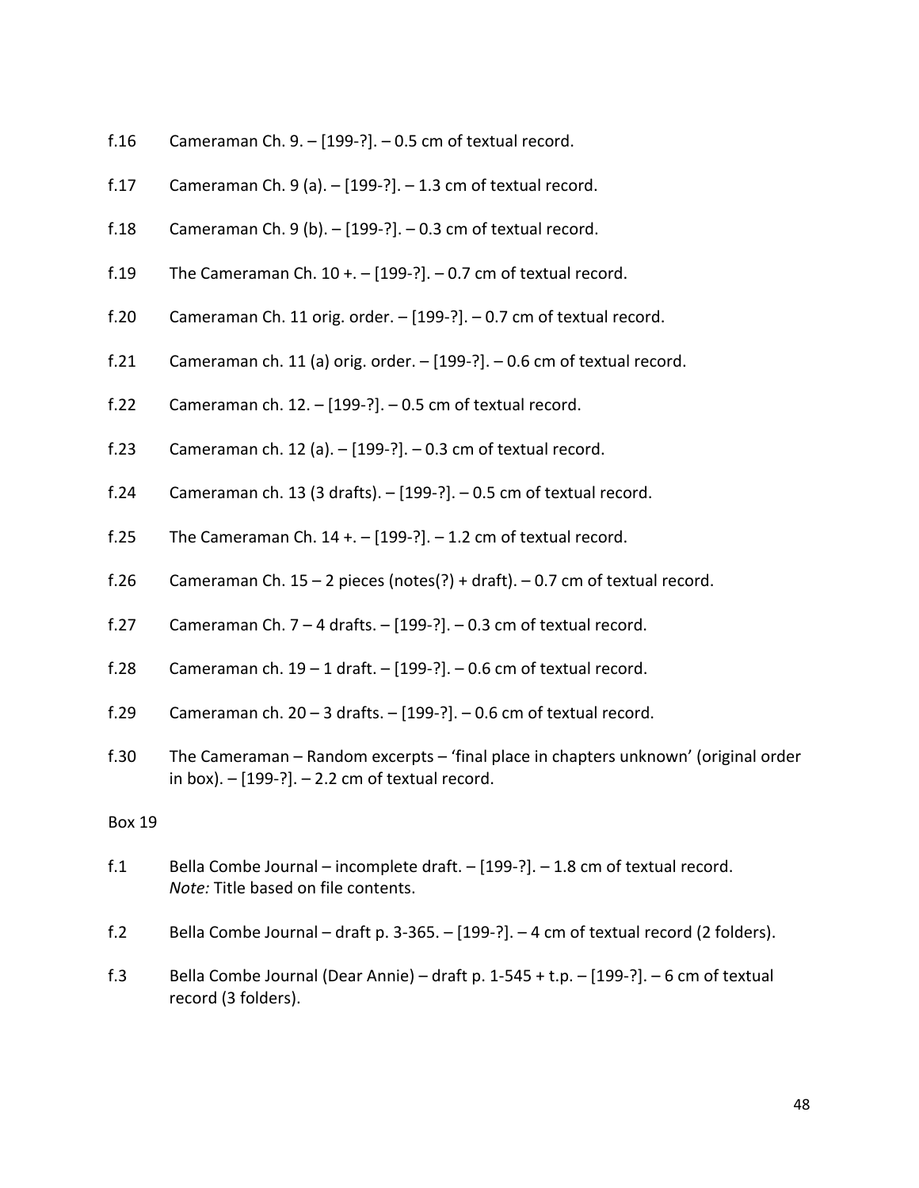f.16 Cameraman Ch. 9. – [199-?]. – 0.5 cm of textual record.

f.17 Cameraman Ch. 9 (a). – [199-?]. – 1.3 cm of textual record.

f.18 Cameraman Ch. 9 (b). – [199-?]. – 0.3 cm of textual record.

f.19 The Cameraman Ch. 10 +. – [199-?]. – 0.7 cm of textual record.

f.20 Cameraman Ch. 11 orig. order. – [199-?]. – 0.7 cm of textual record.

f.21 Cameraman ch. 11 (a) orig. order. – [199-?]. – 0.6 cm of textual record.

f.22 Cameraman ch. 12. – [199-?]. – 0.5 cm of textual record.

f.23 Cameraman ch. 12 (a). – [199-?]. – 0.3 cm of textual record.

f.24 Cameraman ch. 13 (3 drafts). – [199-?]. – 0.5 cm of textual record.

f.25 The Cameraman Ch. 14 +. – [199-?]. – 1.2 cm of textual record.

f.26 Cameraman Ch. 15 – 2 pieces (notes(?) + draft). – 0.7 cm of textual record.

f.27 Cameraman Ch. 7 – 4 drafts. – [199-?]. – 0.3 cm of textual record.

f.28 Cameraman ch. 19 – 1 draft. – [199-?]. – 0.6 cm of textual record.

f.29 Cameraman ch. 20 – 3 drafts. – [199-?]. – 0.6 cm of textual record.

f.30 The Cameraman – Random excerpts – 'final place in chapters unknown' (original order in box). – [199-?]. – 2.2 cm of textual record.

Box 19

f.1 Bella Combe Journal – incomplete draft. – [199-?]. – 1.8 cm of textual record.
*Note:* Title based on file contents.

f.2 Bella Combe Journal – draft p. 3-365. – [199-?]. – 4 cm of textual record (2 folders).

f.3 Bella Combe Journal (Dear Annie) – draft p. 1-545 + t.p. – [199-?]. – 6 cm of textual record (3 folders).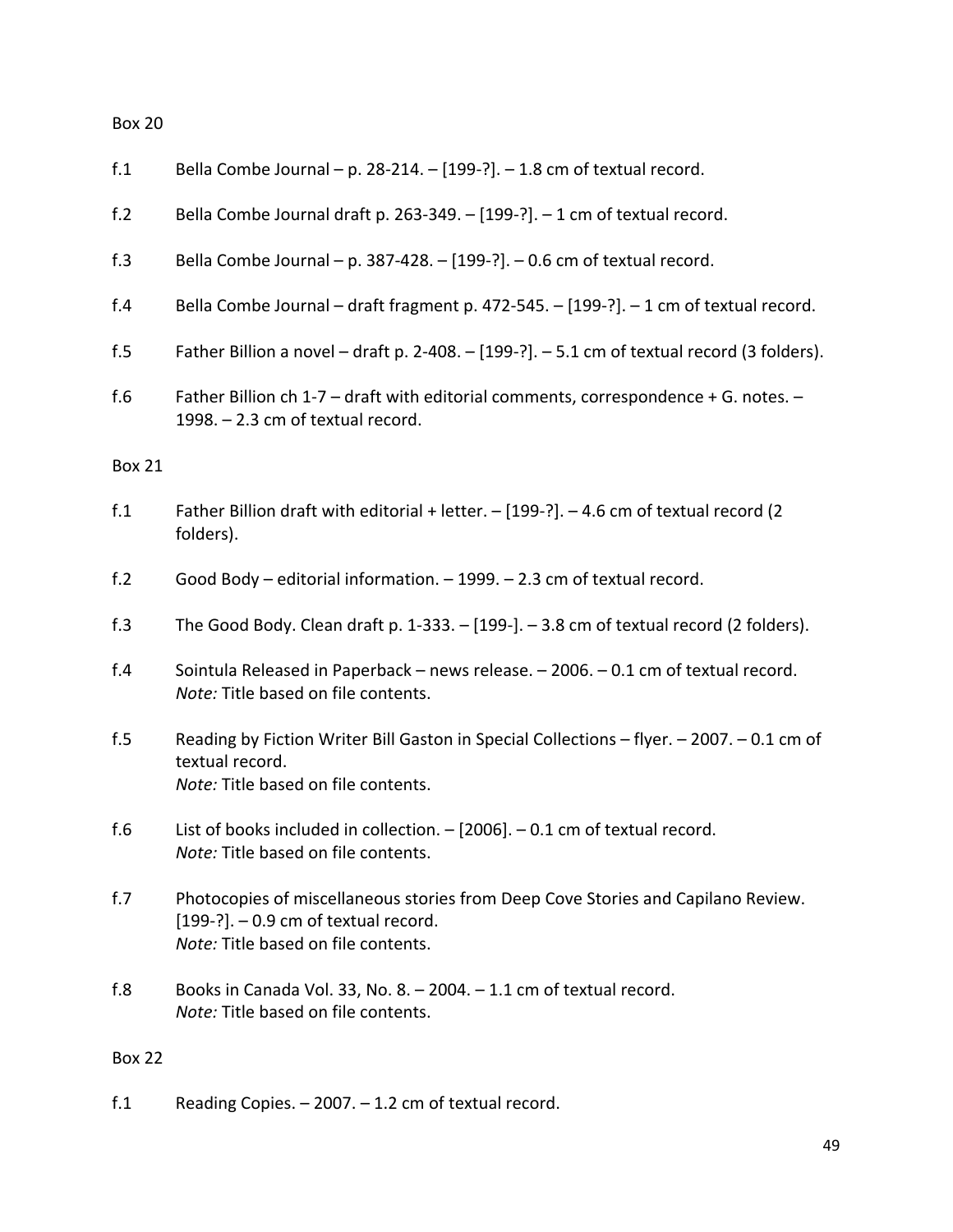Box 20

f.1 Bella Combe Journal – p. 28-214. – [199-?]. – 1.8 cm of textual record.

f.2 Bella Combe Journal draft p. 263-349. – [199-?]. – 1 cm of textual record.

f.3 Bella Combe Journal – p. 387-428. – [199-?]. – 0.6 cm of textual record.

f.4 Bella Combe Journal – draft fragment p. 472-545. – [199-?]. – 1 cm of textual record.

f.5 Father Billion a novel – draft p. 2-408. – [199-?]. – 5.1 cm of textual record (3 folders).

f.6 Father Billion ch 1-7 – draft with editorial comments, correspondence + G. notes. – 1998. – 2.3 cm of textual record.

Box 21

f.1 Father Billion draft with editorial + letter. – [199-?]. – 4.6 cm of textual record (2 folders).

f.2 Good Body – editorial information. – 1999. – 2.3 cm of textual record.

f.3 The Good Body. Clean draft p. 1-333. – [199-]. – 3.8 cm of textual record (2 folders).

f.4 Sointula Released in Paperback – news release. – 2006. – 0.1 cm of textual record.
*Note:* Title based on file contents.

f.5 Reading by Fiction Writer Bill Gaston in Special Collections – flyer. – 2007. – 0.1 cm of textual record.
*Note:* Title based on file contents.

f.6 List of books included in collection. – [2006]. – 0.1 cm of textual record.
*Note:* Title based on file contents.

f.7 Photocopies of miscellaneous stories from Deep Cove Stories and Capilano Review. [199-?]. – 0.9 cm of textual record.
*Note:* Title based on file contents.

f.8 Books in Canada Vol. 33, No. 8. – 2004. – 1.1 cm of textual record.
*Note:* Title based on file contents.

Box 22

f.1 Reading Copies. – 2007. – 1.2 cm of textual record.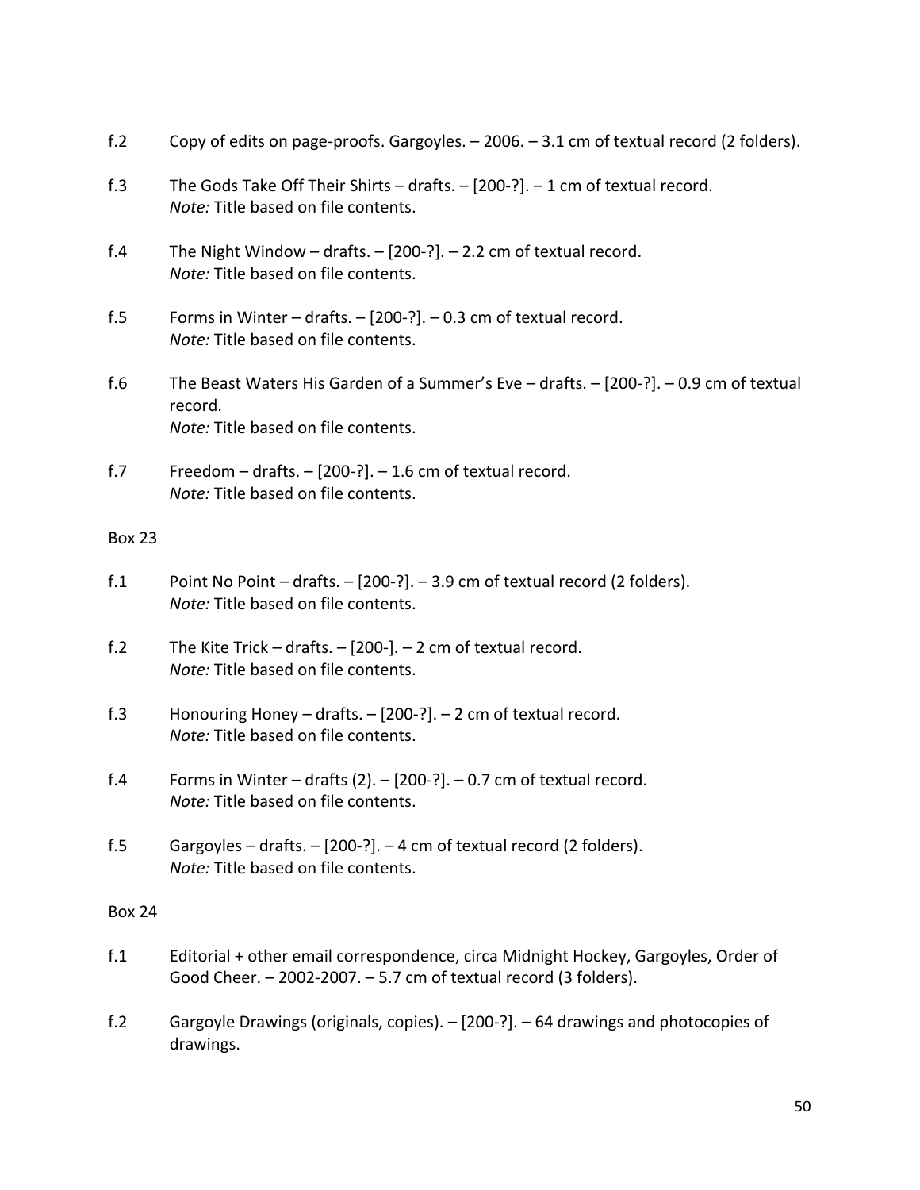f.2 Copy of edits on page-proofs. Gargoyles. – 2006. – 3.1 cm of textual record (2 folders).

f.3 The Gods Take Off Their Shirts – drafts. – [200-?]. – 1 cm of textual record.
*Note:* Title based on file contents.

f.4 The Night Window – drafts. – [200-?]. – 2.2 cm of textual record.
*Note:* Title based on file contents.

f.5 Forms in Winter – drafts. – [200-?]. – 0.3 cm of textual record.
*Note:* Title based on file contents.

f.6 The Beast Waters His Garden of a Summer's Eve – drafts. – [200-?]. – 0.9 cm of textual record.
*Note:* Title based on file contents.

f.7 Freedom – drafts. – [200-?]. – 1.6 cm of textual record.
*Note:* Title based on file contents.

Box 23

f.1 Point No Point – drafts. – [200-?]. – 3.9 cm of textual record (2 folders).
*Note:* Title based on file contents.

f.2 The Kite Trick – drafts. – [200-]. – 2 cm of textual record.
*Note:* Title based on file contents.

f.3 Honouring Honey – drafts. – [200-?]. – 2 cm of textual record.
*Note:* Title based on file contents.

f.4 Forms in Winter – drafts (2). – [200-?]. – 0.7 cm of textual record.
*Note:* Title based on file contents.

f.5 Gargoyles – drafts. – [200-?]. – 4 cm of textual record (2 folders).
*Note:* Title based on file contents.

Box 24

f.1 Editorial + other email correspondence, circa Midnight Hockey, Gargoyles, Order of Good Cheer. – 2002-2007. – 5.7 cm of textual record (3 folders).

f.2 Gargoyle Drawings (originals, copies). – [200-?]. – 64 drawings and photocopies of drawings.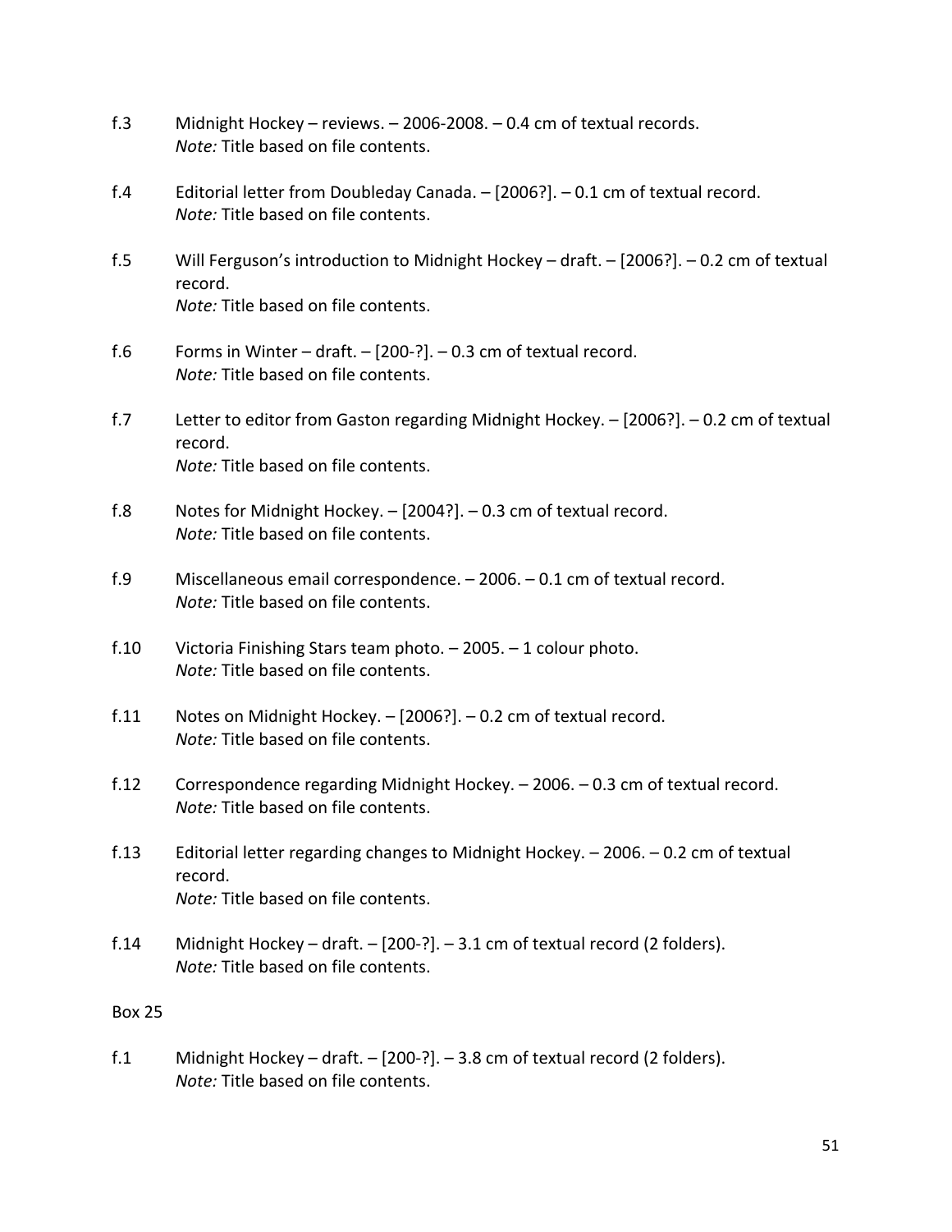f.3 Midnight Hockey – reviews. – 2006-2008. – 0.4 cm of textual records.
*Note:* Title based on file contents.

f.4 Editorial letter from Doubleday Canada. – [2006?]. – 0.1 cm of textual record.
*Note:* Title based on file contents.

f.5 Will Ferguson's introduction to Midnight Hockey – draft. – [2006?]. – 0.2 cm of textual record.
*Note:* Title based on file contents.

f.6 Forms in Winter – draft. – [200-?]. – 0.3 cm of textual record.
*Note:* Title based on file contents.

f.7 Letter to editor from Gaston regarding Midnight Hockey. – [2006?]. – 0.2 cm of textual record.
*Note:* Title based on file contents.

f.8 Notes for Midnight Hockey. – [2004?]. – 0.3 cm of textual record.
*Note:* Title based on file contents.

f.9 Miscellaneous email correspondence. – 2006. – 0.1 cm of textual record.
*Note:* Title based on file contents.

f.10 Victoria Finishing Stars team photo. – 2005. – 1 colour photo.
*Note:* Title based on file contents.

f.11 Notes on Midnight Hockey. – [2006?]. – 0.2 cm of textual record.
*Note:* Title based on file contents.

f.12 Correspondence regarding Midnight Hockey. – 2006. – 0.3 cm of textual record.
*Note:* Title based on file contents.

f.13 Editorial letter regarding changes to Midnight Hockey. – 2006. – 0.2 cm of textual record.
*Note:* Title based on file contents.

f.14 Midnight Hockey – draft. – [200-?]. – 3.1 cm of textual record (2 folders).
*Note:* Title based on file contents.

Box 25

f.1 Midnight Hockey – draft. – [200-?]. – 3.8 cm of textual record (2 folders).
*Note:* Title based on file contents.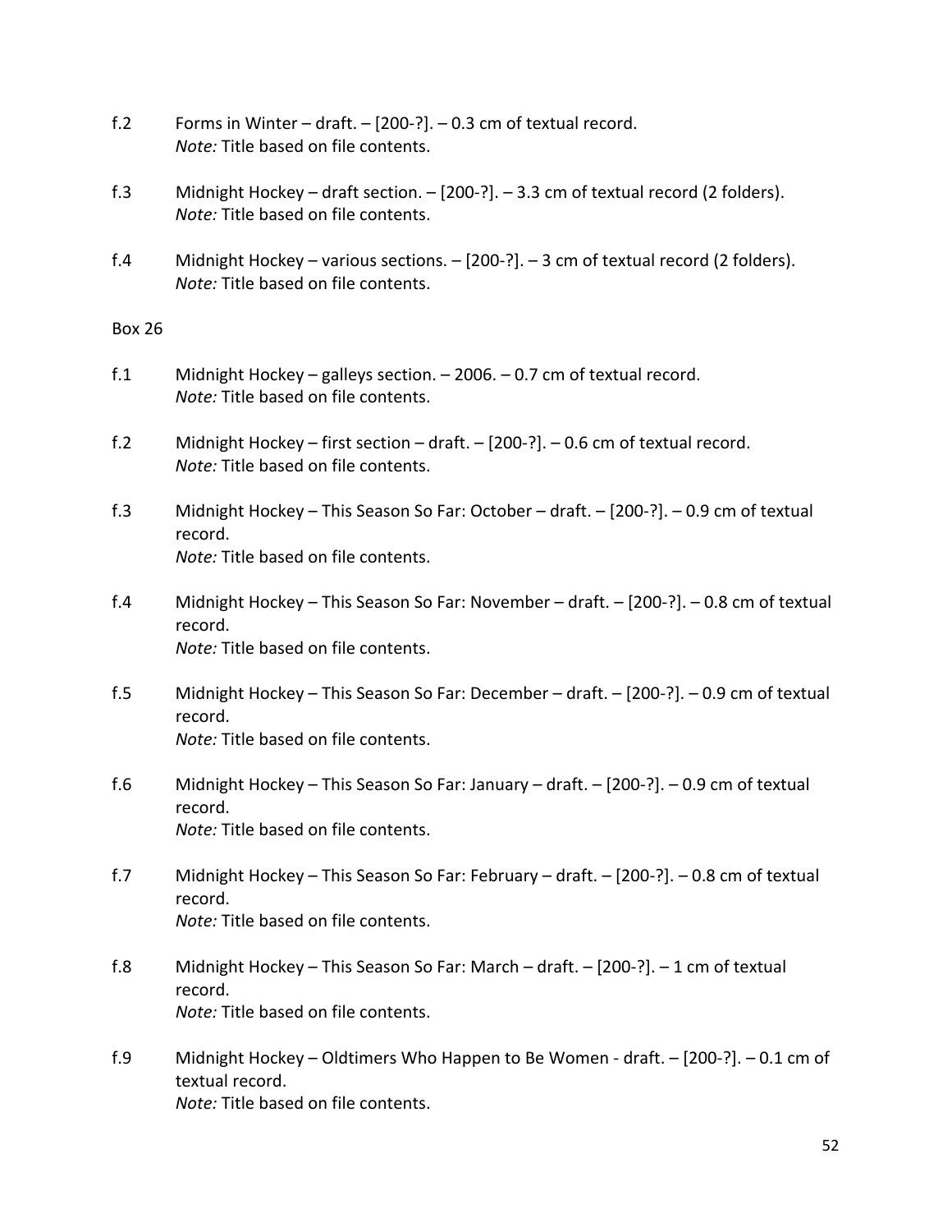f.2 Forms in Winter – draft. – [200-?]. – 0.3 cm of textual record.
*Note:* Title based on file contents.

f.3 Midnight Hockey – draft section. – [200-?]. – 3.3 cm of textual record (2 folders).
*Note:* Title based on file contents.

f.4 Midnight Hockey – various sections. – [200-?]. – 3 cm of textual record (2 folders).
*Note:* Title based on file contents.

Box 26

f.1 Midnight Hockey – galleys section. – 2006. – 0.7 cm of textual record.
*Note:* Title based on file contents.

f.2 Midnight Hockey – first section – draft. – [200-?]. – 0.6 cm of textual record.
*Note:* Title based on file contents.

f.3 Midnight Hockey – This Season So Far: October – draft. – [200-?]. – 0.9 cm of textual record.
*Note:* Title based on file contents.

f.4 Midnight Hockey – This Season So Far: November – draft. – [200-?]. – 0.8 cm of textual record.
*Note:* Title based on file contents.

f.5 Midnight Hockey – This Season So Far: December – draft. – [200-?]. – 0.9 cm of textual record.
*Note:* Title based on file contents.

f.6 Midnight Hockey – This Season So Far: January – draft. – [200-?]. – 0.9 cm of textual record.
*Note:* Title based on file contents.

f.7 Midnight Hockey – This Season So Far: February – draft. – [200-?]. – 0.8 cm of textual record.
*Note:* Title based on file contents.

f.8 Midnight Hockey – This Season So Far: March – draft. – [200-?]. – 1 cm of textual record.
*Note:* Title based on file contents.

f.9 Midnight Hockey – Oldtimers Who Happen to Be Women - draft. – [200-?]. – 0.1 cm of textual record.
*Note:* Title based on file contents.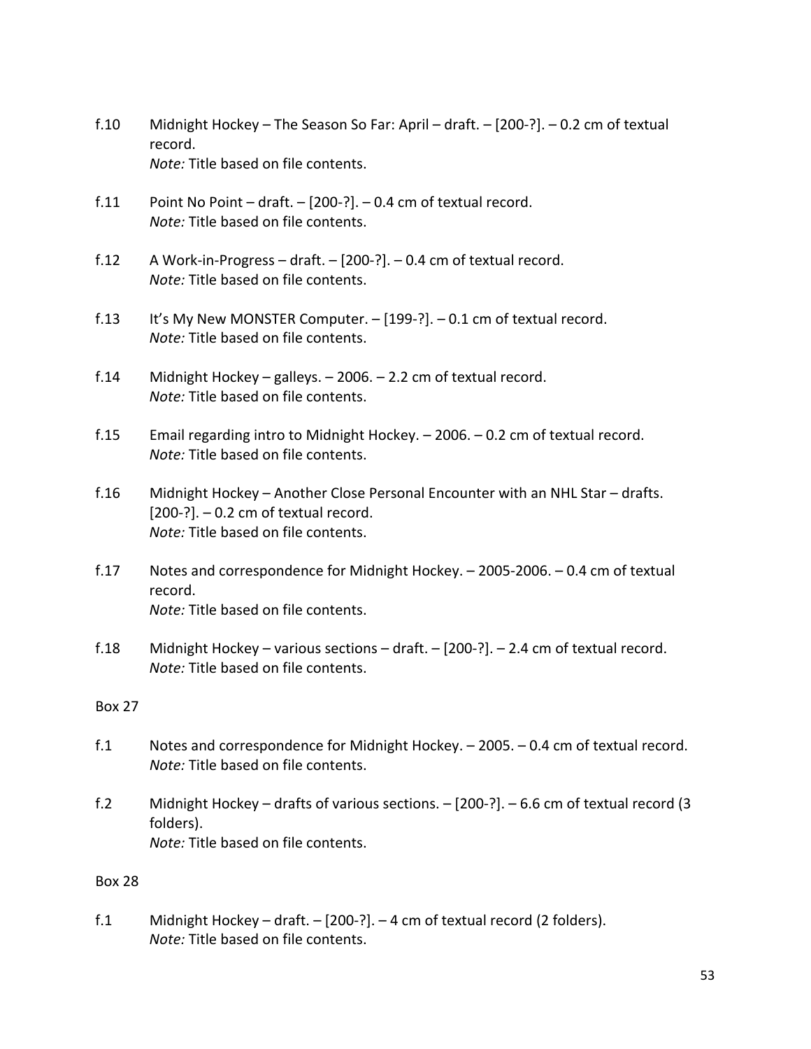f.10 Midnight Hockey – The Season So Far: April – draft. – [200-?]. – 0.2 cm of textual record.
*Note:* Title based on file contents.

f.11 Point No Point – draft. – [200-?]. – 0.4 cm of textual record.
*Note:* Title based on file contents.

f.12 A Work-in-Progress – draft. – [200-?]. – 0.4 cm of textual record.
*Note:* Title based on file contents.

f.13 It's My New MONSTER Computer. – [199-?]. – 0.1 cm of textual record.
*Note:* Title based on file contents.

f.14 Midnight Hockey – galleys. – 2006. – 2.2 cm of textual record.
*Note:* Title based on file contents.

f.15 Email regarding intro to Midnight Hockey. – 2006. – 0.2 cm of textual record.
*Note:* Title based on file contents.

f.16 Midnight Hockey – Another Close Personal Encounter with an NHL Star – drafts. [200-?]. – 0.2 cm of textual record.
*Note:* Title based on file contents.

f.17 Notes and correspondence for Midnight Hockey. – 2005-2006. – 0.4 cm of textual record.
*Note:* Title based on file contents.

f.18 Midnight Hockey – various sections – draft. – [200-?]. – 2.4 cm of textual record.
*Note:* Title based on file contents.

Box 27

f.1 Notes and correspondence for Midnight Hockey. – 2005. – 0.4 cm of textual record.
*Note:* Title based on file contents.

f.2 Midnight Hockey – drafts of various sections. – [200-?]. – 6.6 cm of textual record (3 folders).
*Note:* Title based on file contents.

Box 28

f.1 Midnight Hockey – draft. – [200-?]. – 4 cm of textual record (2 folders).
*Note:* Title based on file contents.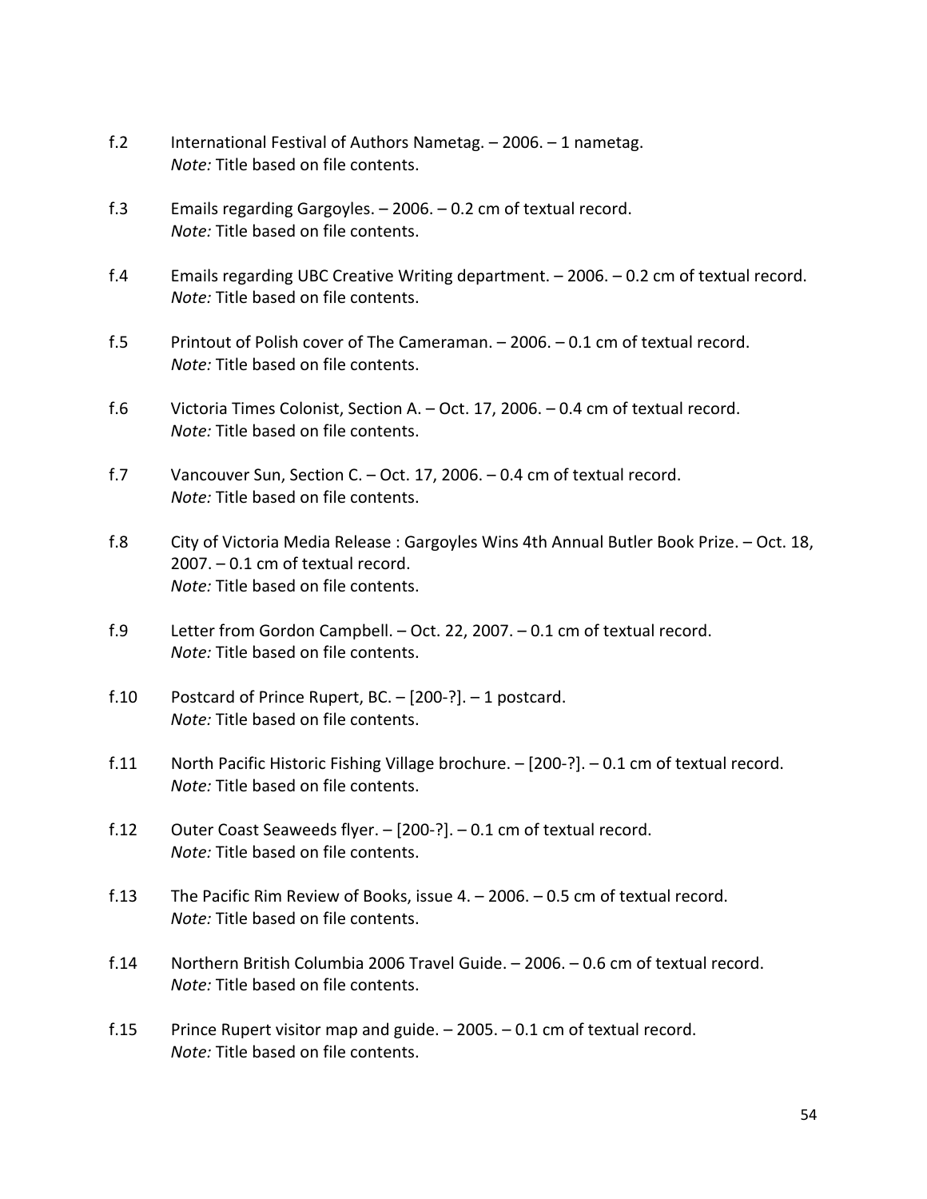f.2 International Festival of Authors Nametag. – 2006. – 1 nametag.
*Note:* Title based on file contents.

f.3 Emails regarding Gargoyles. – 2006. – 0.2 cm of textual record.
*Note:* Title based on file contents.

f.4 Emails regarding UBC Creative Writing department. – 2006. – 0.2 cm of textual record.
*Note:* Title based on file contents.

f.5 Printout of Polish cover of The Cameraman. – 2006. – 0.1 cm of textual record.
*Note:* Title based on file contents.

f.6 Victoria Times Colonist, Section A. – Oct. 17, 2006. – 0.4 cm of textual record.
*Note:* Title based on file contents.

f.7 Vancouver Sun, Section C. – Oct. 17, 2006. – 0.4 cm of textual record.
*Note:* Title based on file contents.

f.8 City of Victoria Media Release : Gargoyles Wins 4th Annual Butler Book Prize. – Oct. 18, 2007. – 0.1 cm of textual record.
*Note:* Title based on file contents.

f.9 Letter from Gordon Campbell. – Oct. 22, 2007. – 0.1 cm of textual record.
*Note:* Title based on file contents.

f.10 Postcard of Prince Rupert, BC. – [200-?]. – 1 postcard.
*Note:* Title based on file contents.

f.11 North Pacific Historic Fishing Village brochure. – [200-?]. – 0.1 cm of textual record.
*Note:* Title based on file contents.

f.12 Outer Coast Seaweeds flyer. – [200-?]. – 0.1 cm of textual record.
*Note:* Title based on file contents.

f.13 The Pacific Rim Review of Books, issue 4. – 2006. – 0.5 cm of textual record.
*Note:* Title based on file contents.

f.14 Northern British Columbia 2006 Travel Guide. – 2006. – 0.6 cm of textual record.
*Note:* Title based on file contents.

f.15 Prince Rupert visitor map and guide. – 2005. – 0.1 cm of textual record.
*Note:* Title based on file contents.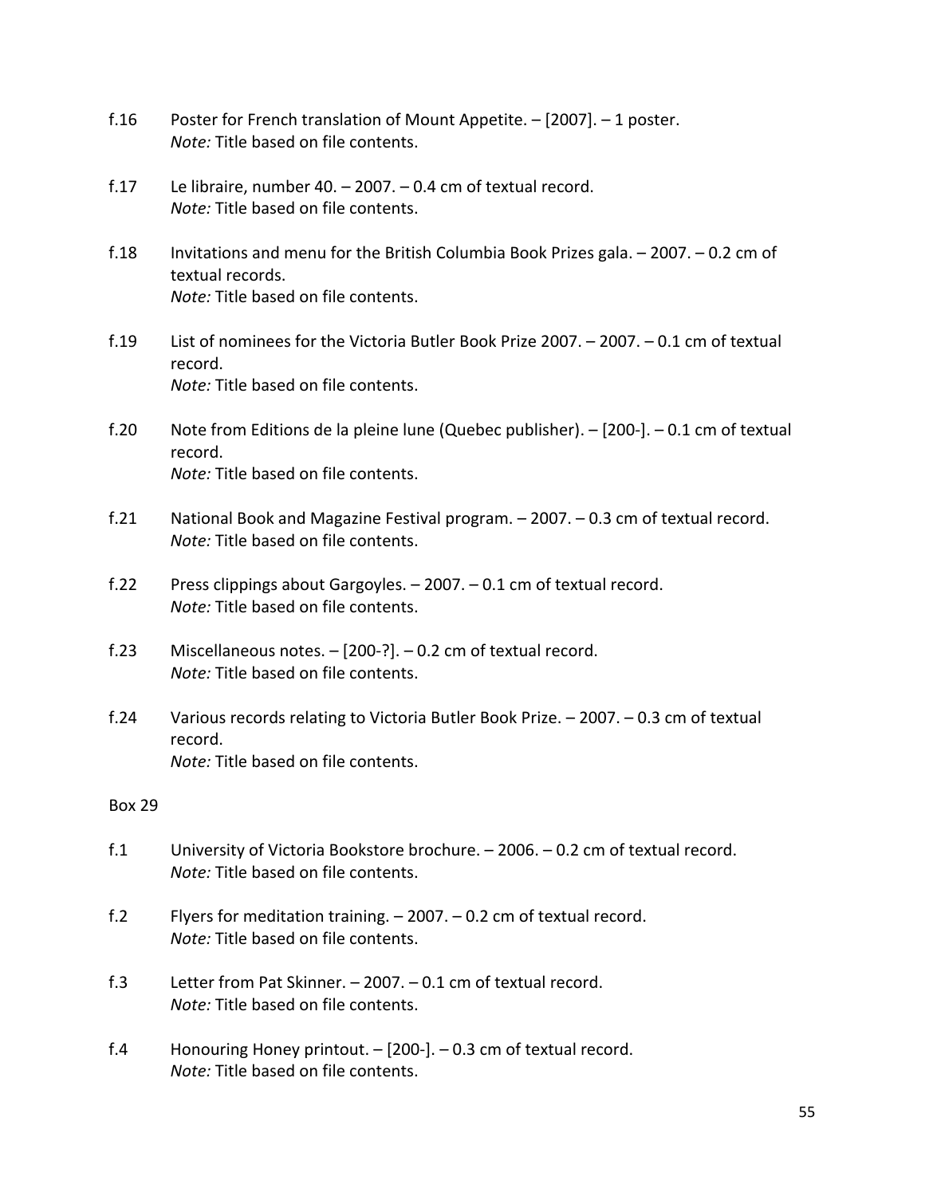f.16 Poster for French translation of Mount Appetite. – [2007]. – 1 poster.
*Note:* Title based on file contents.

f.17 Le libraire, number 40. – 2007. – 0.4 cm of textual record.
*Note:* Title based on file contents.

f.18 Invitations and menu for the British Columbia Book Prizes gala. – 2007. – 0.2 cm of textual records.
*Note:* Title based on file contents.

f.19 List of nominees for the Victoria Butler Book Prize 2007. – 2007. – 0.1 cm of textual record.
*Note:* Title based on file contents.

f.20 Note from Editions de la pleine lune (Quebec publisher). – [200-]. – 0.1 cm of textual record.
*Note:* Title based on file contents.

f.21 National Book and Magazine Festival program. – 2007. – 0.3 cm of textual record.
*Note:* Title based on file contents.

f.22 Press clippings about Gargoyles. – 2007. – 0.1 cm of textual record.
*Note:* Title based on file contents.

f.23 Miscellaneous notes. – [200-?]. – 0.2 cm of textual record.
*Note:* Title based on file contents.

f.24 Various records relating to Victoria Butler Book Prize. – 2007. – 0.3 cm of textual record.
*Note:* Title based on file contents.

Box 29

f.1 University of Victoria Bookstore brochure. – 2006. – 0.2 cm of textual record.
*Note:* Title based on file contents.

f.2 Flyers for meditation training. – 2007. – 0.2 cm of textual record.
*Note:* Title based on file contents.

f.3 Letter from Pat Skinner. – 2007. – 0.1 cm of textual record.
*Note:* Title based on file contents.

f.4 Honouring Honey printout. – [200-]. – 0.3 cm of textual record.
*Note:* Title based on file contents.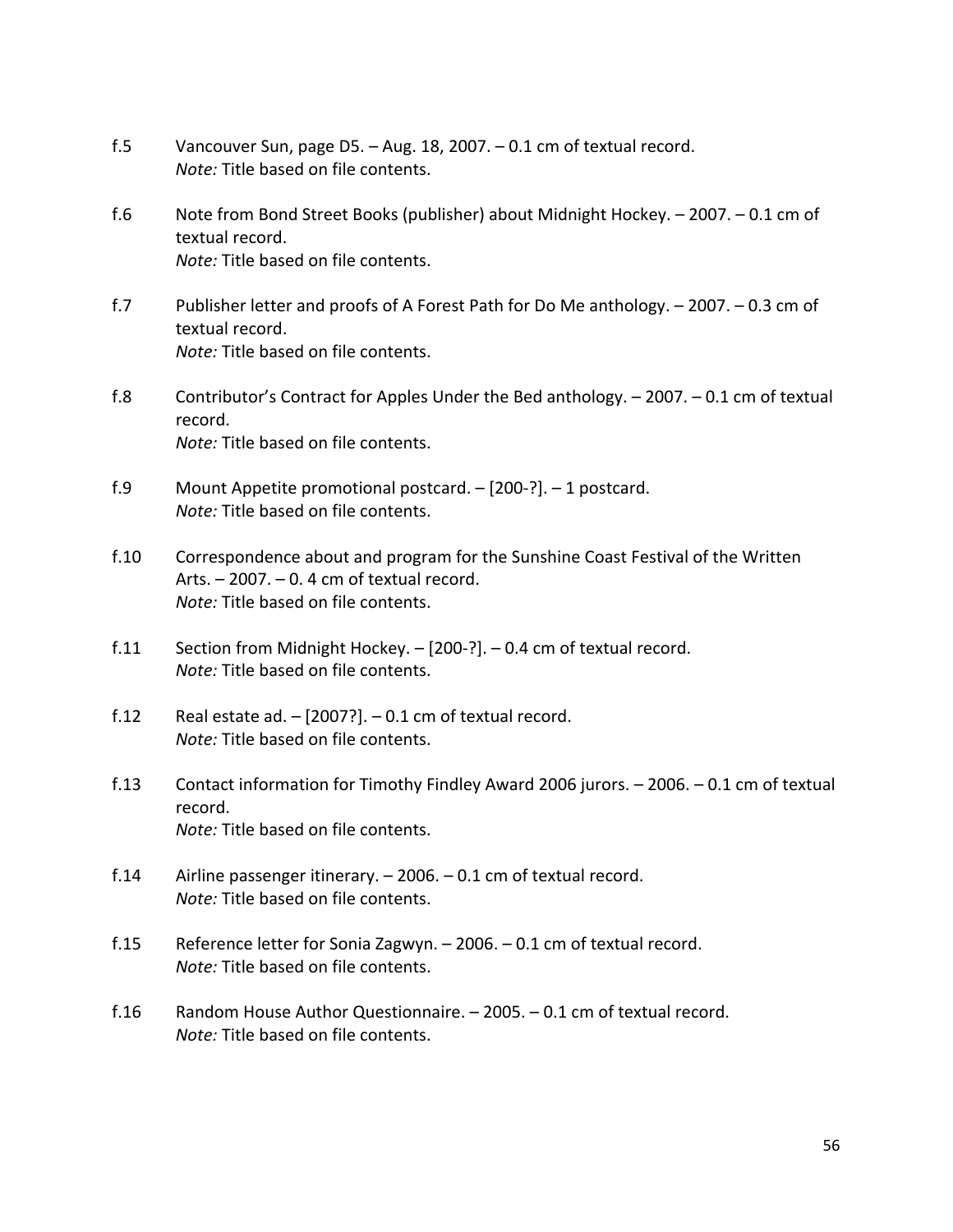f.5 Vancouver Sun, page D5. – Aug. 18, 2007. – 0.1 cm of textual record.
*Note:* Title based on file contents.

f.6 Note from Bond Street Books (publisher) about Midnight Hockey. – 2007. – 0.1 cm of textual record.
*Note:* Title based on file contents.

f.7 Publisher letter and proofs of A Forest Path for Do Me anthology. – 2007. – 0.3 cm of textual record.
*Note:* Title based on file contents.

f.8 Contributor's Contract for Apples Under the Bed anthology. – 2007. – 0.1 cm of textual record.
*Note:* Title based on file contents.

f.9 Mount Appetite promotional postcard. – [200-?]. – 1 postcard.
*Note:* Title based on file contents.

f.10 Correspondence about and program for the Sunshine Coast Festival of the Written Arts. – 2007. – 0. 4 cm of textual record.
*Note:* Title based on file contents.

f.11 Section from Midnight Hockey. – [200-?]. – 0.4 cm of textual record.
*Note:* Title based on file contents.

f.12 Real estate ad. – [2007?]. – 0.1 cm of textual record.
*Note:* Title based on file contents.

f.13 Contact information for Timothy Findley Award 2006 jurors. – 2006. – 0.1 cm of textual record.
*Note:* Title based on file contents.

f.14 Airline passenger itinerary. – 2006. – 0.1 cm of textual record.
*Note:* Title based on file contents.

f.15 Reference letter for Sonia Zagwyn. – 2006. – 0.1 cm of textual record.
*Note:* Title based on file contents.

f.16 Random House Author Questionnaire. – 2005. – 0.1 cm of textual record.
*Note:* Title based on file contents.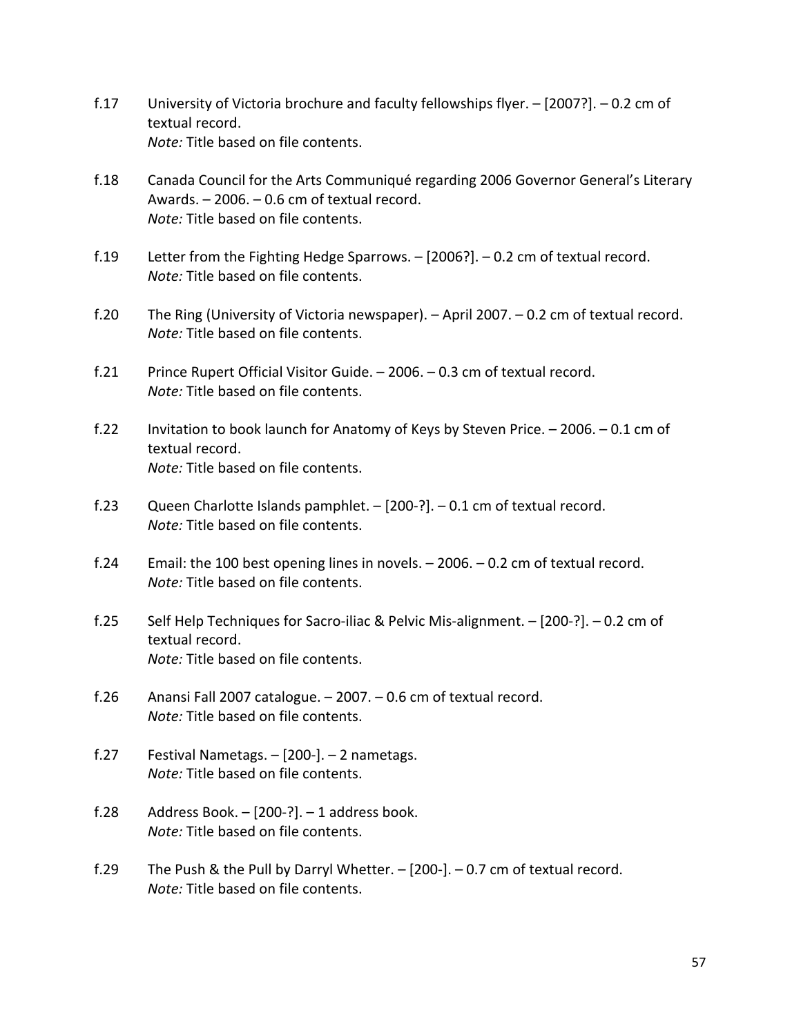f.17 University of Victoria brochure and faculty fellowships flyer. – [2007?]. – 0.2 cm of textual record.
*Note:* Title based on file contents.

f.18 Canada Council for the Arts Communiqué regarding 2006 Governor General's Literary Awards. – 2006. – 0.6 cm of textual record.
*Note:* Title based on file contents.

f.19 Letter from the Fighting Hedge Sparrows. – [2006?]. – 0.2 cm of textual record.
*Note:* Title based on file contents.

f.20 The Ring (University of Victoria newspaper). – April 2007. – 0.2 cm of textual record.
*Note:* Title based on file contents.

f.21 Prince Rupert Official Visitor Guide. – 2006. – 0.3 cm of textual record.
*Note:* Title based on file contents.

f.22 Invitation to book launch for Anatomy of Keys by Steven Price. – 2006. – 0.1 cm of textual record.
*Note:* Title based on file contents.

f.23 Queen Charlotte Islands pamphlet. – [200-?]. – 0.1 cm of textual record.
*Note:* Title based on file contents.

f.24 Email: the 100 best opening lines in novels. – 2006. – 0.2 cm of textual record.
*Note:* Title based on file contents.

f.25 Self Help Techniques for Sacro-iliac & Pelvic Mis-alignment. – [200-?]. – 0.2 cm of textual record.
*Note:* Title based on file contents.

f.26 Anansi Fall 2007 catalogue. – 2007. – 0.6 cm of textual record.
*Note:* Title based on file contents.

f.27 Festival Nametags. – [200-]. – 2 nametags.
*Note:* Title based on file contents.

f.28 Address Book. – [200-?]. – 1 address book.
*Note:* Title based on file contents.

f.29 The Push & the Pull by Darryl Whetter. – [200-]. – 0.7 cm of textual record.
*Note:* Title based on file contents.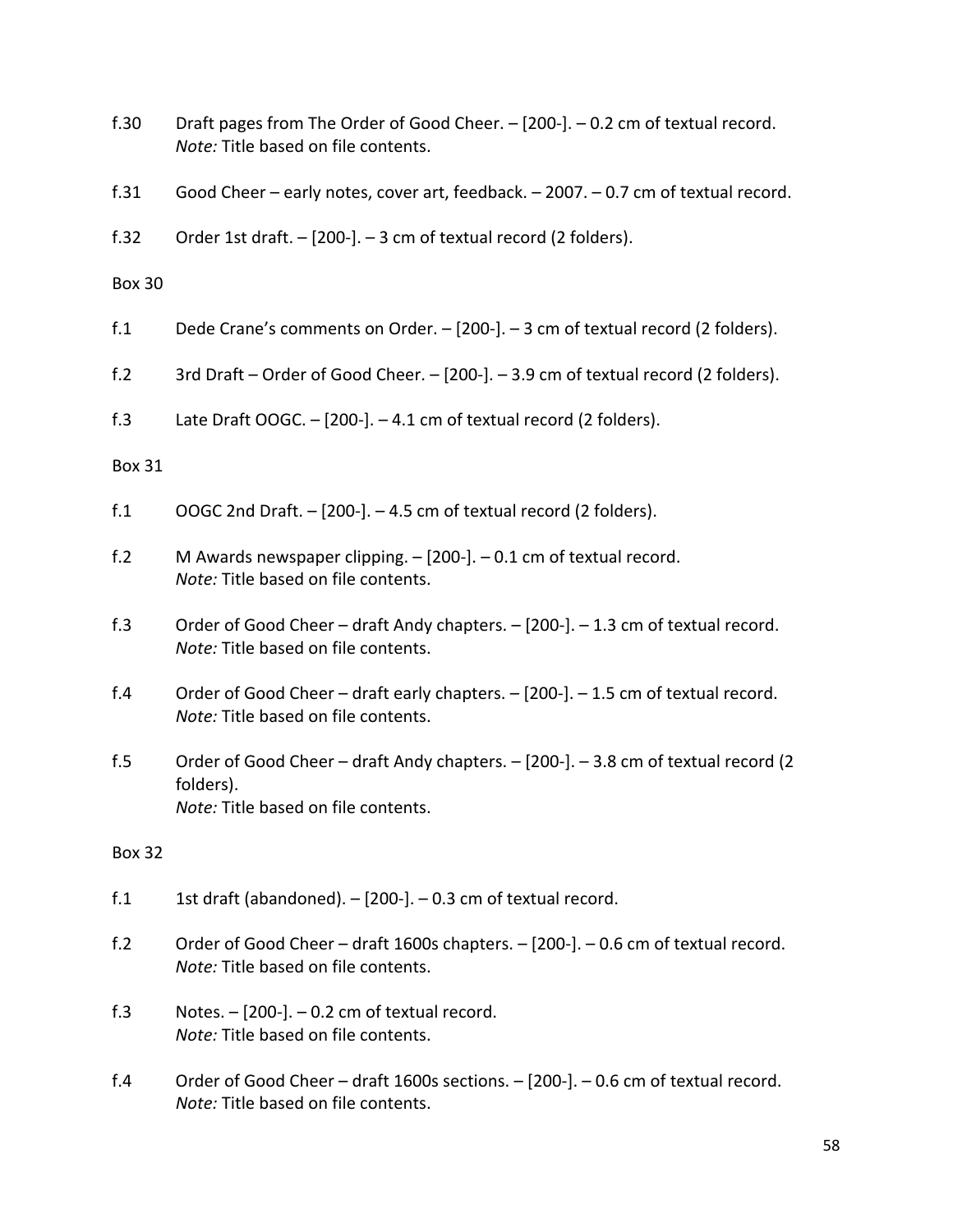f.30 Draft pages from The Order of Good Cheer. – [200-]. – 0.2 cm of textual record.
*Note:* Title based on file contents.

f.31 Good Cheer – early notes, cover art, feedback. – 2007. – 0.7 cm of textual record.

f.32 Order 1st draft. – [200-]. – 3 cm of textual record (2 folders).

Box 30

f.1 Dede Crane's comments on Order. – [200-]. – 3 cm of textual record (2 folders).

f.2 3rd Draft – Order of Good Cheer. – [200-]. – 3.9 cm of textual record (2 folders).

f.3 Late Draft OOGC. – [200-]. – 4.1 cm of textual record (2 folders).

Box 31

f.1 OOGC 2nd Draft. – [200-]. – 4.5 cm of textual record (2 folders).

f.2 M Awards newspaper clipping. – [200-]. – 0.1 cm of textual record.
*Note:* Title based on file contents.

f.3 Order of Good Cheer – draft Andy chapters. – [200-]. – 1.3 cm of textual record.
*Note:* Title based on file contents.

f.4 Order of Good Cheer – draft early chapters. – [200-]. – 1.5 cm of textual record.
*Note:* Title based on file contents.

f.5 Order of Good Cheer – draft Andy chapters. – [200-]. – 3.8 cm of textual record (2 folders).
*Note:* Title based on file contents.

Box 32

f.1 1st draft (abandoned). – [200-]. – 0.3 cm of textual record.

f.2 Order of Good Cheer – draft 1600s chapters. – [200-]. – 0.6 cm of textual record.
*Note:* Title based on file contents.

f.3 Notes. – [200-]. – 0.2 cm of textual record.
*Note:* Title based on file contents.

f.4 Order of Good Cheer – draft 1600s sections. – [200-]. – 0.6 cm of textual record.
*Note:* Title based on file contents.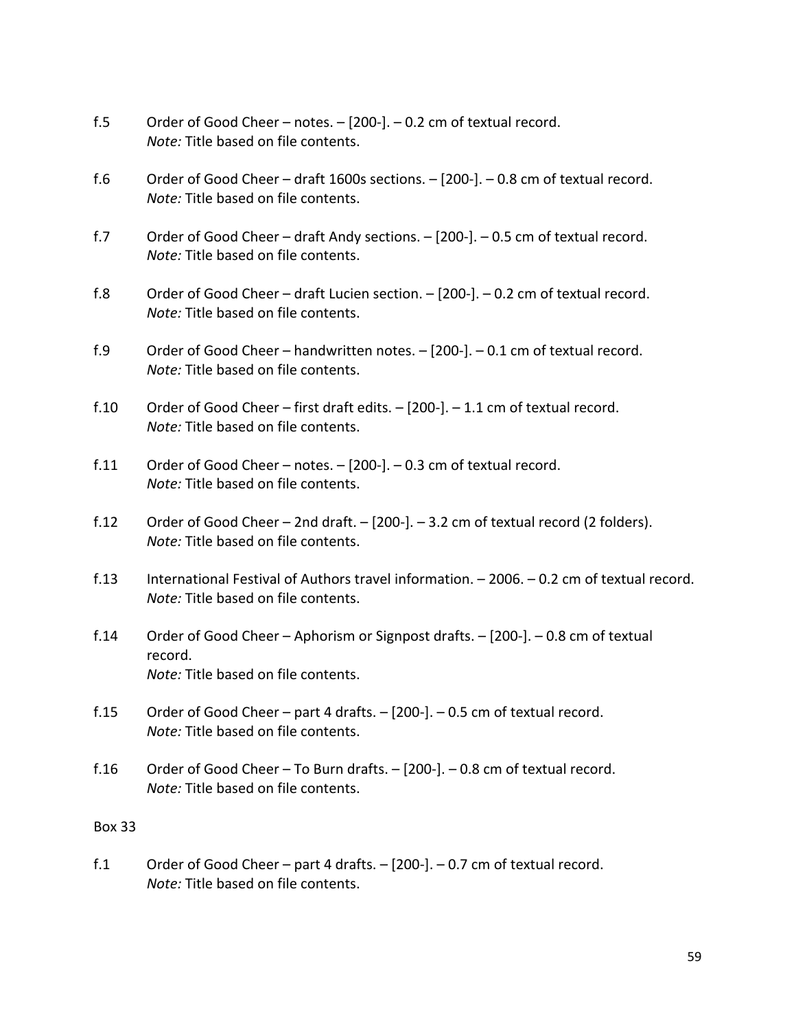f.5 Order of Good Cheer – notes. – [200-]. – 0.2 cm of textual record.
*Note:* Title based on file contents.

f.6 Order of Good Cheer – draft 1600s sections. – [200-]. – 0.8 cm of textual record.
*Note:* Title based on file contents.

f.7 Order of Good Cheer – draft Andy sections. – [200-]. – 0.5 cm of textual record.
*Note:* Title based on file contents.

f.8 Order of Good Cheer – draft Lucien section. – [200-]. – 0.2 cm of textual record.
*Note:* Title based on file contents.

f.9 Order of Good Cheer – handwritten notes. – [200-]. – 0.1 cm of textual record.
*Note:* Title based on file contents.

f.10 Order of Good Cheer – first draft edits. – [200-]. – 1.1 cm of textual record.
*Note:* Title based on file contents.

f.11 Order of Good Cheer – notes. – [200-]. – 0.3 cm of textual record.
*Note:* Title based on file contents.

f.12 Order of Good Cheer – 2nd draft. – [200-]. – 3.2 cm of textual record (2 folders).
*Note:* Title based on file contents.

f.13 International Festival of Authors travel information. – 2006. – 0.2 cm of textual record.
*Note:* Title based on file contents.

f.14 Order of Good Cheer – Aphorism or Signpost drafts. – [200-]. – 0.8 cm of textual record.
*Note:* Title based on file contents.

f.15 Order of Good Cheer – part 4 drafts. – [200-]. – 0.5 cm of textual record.
*Note:* Title based on file contents.

f.16 Order of Good Cheer – To Burn drafts. – [200-]. – 0.8 cm of textual record.
*Note:* Title based on file contents.

Box 33

f.1 Order of Good Cheer – part 4 drafts. – [200-]. – 0.7 cm of textual record.
*Note:* Title based on file contents.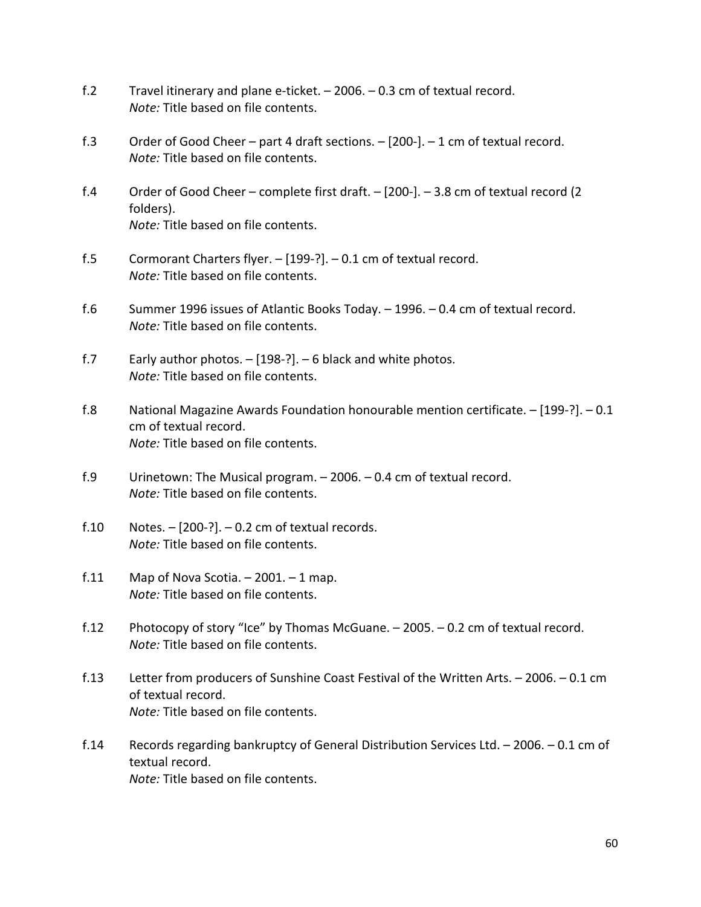f.2 Travel itinerary and plane e-ticket. – 2006. – 0.3 cm of textual record.
*Note:* Title based on file contents.

f.3 Order of Good Cheer – part 4 draft sections. – [200-]. – 1 cm of textual record.
*Note:* Title based on file contents.

f.4 Order of Good Cheer – complete first draft. – [200-]. – 3.8 cm of textual record (2 folders).
*Note:* Title based on file contents.

f.5 Cormorant Charters flyer. – [199-?]. – 0.1 cm of textual record.
*Note:* Title based on file contents.

f.6 Summer 1996 issues of Atlantic Books Today. – 1996. – 0.4 cm of textual record.
*Note:* Title based on file contents.

f.7 Early author photos. – [198-?]. – 6 black and white photos.
*Note:* Title based on file contents.

f.8 National Magazine Awards Foundation honourable mention certificate. – [199-?]. – 0.1 cm of textual record.
*Note:* Title based on file contents.

f.9 Urinetown: The Musical program. – 2006. – 0.4 cm of textual record.
*Note:* Title based on file contents.

f.10 Notes. – [200-?]. – 0.2 cm of textual records.
*Note:* Title based on file contents.

f.11 Map of Nova Scotia. – 2001. – 1 map.
*Note:* Title based on file contents.

f.12 Photocopy of story "Ice" by Thomas McGuane. – 2005. – 0.2 cm of textual record.
*Note:* Title based on file contents.

f.13 Letter from producers of Sunshine Coast Festival of the Written Arts. – 2006. – 0.1 cm of textual record.
*Note:* Title based on file contents.

f.14 Records regarding bankruptcy of General Distribution Services Ltd. – 2006. – 0.1 cm of textual record.
*Note:* Title based on file contents.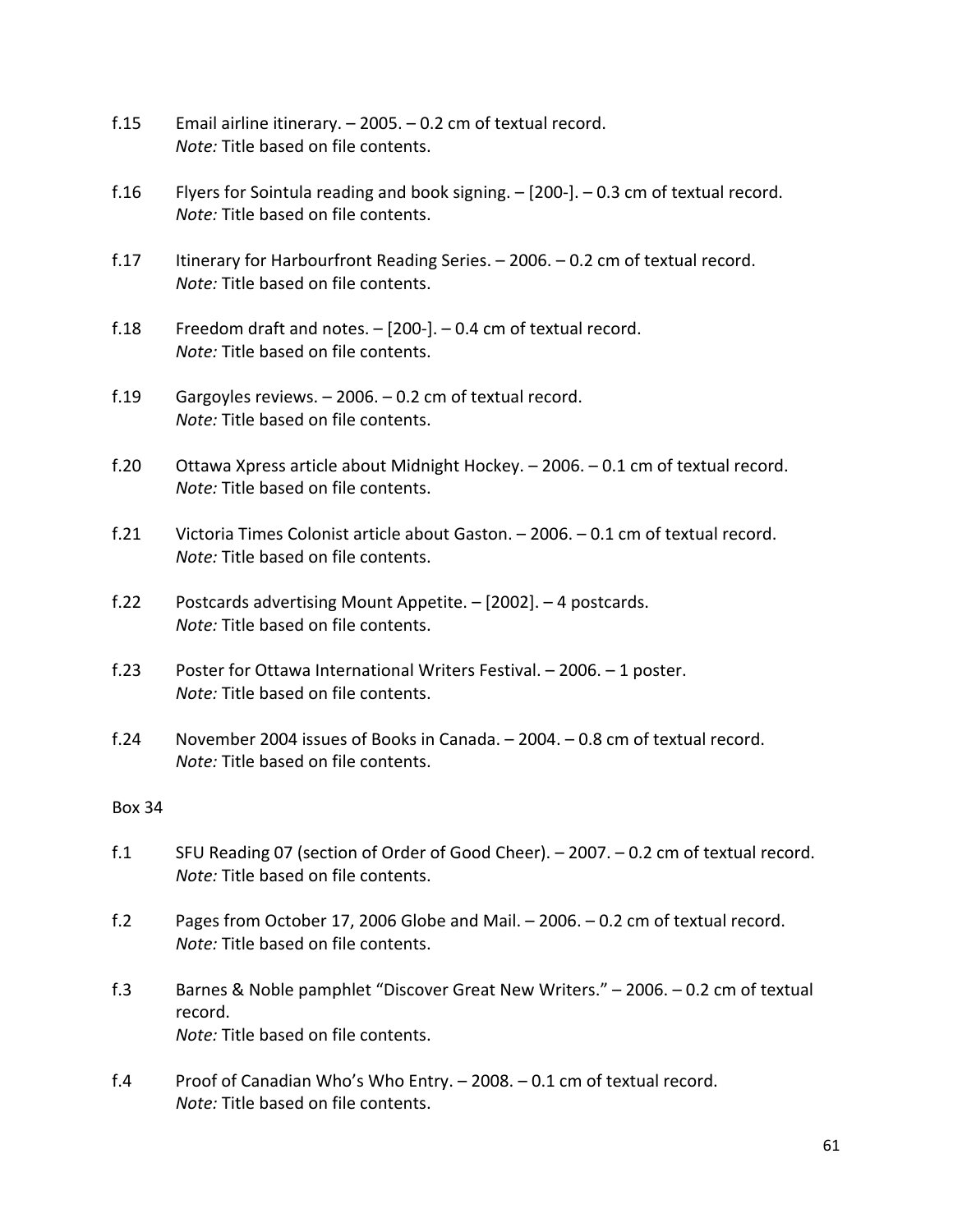f.15 Email airline itinerary. – 2005. – 0.2 cm of textual record.
*Note:* Title based on file contents.

f.16 Flyers for Sointula reading and book signing. – [200-]. – 0.3 cm of textual record.
*Note:* Title based on file contents.

f.17 Itinerary for Harbourfront Reading Series. – 2006. – 0.2 cm of textual record.
*Note:* Title based on file contents.

f.18 Freedom draft and notes. – [200-]. – 0.4 cm of textual record.
*Note:* Title based on file contents.

f.19 Gargoyles reviews. – 2006. – 0.2 cm of textual record.
*Note:* Title based on file contents.

f.20 Ottawa Xpress article about Midnight Hockey. – 2006. – 0.1 cm of textual record.
*Note:* Title based on file contents.

f.21 Victoria Times Colonist article about Gaston. – 2006. – 0.1 cm of textual record.
*Note:* Title based on file contents.

f.22 Postcards advertising Mount Appetite. – [2002]. – 4 postcards.
*Note:* Title based on file contents.

f.23 Poster for Ottawa International Writers Festival. – 2006. – 1 poster.
*Note:* Title based on file contents.

f.24 November 2004 issues of Books in Canada. – 2004. – 0.8 cm of textual record.
*Note:* Title based on file contents.

Box 34

f.1 SFU Reading 07 (section of Order of Good Cheer). – 2007. – 0.2 cm of textual record.
*Note:* Title based on file contents.

f.2 Pages from October 17, 2006 Globe and Mail. – 2006. – 0.2 cm of textual record.
*Note:* Title based on file contents.

f.3 Barnes & Noble pamphlet "Discover Great New Writers." – 2006. – 0.2 cm of textual record.
*Note:* Title based on file contents.

f.4 Proof of Canadian Who's Who Entry. – 2008. – 0.1 cm of textual record.
*Note:* Title based on file contents.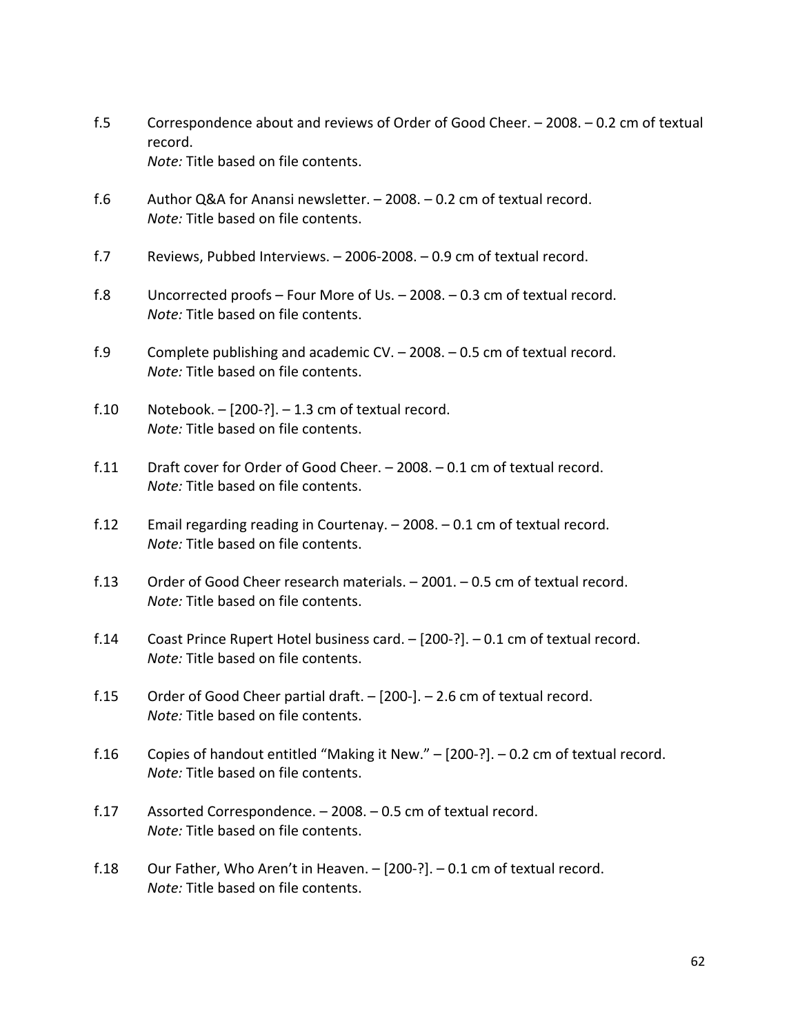f.5 Correspondence about and reviews of Order of Good Cheer. – 2008. – 0.2 cm of textual record.
*Note:* Title based on file contents.

f.6 Author Q&A for Anansi newsletter. – 2008. – 0.2 cm of textual record.
*Note:* Title based on file contents.

f.7 Reviews, Pubbed Interviews. – 2006-2008. – 0.9 cm of textual record.

f.8 Uncorrected proofs – Four More of Us. – 2008. – 0.3 cm of textual record.
*Note:* Title based on file contents.

f.9 Complete publishing and academic CV. – 2008. – 0.5 cm of textual record.
*Note:* Title based on file contents.

f.10 Notebook. – [200-?]. – 1.3 cm of textual record.
*Note:* Title based on file contents.

f.11 Draft cover for Order of Good Cheer. – 2008. – 0.1 cm of textual record.
*Note:* Title based on file contents.

f.12 Email regarding reading in Courtenay. – 2008. – 0.1 cm of textual record.
*Note:* Title based on file contents.

f.13 Order of Good Cheer research materials. – 2001. – 0.5 cm of textual record.
*Note:* Title based on file contents.

f.14 Coast Prince Rupert Hotel business card. – [200-?]. – 0.1 cm of textual record.
*Note:* Title based on file contents.

f.15 Order of Good Cheer partial draft. – [200-]. – 2.6 cm of textual record.
*Note:* Title based on file contents.

f.16 Copies of handout entitled "Making it New." – [200-?]. – 0.2 cm of textual record.
*Note:* Title based on file contents.

f.17 Assorted Correspondence. – 2008. – 0.5 cm of textual record.
*Note:* Title based on file contents.

f.18 Our Father, Who Aren't in Heaven. – [200-?]. – 0.1 cm of textual record.
*Note:* Title based on file contents.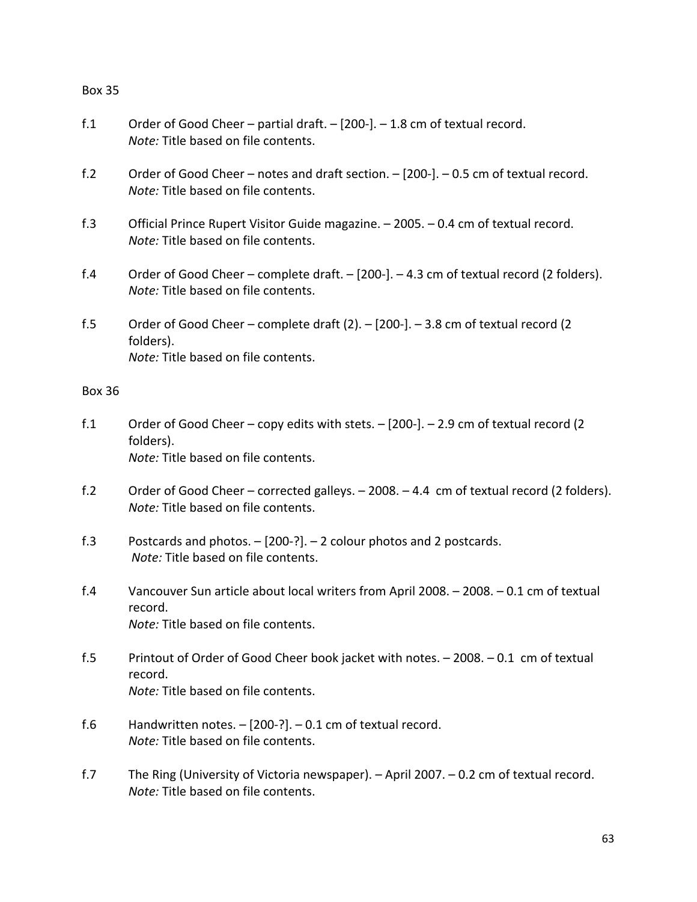Box 35

f.1 Order of Good Cheer – partial draft. – [200-]. – 1.8 cm of textual record.
*Note:* Title based on file contents.

f.2 Order of Good Cheer – notes and draft section. – [200-]. – 0.5 cm of textual record.
*Note:* Title based on file contents.

f.3 Official Prince Rupert Visitor Guide magazine. – 2005. – 0.4 cm of textual record.
*Note:* Title based on file contents.

f.4 Order of Good Cheer – complete draft. – [200-]. – 4.3 cm of textual record (2 folders).
*Note:* Title based on file contents.

f.5 Order of Good Cheer – complete draft (2). – [200-]. – 3.8 cm of textual record (2 folders).
*Note:* Title based on file contents.

Box 36

f.1 Order of Good Cheer – copy edits with stets. – [200-]. – 2.9 cm of textual record (2 folders).
*Note:* Title based on file contents.

f.2 Order of Good Cheer – corrected galleys. – 2008. – 4.4 cm of textual record (2 folders).
*Note:* Title based on file contents.

f.3 Postcards and photos. – [200-?]. – 2 colour photos and 2 postcards.
*Note:* Title based on file contents.

f.4 Vancouver Sun article about local writers from April 2008. – 2008. – 0.1 cm of textual record.
*Note:* Title based on file contents.

f.5 Printout of Order of Good Cheer book jacket with notes. – 2008. – 0.1 cm of textual record.
*Note:* Title based on file contents.

f.6 Handwritten notes. – [200-?]. – 0.1 cm of textual record.
*Note:* Title based on file contents.

f.7 The Ring (University of Victoria newspaper). – April 2007. – 0.2 cm of textual record.
*Note:* Title based on file contents.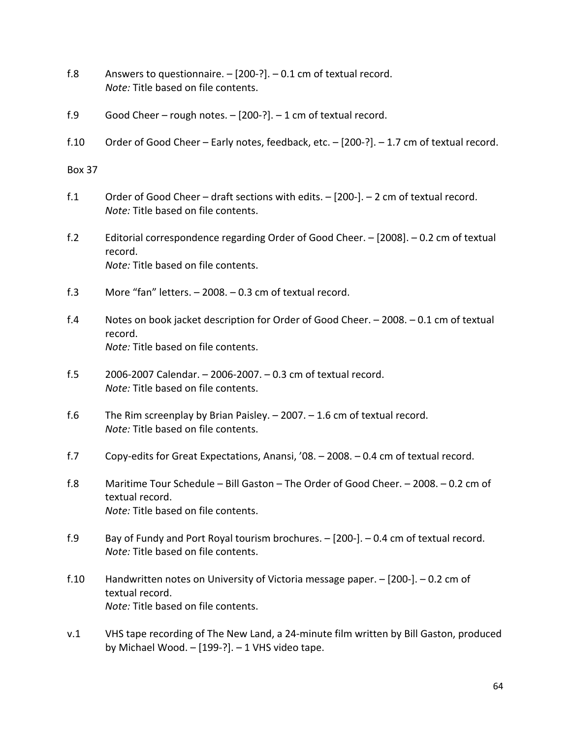f.8 Answers to questionnaire. – [200-?]. – 0.1 cm of textual record.
*Note:* Title based on file contents.

f.9 Good Cheer – rough notes. – [200-?]. – 1 cm of textual record.

f.10 Order of Good Cheer – Early notes, feedback, etc. – [200-?]. – 1.7 cm of textual record.

Box 37

f.1 Order of Good Cheer – draft sections with edits. – [200-]. – 2 cm of textual record.
*Note:* Title based on file contents.

f.2 Editorial correspondence regarding Order of Good Cheer. – [2008]. – 0.2 cm of textual record.
*Note:* Title based on file contents.

f.3 More "fan" letters. – 2008. – 0.3 cm of textual record.

f.4 Notes on book jacket description for Order of Good Cheer. – 2008. – 0.1 cm of textual record.
*Note:* Title based on file contents.

f.5 2006-2007 Calendar. – 2006-2007. – 0.3 cm of textual record.
*Note:* Title based on file contents.

f.6 The Rim screenplay by Brian Paisley. – 2007. – 1.6 cm of textual record.
*Note:* Title based on file contents.

f.7 Copy-edits for Great Expectations, Anansi, '08. – 2008. – 0.4 cm of textual record.

f.8 Maritime Tour Schedule – Bill Gaston – The Order of Good Cheer. – 2008. – 0.2 cm of textual record.
*Note:* Title based on file contents.

f.9 Bay of Fundy and Port Royal tourism brochures. – [200-]. – 0.4 cm of textual record.
*Note:* Title based on file contents.

f.10 Handwritten notes on University of Victoria message paper. – [200-]. – 0.2 cm of textual record.
*Note:* Title based on file contents.

v.1 VHS tape recording of The New Land, a 24-minute film written by Bill Gaston, produced by Michael Wood. – [199-?]. – 1 VHS video tape.